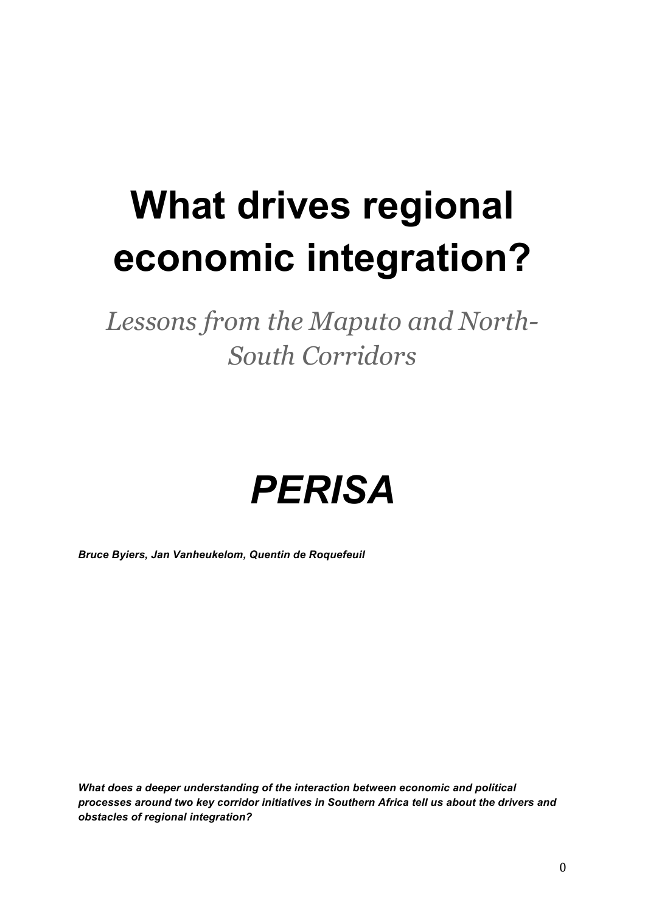# What drives regional economic integration?

*Lessons from the Maputo and North-South Corridors*

# *PERISA*

***Bruce Byiers, Jan Vanheukelom, Quentin de Roquefeuil***

***What does a deeper understanding of the interaction between economic and political processes around two key corridor initiatives in Southern Africa tell us about the drivers and obstacles of regional integration?***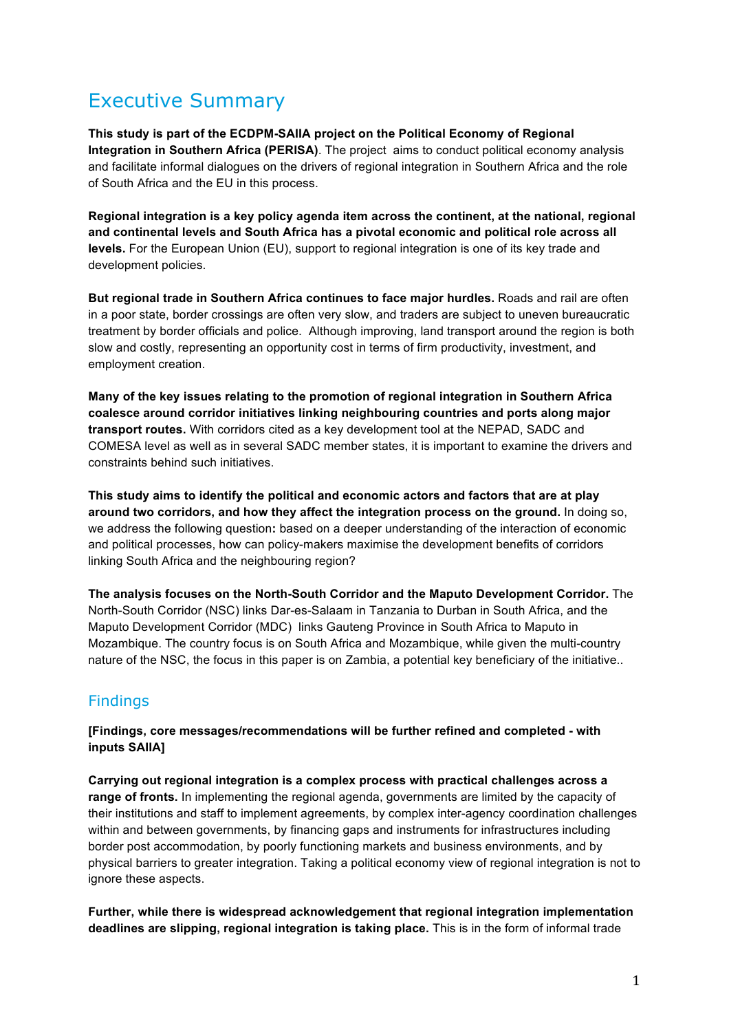# Executive Summary

**This study is part of the ECDPM-SAIIA project on the Political Economy of Regional Integration in Southern Africa (PERISA)**. The project aims to conduct political economy analysis and facilitate informal dialogues on the drivers of regional integration in Southern Africa and the role of South Africa and the EU in this process.

**Regional integration is a key policy agenda item across the continent, at the national, regional and continental levels and South Africa has a pivotal economic and political role across all levels.** For the European Union (EU), support to regional integration is one of its key trade and development policies.

**But regional trade in Southern Africa continues to face major hurdles.** Roads and rail are often in a poor state, border crossings are often very slow, and traders are subject to uneven bureaucratic treatment by border officials and police. Although improving, land transport around the region is both slow and costly, representing an opportunity cost in terms of firm productivity, investment, and employment creation.

**Many of the key issues relating to the promotion of regional integration in Southern Africa coalesce around corridor initiatives linking neighbouring countries and ports along major transport routes.** With corridors cited as a key development tool at the NEPAD, SADC and COMESA level as well as in several SADC member states, it is important to examine the drivers and constraints behind such initiatives.

**This study aims to identify the political and economic actors and factors that are at play around two corridors, and how they affect the integration process on the ground.** In doing so, we address the following question**:** based on a deeper understanding of the interaction of economic and political processes, how can policy-makers maximise the development benefits of corridors linking South Africa and the neighbouring region?

**The analysis focuses on the North-South Corridor and the Maputo Development Corridor.** The North-South Corridor (NSC) links Dar-es-Salaam in Tanzania to Durban in South Africa, and the Maputo Development Corridor (MDC) links Gauteng Province in South Africa to Maputo in Mozambique. The country focus is on South Africa and Mozambique, while given the multi-country nature of the NSC, the focus in this paper is on Zambia, a potential key beneficiary of the initiative..

## Findings

**[Findings, core messages/recommendations will be further refined and completed - with inputs SAIIA]**

**Carrying out regional integration is a complex process with practical challenges across a range of fronts.** In implementing the regional agenda, governments are limited by the capacity of their institutions and staff to implement agreements, by complex inter-agency coordination challenges within and between governments, by financing gaps and instruments for infrastructures including border post accommodation, by poorly functioning markets and business environments, and by physical barriers to greater integration. Taking a political economy view of regional integration is not to ignore these aspects.

**Further, while there is widespread acknowledgement that regional integration implementation deadlines are slipping, regional integration is taking place.** This is in the form of informal trade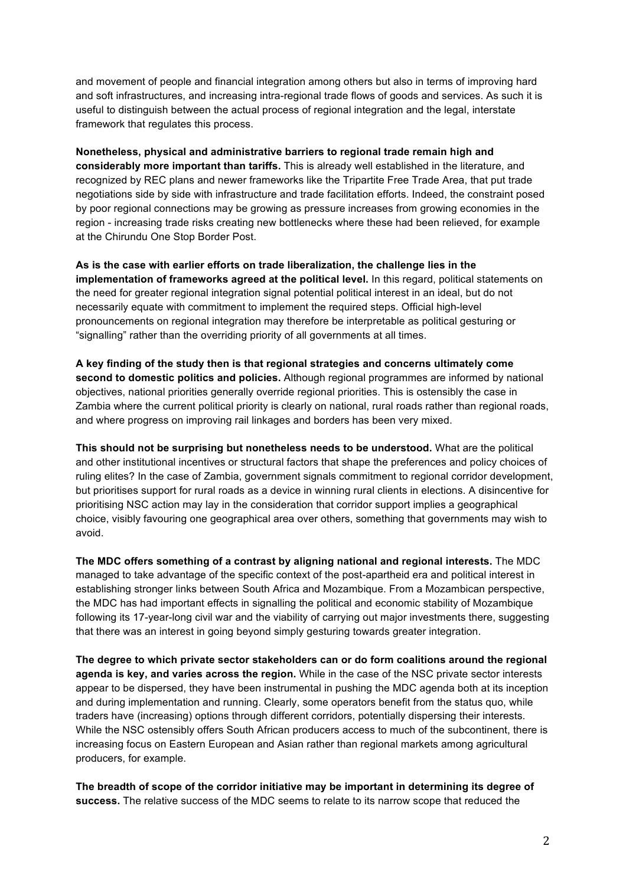and movement of people and financial integration among others but also in terms of improving hard and soft infrastructures, and increasing intra-regional trade flows of goods and services. As such it is useful to distinguish between the actual process of regional integration and the legal, interstate framework that regulates this process.

**Nonetheless, physical and administrative barriers to regional trade remain high and considerably more important than tariffs.** This is already well established in the literature, and recognized by REC plans and newer frameworks like the Tripartite Free Trade Area, that put trade negotiations side by side with infrastructure and trade facilitation efforts. Indeed, the constraint posed by poor regional connections may be growing as pressure increases from growing economies in the region - increasing trade risks creating new bottlenecks where these had been relieved, for example at the Chirundu One Stop Border Post.

**As is the case with earlier efforts on trade liberalization, the challenge lies in the implementation of frameworks agreed at the political level.** In this regard, political statements on the need for greater regional integration signal potential political interest in an ideal, but do not necessarily equate with commitment to implement the required steps. Official high-level pronouncements on regional integration may therefore be interpretable as political gesturing or "signalling" rather than the overriding priority of all governments at all times.

**A key finding of the study then is that regional strategies and concerns ultimately come second to domestic politics and policies.** Although regional programmes are informed by national objectives, national priorities generally override regional priorities. This is ostensibly the case in Zambia where the current political priority is clearly on national, rural roads rather than regional roads, and where progress on improving rail linkages and borders has been very mixed.

**This should not be surprising but nonetheless needs to be understood.** What are the political and other institutional incentives or structural factors that shape the preferences and policy choices of ruling elites? In the case of Zambia, government signals commitment to regional corridor development, but prioritises support for rural roads as a device in winning rural clients in elections. A disincentive for prioritising NSC action may lay in the consideration that corridor support implies a geographical choice, visibly favouring one geographical area over others, something that governments may wish to avoid.

**The MDC offers something of a contrast by aligning national and regional interests.** The MDC managed to take advantage of the specific context of the post-apartheid era and political interest in establishing stronger links between South Africa and Mozambique. From a Mozambican perspective, the MDC has had important effects in signalling the political and economic stability of Mozambique following its 17-year-long civil war and the viability of carrying out major investments there, suggesting that there was an interest in going beyond simply gesturing towards greater integration.

**The degree to which private sector stakeholders can or do form coalitions around the regional agenda is key, and varies across the region.** While in the case of the NSC private sector interests appear to be dispersed, they have been instrumental in pushing the MDC agenda both at its inception and during implementation and running. Clearly, some operators benefit from the status quo, while traders have (increasing) options through different corridors, potentially dispersing their interests. While the NSC ostensibly offers South African producers access to much of the subcontinent, there is increasing focus on Eastern European and Asian rather than regional markets among agricultural producers, for example.

**The breadth of scope of the corridor initiative may be important in determining its degree of success.** The relative success of the MDC seems to relate to its narrow scope that reduced the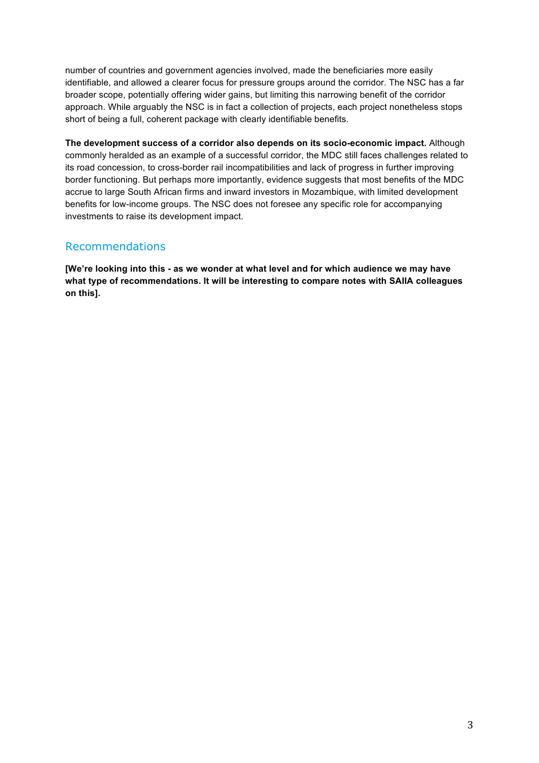number of countries and government agencies involved, made the beneficiaries more easily identifiable, and allowed a clearer focus for pressure groups around the corridor. The NSC has a far broader scope, potentially offering wider gains, but limiting this narrowing benefit of the corridor approach. While arguably the NSC is in fact a collection of projects, each project nonetheless stops short of being a full, coherent package with clearly identifiable benefits.

**The development success of a corridor also depends on its socio-economic impact.** Although commonly heralded as an example of a successful corridor, the MDC still faces challenges related to its road concession, to cross-border rail incompatibilities and lack of progress in further improving border functioning. But perhaps more importantly, evidence suggests that most benefits of the MDC accrue to large South African firms and inward investors in Mozambique, with limited development benefits for low-income groups. The NSC does not foresee any specific role for accompanying investments to raise its development impact.

## Recommendations

**[We're looking into this - as we wonder at what level and for which audience we may have what type of recommendations. It will be interesting to compare notes with SAIIA colleagues on this].**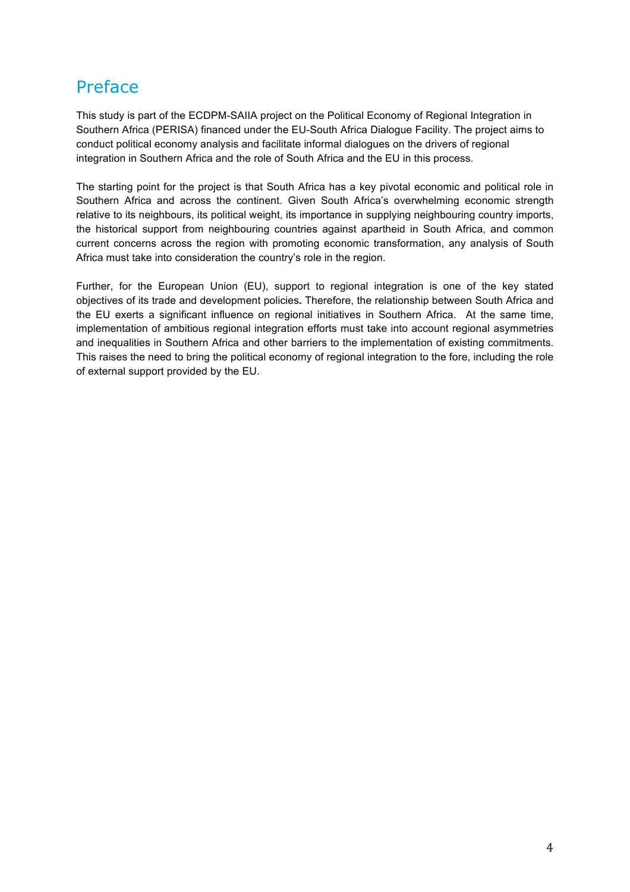# Preface

This study is part of the ECDPM-SAIIA project on the Political Economy of Regional Integration in Southern Africa (PERISA) financed under the EU-South Africa Dialogue Facility. The project aims to conduct political economy analysis and facilitate informal dialogues on the drivers of regional integration in Southern Africa and the role of South Africa and the EU in this process.

The starting point for the project is that South Africa has a key pivotal economic and political role in Southern Africa and across the continent. Given South Africa's overwhelming economic strength relative to its neighbours, its political weight, its importance in supplying neighbouring country imports, the historical support from neighbouring countries against apartheid in South Africa, and common current concerns across the region with promoting economic transformation, any analysis of South Africa must take into consideration the country's role in the region.

Further, for the European Union (EU), support to regional integration is one of the key stated objectives of its trade and development policies. Therefore, the relationship between South Africa and the EU exerts a significant influence on regional initiatives in Southern Africa. At the same time, implementation of ambitious regional integration efforts must take into account regional asymmetries and inequalities in Southern Africa and other barriers to the implementation of existing commitments. This raises the need to bring the political economy of regional integration to the fore, including the role of external support provided by the EU.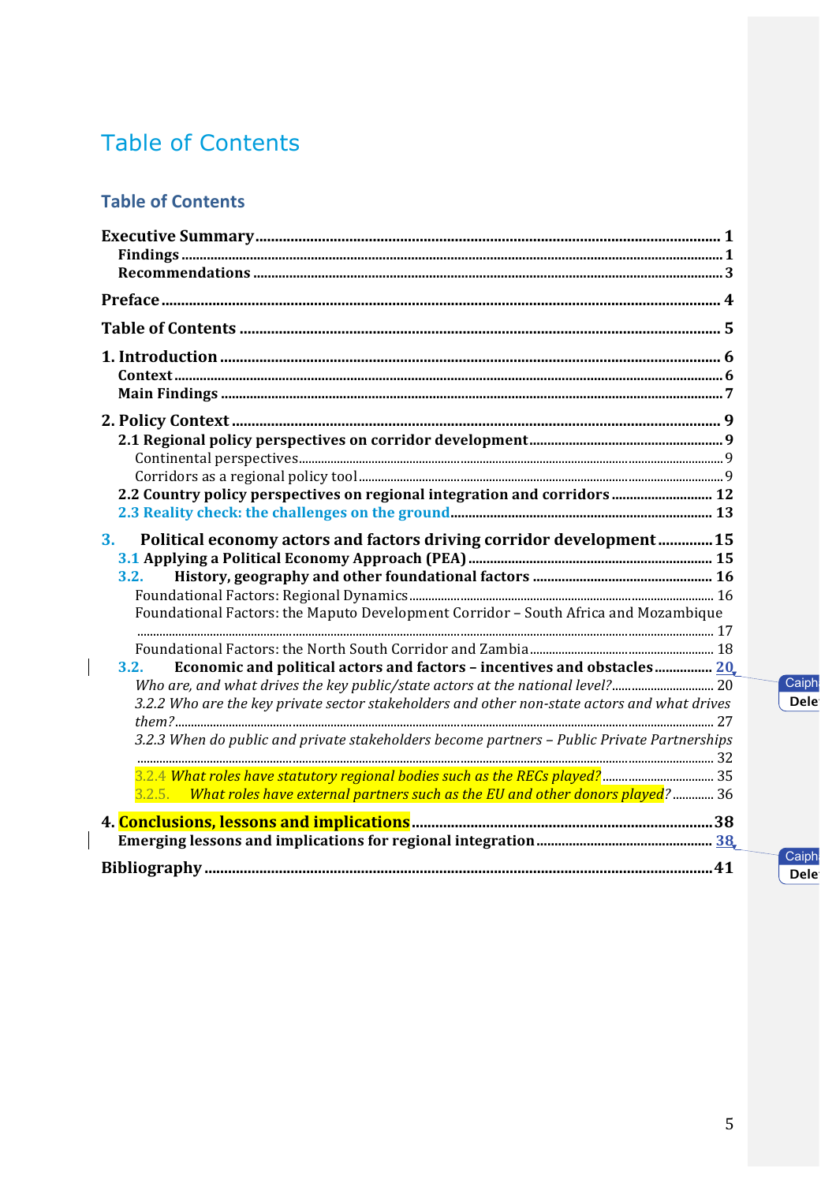# Table of Contents

## Table of Contents

**Executive Summary** ..... **1**
- **Findings** ..... **1**
- **Recommendations** ..... **3**

**Preface** ..... **4**

**Table of Contents** ..... **5**

**1. Introduction** ..... **6**
- **Context** ..... **6**
- **Main Findings** ..... **7**

**2. Policy Context** ..... **9**
- **2.1 Regional policy perspectives on corridor development** ..... **9**
  - Continental perspectives ..... 9
  - Corridors as a regional policy tool ..... 9
- **2.2 Country policy perspectives on regional integration and corridors** ..... **12**
- **2.3 Reality check: the challenges on the ground** ..... **13**

**3. Political economy actors and factors driving corridor development** ..... **15**
- **3.1 Applying a Political Economy Approach (PEA)** ..... **15**
- **3.2. History, geography and other foundational factors** ..... **16**
  - Foundational Factors: Regional Dynamics ..... 16
  - Foundational Factors: the Maputo Development Corridor – South Africa and Mozambique ..... 17
  - Foundational Factors: the North South Corridor and Zambia ..... 18
- **3.2. Economic and political actors and factors – incentives and obstacles** ..... **20**
  - *Who are, and what drives the key public/state actors at the national level?* ..... 20
  - *3.2.2 Who are the key private sector stakeholders and other non-state actors and what drives them?* ..... 27
  - *3.2.3 When do public and private stakeholders become partners – Public Private Partnerships* ..... 32
  - *3.2.4 What roles have statutory regional bodies such as the RECs played?* ..... 35
  - *3.2.5. What roles have external partners such as the EU and other donors played?* ..... 36

**4. Conclusions, lessons and implications** ..... **38**
- **Emerging lessons and implications for regional integration** ..... **38**

**Bibliography** ..... **41**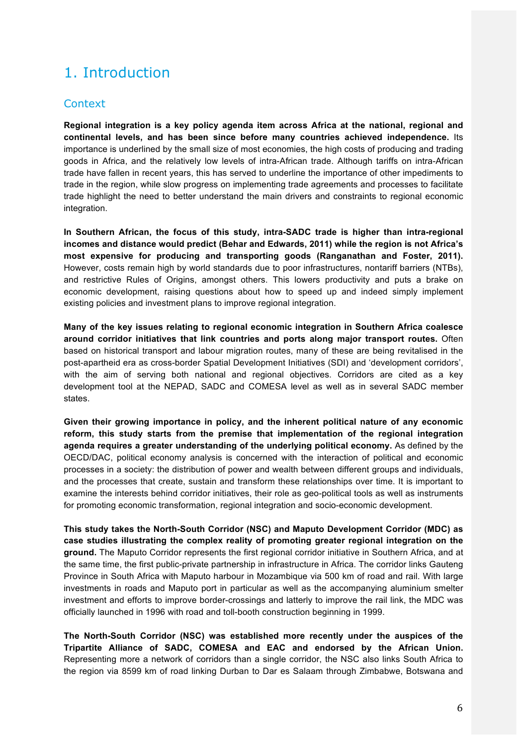# 1. Introduction

## Context

**Regional integration is a key policy agenda item across Africa at the national, regional and continental levels, and has been since before many countries achieved independence.** Its importance is underlined by the small size of most economies, the high costs of producing and trading goods in Africa, and the relatively low levels of intra-African trade. Although tariffs on intra-African trade have fallen in recent years, this has served to underline the importance of other impediments to trade in the region, while slow progress on implementing trade agreements and processes to facilitate trade highlight the need to better understand the main drivers and constraints to regional economic integration.

**In Southern African, the focus of this study, intra-SADC trade is higher than intra-regional incomes and distance would predict (Behar and Edwards, 2011) while the region is not Africa's most expensive for producing and transporting goods (Ranganathan and Foster, 2011).** However, costs remain high by world standards due to poor infrastructures, nontariff barriers (NTBs), and restrictive Rules of Origins, amongst others. This lowers productivity and puts a brake on economic development, raising questions about how to speed up and indeed simply implement existing policies and investment plans to improve regional integration.

**Many of the key issues relating to regional economic integration in Southern Africa coalesce around corridor initiatives that link countries and ports along major transport routes.** Often based on historical transport and labour migration routes, many of these are being revitalised in the post-apartheid era as cross-border Spatial Development Initiatives (SDI) and 'development corridors', with the aim of serving both national and regional objectives. Corridors are cited as a key development tool at the NEPAD, SADC and COMESA level as well as in several SADC member states.

**Given their growing importance in policy, and the inherent political nature of any economic reform, this study starts from the premise that implementation of the regional integration agenda requires a greater understanding of the underlying political economy.** As defined by the OECD/DAC, political economy analysis is concerned with the interaction of political and economic processes in a society: the distribution of power and wealth between different groups and individuals, and the processes that create, sustain and transform these relationships over time. It is important to examine the interests behind corridor initiatives, their role as geo-political tools as well as instruments for promoting economic transformation, regional integration and socio-economic development.

**This study takes the North-South Corridor (NSC) and Maputo Development Corridor (MDC) as case studies illustrating the complex reality of promoting greater regional integration on the ground.** The Maputo Corridor represents the first regional corridor initiative in Southern Africa, and at the same time, the first public-private partnership in infrastructure in Africa. The corridor links Gauteng Province in South Africa with Maputo harbour in Mozambique via 500 km of road and rail. With large investments in roads and Maputo port in particular as well as the accompanying aluminium smelter investment and efforts to improve border-crossings and latterly to improve the rail link, the MDC was officially launched in 1996 with road and toll-booth construction beginning in 1999.

**The North-South Corridor (NSC) was established more recently under the auspices of the Tripartite Alliance of SADC, COMESA and EAC and endorsed by the African Union.** Representing more a network of corridors than a single corridor, the NSC also links South Africa to the region via 8599 km of road linking Durban to Dar es Salaam through Zimbabwe, Botswana and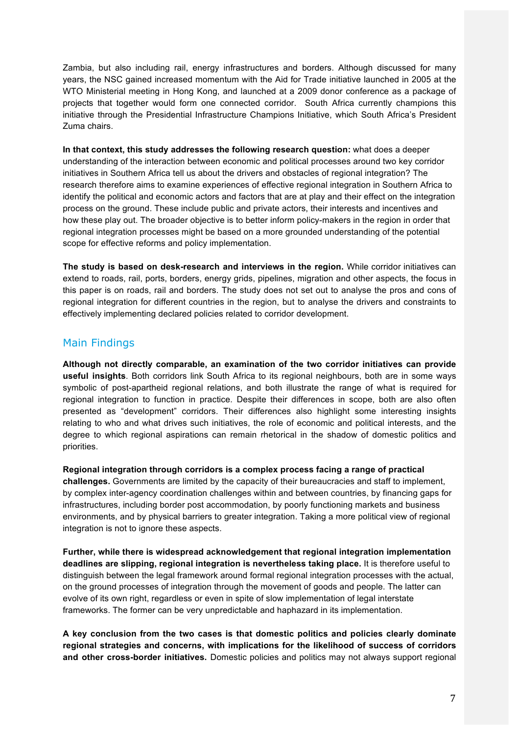Zambia, but also including rail, energy infrastructures and borders. Although discussed for many years, the NSC gained increased momentum with the Aid for Trade initiative launched in 2005 at the WTO Ministerial meeting in Hong Kong, and launched at a 2009 donor conference as a package of projects that together would form one connected corridor. South Africa currently champions this initiative through the Presidential Infrastructure Champions Initiative, which South Africa's President Zuma chairs.

**In that context, this study addresses the following research question:** what does a deeper understanding of the interaction between economic and political processes around two key corridor initiatives in Southern Africa tell us about the drivers and obstacles of regional integration? The research therefore aims to examine experiences of effective regional integration in Southern Africa to identify the political and economic actors and factors that are at play and their effect on the integration process on the ground. These include public and private actors, their interests and incentives and how these play out. The broader objective is to better inform policy-makers in the region in order that regional integration processes might be based on a more grounded understanding of the potential scope for effective reforms and policy implementation.

**The study is based on desk-research and interviews in the region.** While corridor initiatives can extend to roads, rail, ports, borders, energy grids, pipelines, migration and other aspects, the focus in this paper is on roads, rail and borders. The study does not set out to analyse the pros and cons of regional integration for different countries in the region, but to analyse the drivers and constraints to effectively implementing declared policies related to corridor development.

## Main Findings

**Although not directly comparable, an examination of the two corridor initiatives can provide useful insights**. Both corridors link South Africa to its regional neighbours, both are in some ways symbolic of post-apartheid regional relations, and both illustrate the range of what is required for regional integration to function in practice. Despite their differences in scope, both are also often presented as "development" corridors. Their differences also highlight some interesting insights relating to who and what drives such initiatives, the role of economic and political interests, and the degree to which regional aspirations can remain rhetorical in the shadow of domestic politics and priorities.

**Regional integration through corridors is a complex process facing a range of practical challenges.** Governments are limited by the capacity of their bureaucracies and staff to implement, by complex inter-agency coordination challenges within and between countries, by financing gaps for infrastructures, including border post accommodation, by poorly functioning markets and business environments, and by physical barriers to greater integration. Taking a more political view of regional integration is not to ignore these aspects.

**Further, while there is widespread acknowledgement that regional integration implementation deadlines are slipping, regional integration is nevertheless taking place.** It is therefore useful to distinguish between the legal framework around formal regional integration processes with the actual, on the ground processes of integration through the movement of goods and people. The latter can evolve of its own right, regardless or even in spite of slow implementation of legal interstate frameworks. The former can be very unpredictable and haphazard in its implementation.

**A key conclusion from the two cases is that domestic politics and policies clearly dominate regional strategies and concerns, with implications for the likelihood of success of corridors and other cross-border initiatives.** Domestic policies and politics may not always support regional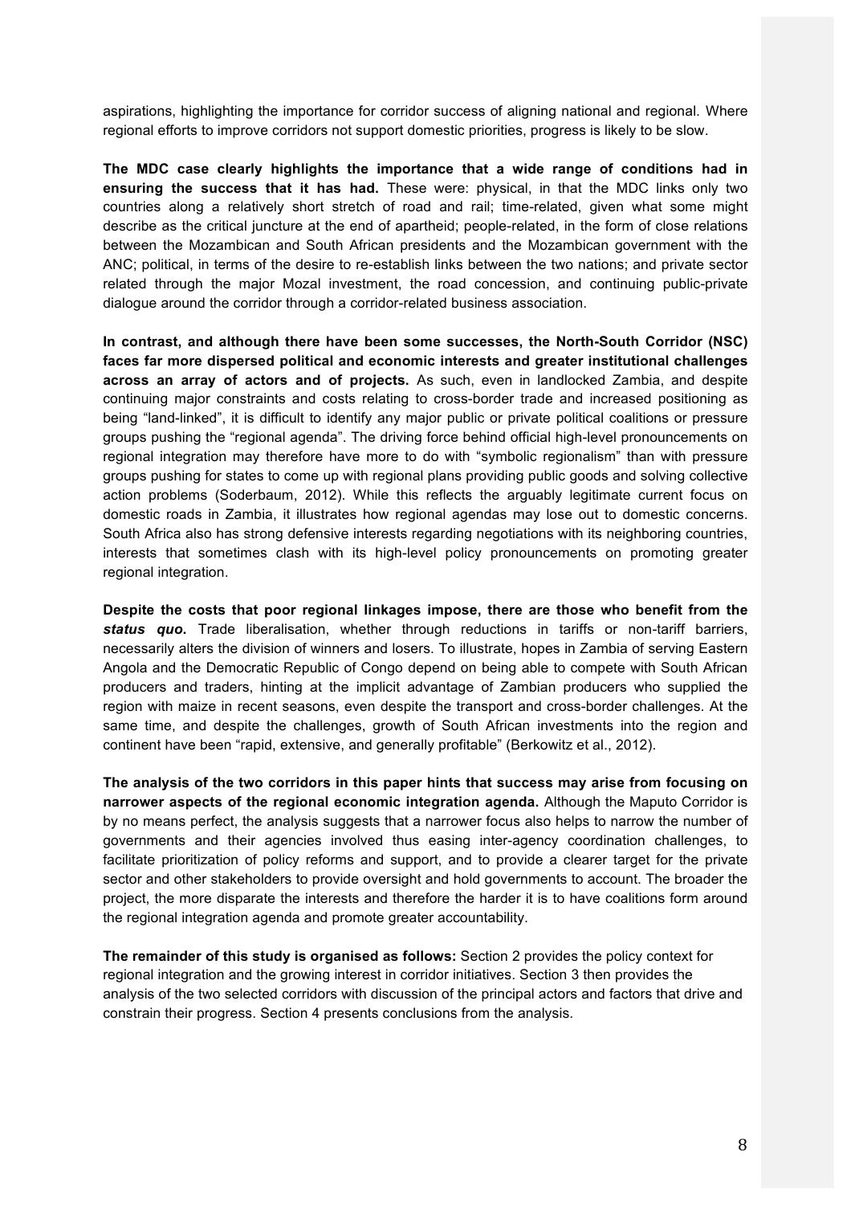aspirations, highlighting the importance for corridor success of aligning national and regional. Where regional efforts to improve corridors not support domestic priorities, progress is likely to be slow.

**The MDC case clearly highlights the importance that a wide range of conditions had in ensuring the success that it has had.** These were: physical, in that the MDC links only two countries along a relatively short stretch of road and rail; time-related, given what some might describe as the critical juncture at the end of apartheid; people-related, in the form of close relations between the Mozambican and South African presidents and the Mozambican government with the ANC; political, in terms of the desire to re-establish links between the two nations; and private sector related through the major Mozal investment, the road concession, and continuing public-private dialogue around the corridor through a corridor-related business association.

**In contrast, and although there have been some successes, the North-South Corridor (NSC) faces far more dispersed political and economic interests and greater institutional challenges across an array of actors and of projects.** As such, even in landlocked Zambia, and despite continuing major constraints and costs relating to cross-border trade and increased positioning as being "land-linked", it is difficult to identify any major public or private political coalitions or pressure groups pushing the "regional agenda". The driving force behind official high-level pronouncements on regional integration may therefore have more to do with "symbolic regionalism" than with pressure groups pushing for states to come up with regional plans providing public goods and solving collective action problems (Soderbaum, 2012). While this reflects the arguably legitimate current focus on domestic roads in Zambia, it illustrates how regional agendas may lose out to domestic concerns. South Africa also has strong defensive interests regarding negotiations with its neighboring countries, interests that sometimes clash with its high-level policy pronouncements on promoting greater regional integration.

**Despite the costs that poor regional linkages impose, there are those who benefit from the *status quo*.** Trade liberalisation, whether through reductions in tariffs or non-tariff barriers, necessarily alters the division of winners and losers. To illustrate, hopes in Zambia of serving Eastern Angola and the Democratic Republic of Congo depend on being able to compete with South African producers and traders, hinting at the implicit advantage of Zambian producers who supplied the region with maize in recent seasons, even despite the transport and cross-border challenges. At the same time, and despite the challenges, growth of South African investments into the region and continent have been "rapid, extensive, and generally profitable" (Berkowitz et al., 2012).

**The analysis of the two corridors in this paper hints that success may arise from focusing on narrower aspects of the regional economic integration agenda.** Although the Maputo Corridor is by no means perfect, the analysis suggests that a narrower focus also helps to narrow the number of governments and their agencies involved thus easing inter-agency coordination challenges, to facilitate prioritization of policy reforms and support, and to provide a clearer target for the private sector and other stakeholders to provide oversight and hold governments to account. The broader the project, the more disparate the interests and therefore the harder it is to have coalitions form around the regional integration agenda and promote greater accountability.

**The remainder of this study is organised as follows:** Section 2 provides the policy context for regional integration and the growing interest in corridor initiatives. Section 3 then provides the analysis of the two selected corridors with discussion of the principal actors and factors that drive and constrain their progress. Section 4 presents conclusions from the analysis.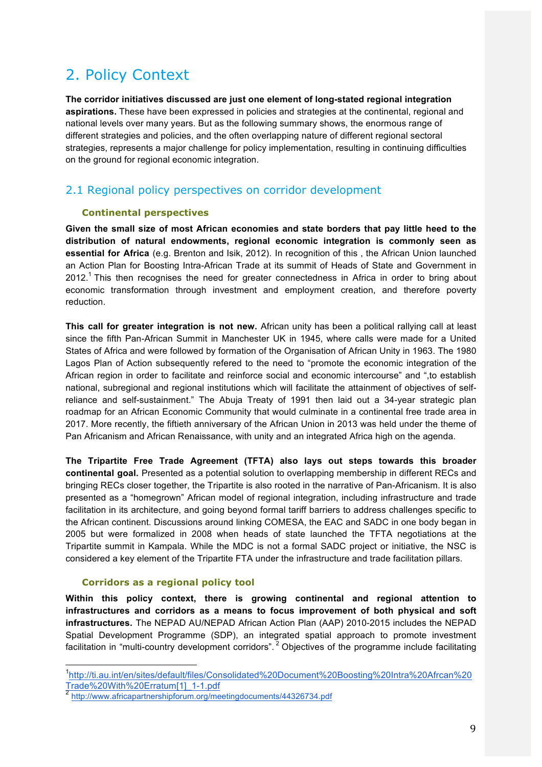# 2. Policy Context

**The corridor initiatives discussed are just one element of long-stated regional integration aspirations.** These have been expressed in policies and strategies at the continental, regional and national levels over many years. But as the following summary shows, the enormous range of different strategies and policies, and the often overlapping nature of different regional sectoral strategies, represents a major challenge for policy implementation, resulting in continuing difficulties on the ground for regional economic integration.

## 2.1 Regional policy perspectives on corridor development

### Continental perspectives

**Given the small size of most African economies and state borders that pay little heed to the distribution of natural endowments, regional economic integration is commonly seen as essential for Africa** (e.g. Brenton and Isik, 2012). In recognition of this , the African Union launched an Action Plan for Boosting Intra-African Trade at its summit of Heads of State and Government in 2012.[1] This then recognises the need for greater connectedness in Africa in order to bring about economic transformation through investment and employment creation, and therefore poverty reduction.

**This call for greater integration is not new.** African unity has been a political rallying call at least since the fifth Pan-African Summit in Manchester UK in 1945, where calls were made for a United States of Africa and were followed by formation of the Organisation of African Unity in 1963. The 1980 Lagos Plan of Action subsequently refered to the need to "promote the economic integration of the African region in order to facilitate and reinforce social and economic intercourse" and ",to establish national, subregional and regional institutions which will facilitate the attainment of objectives of self-reliance and self-sustainment." The Abuja Treaty of 1991 then laid out a 34-year strategic plan roadmap for an African Economic Community that would culminate in a continental free trade area in 2017. More recently, the fiftieth anniversary of the African Union in 2013 was held under the theme of Pan Africanism and African Renaissance, with unity and an integrated Africa high on the agenda.

**The Tripartite Free Trade Agreement (TFTA) also lays out steps towards this broader continental goal.** Presented as a potential solution to overlapping membership in different RECs and bringing RECs closer together, the Tripartite is also rooted in the narrative of Pan-Africanism. It is also presented as a "homegrown" African model of regional integration, including infrastructure and trade facilitation in its architecture, and going beyond formal tariff barriers to address challenges specific to the African continent. Discussions around linking COMESA, the EAC and SADC in one body began in 2005 but were formalized in 2008 when heads of state launched the TFTA negotiations at the Tripartite summit in Kampala. While the MDC is not a formal SADC project or initiative, the NSC is considered a key element of the Tripartite FTA under the infrastructure and trade facilitation pillars.

### Corridors as a regional policy tool

**Within this policy context, there is growing continental and regional attention to infrastructures and corridors as a means to focus improvement of both physical and soft infrastructures.** The NEPAD AU/NEPAD African Action Plan (AAP) 2010-2015 includes the NEPAD Spatial Development Programme (SDP), an integrated spatial approach to promote investment facilitation in "multi-country development corridors".[2] Objectives of the programme include facilitating

---

[1] http://ti.au.int/en/sites/default/files/Consolidated%20Document%20Boosting%20Intra%20Afrcan%20Trade%20With%20Erratum[1]_1-1.pdf

[2] http://www.africapartnershipforum.org/meetingdocuments/44326734.pdf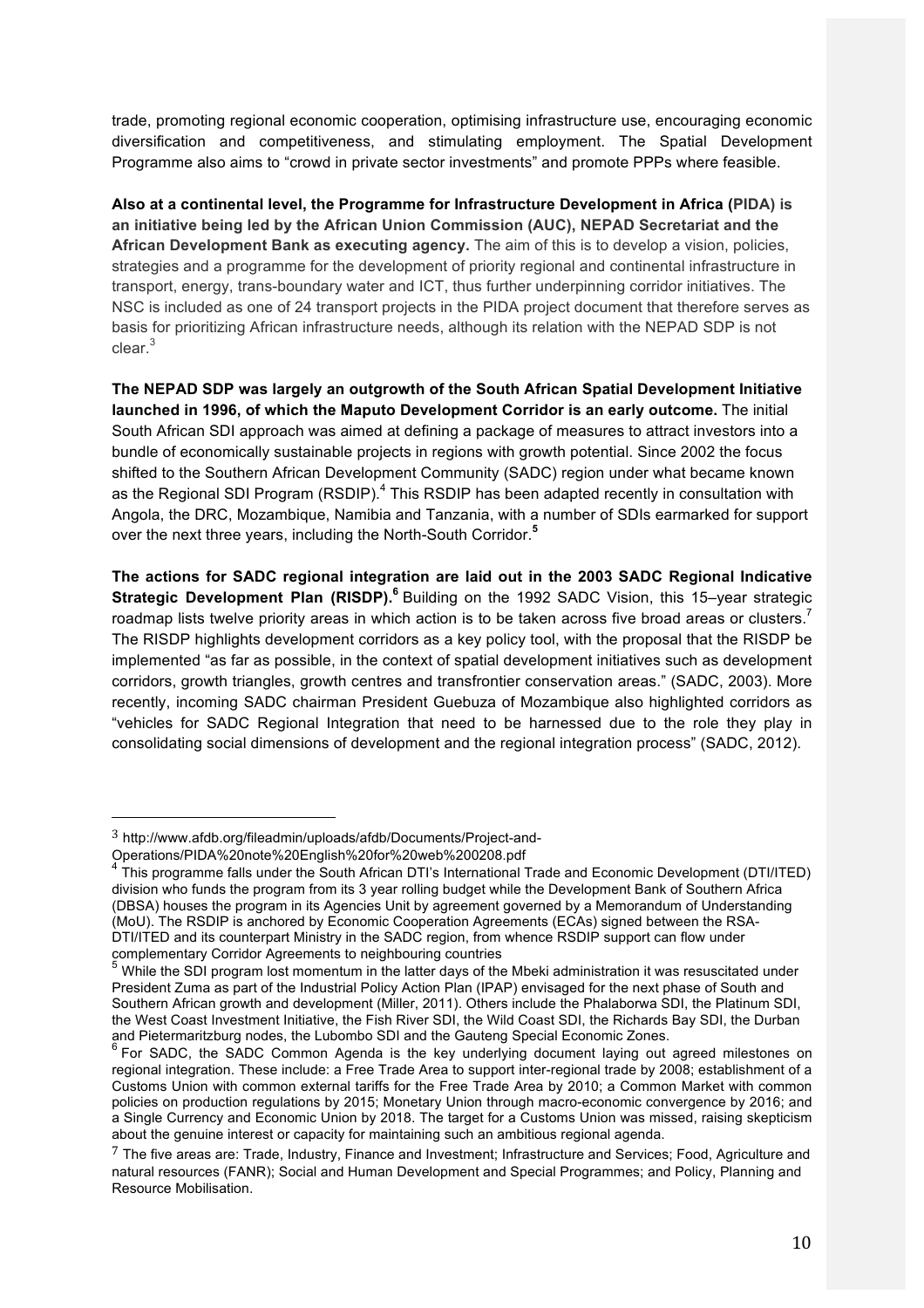trade, promoting regional economic cooperation, optimising infrastructure use, encouraging economic diversification and competitiveness, and stimulating employment. The Spatial Development Programme also aims to "crowd in private sector investments" and promote PPPs where feasible.

**Also at a continental level, the Programme for Infrastructure Development in Africa (PIDA) is an initiative being led by the African Union Commission (AUC), NEPAD Secretariat and the African Development Bank as executing agency.** The aim of this is to develop a vision, policies, strategies and a programme for the development of priority regional and continental infrastructure in transport, energy, trans-boundary water and ICT, thus further underpinning corridor initiatives. The NSC is included as one of 24 transport projects in the PIDA project document that therefore serves as basis for prioritizing African infrastructure needs, although its relation with the NEPAD SDP is not clear.[3]

**The NEPAD SDP was largely an outgrowth of the South African Spatial Development Initiative launched in 1996, of which the Maputo Development Corridor is an early outcome.** The initial South African SDI approach was aimed at defining a package of measures to attract investors into a bundle of economically sustainable projects in regions with growth potential. Since 2002 the focus shifted to the Southern African Development Community (SADC) region under what became known as the Regional SDI Program (RSDIP).[4] This RSDIP has been adapted recently in consultation with Angola, the DRC, Mozambique, Namibia and Tanzania, with a number of SDIs earmarked for support over the next three years, including the North-South Corridor.[5]

**The actions for SADC regional integration are laid out in the 2003 SADC Regional Indicative Strategic Development Plan (RISDP).[6]** Building on the 1992 SADC Vision, this 15–year strategic roadmap lists twelve priority areas in which action is to be taken across five broad areas or clusters.[7] The RISDP highlights development corridors as a key policy tool, with the proposal that the RISDP be implemented "as far as possible, in the context of spatial development initiatives such as development corridors, growth triangles, growth centres and transfrontier conservation areas." (SADC, 2003). More recently, incoming SADC chairman President Guebuza of Mozambique also highlighted corridors as "vehicles for SADC Regional Integration that need to be harnessed due to the role they play in consolidating social dimensions of development and the regional integration process" (SADC, 2012).

---

[3] http://www.afdb.org/fileadmin/uploads/afdb/Documents/Project-and-Operations/PIDA%20note%20English%20for%20web%200208.pdf

[4] This programme falls under the South African DTI's International Trade and Economic Development (DTI/ITED) division who funds the program from its 3 year rolling budget while the Development Bank of Southern Africa (DBSA) houses the program in its Agencies Unit by agreement governed by a Memorandum of Understanding (MoU). The RSDIP is anchored by Economic Cooperation Agreements (ECAs) signed between the RSA-DTI/ITED and its counterpart Ministry in the SADC region, from whence RSDIP support can flow under complementary Corridor Agreements to neighbouring countries

[5] While the SDI program lost momentum in the latter days of the Mbeki administration it was resuscitated under President Zuma as part of the Industrial Policy Action Plan (IPAP) envisaged for the next phase of South and Southern African growth and development (Miller, 2011). Others include the Phalaborwa SDI, the Platinum SDI, the West Coast Investment Initiative, the Fish River SDI, the Wild Coast SDI, the Richards Bay SDI, the Durban and Pietermaritzburg nodes, the Lubombo SDI and the Gauteng Special Economic Zones.

[6] For SADC, the SADC Common Agenda is the key underlying document laying out agreed milestones on regional integration. These include: a Free Trade Area to support inter-regional trade by 2008; establishment of a Customs Union with common external tariffs for the Free Trade Area by 2010; a Common Market with common policies on production regulations by 2015; Monetary Union through macro-economic convergence by 2016; and a Single Currency and Economic Union by 2018. The target for a Customs Union was missed, raising skepticism about the genuine interest or capacity for maintaining such an ambitious regional agenda.

[7] The five areas are: Trade, Industry, Finance and Investment; Infrastructure and Services; Food, Agriculture and natural resources (FANR); Social and Human Development and Special Programmes; and Policy, Planning and Resource Mobilisation.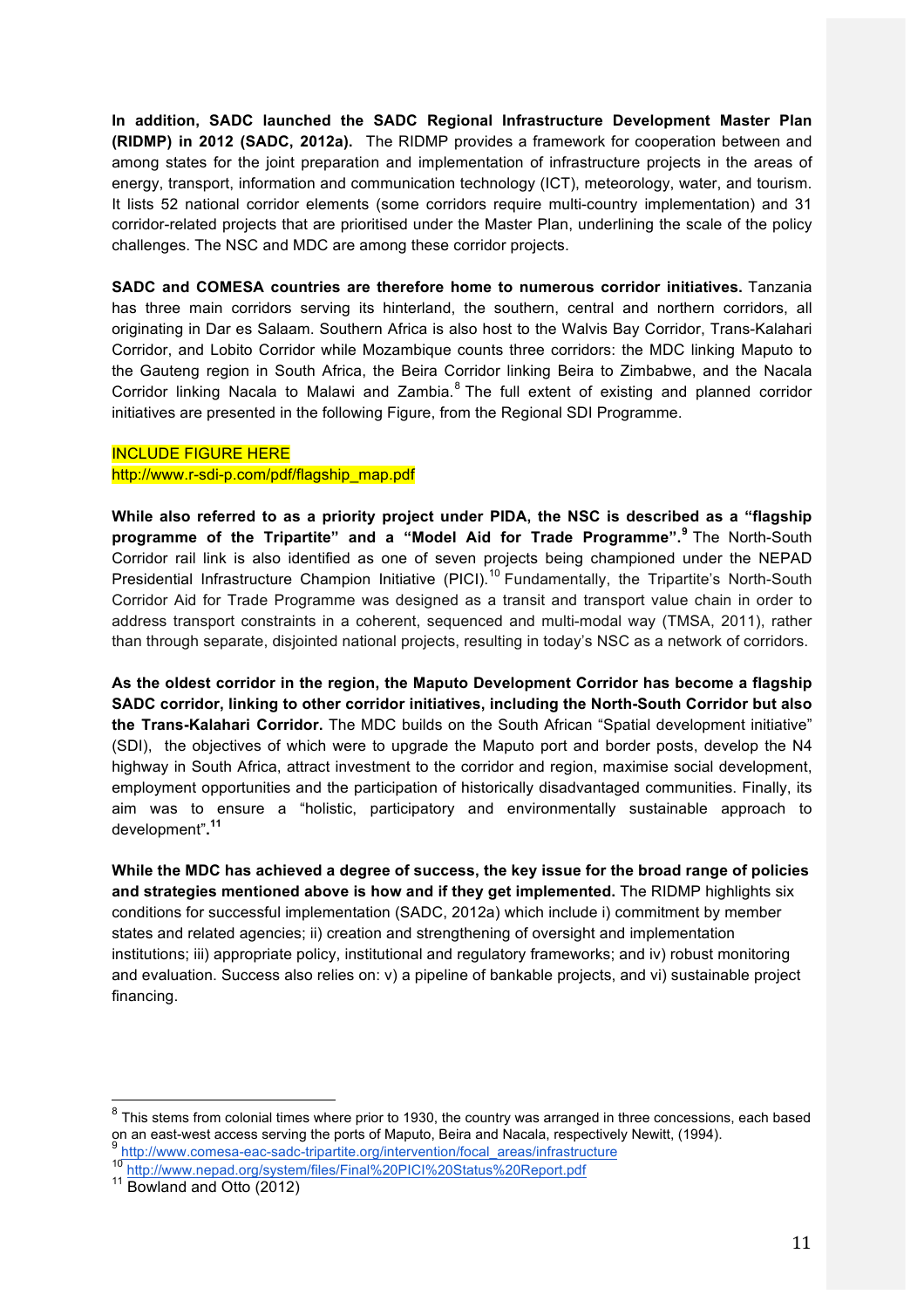**In addition, SADC launched the SADC Regional Infrastructure Development Master Plan (RIDMP) in 2012 (SADC, 2012a).** The RIDMP provides a framework for cooperation between and among states for the joint preparation and implementation of infrastructure projects in the areas of energy, transport, information and communication technology (ICT), meteorology, water, and tourism. It lists 52 national corridor elements (some corridors require multi-country implementation) and 31 corridor-related projects that are prioritised under the Master Plan, underlining the scale of the policy challenges. The NSC and MDC are among these corridor projects.

**SADC and COMESA countries are therefore home to numerous corridor initiatives.** Tanzania has three main corridors serving its hinterland, the southern, central and northern corridors, all originating in Dar es Salaam. Southern Africa is also host to the Walvis Bay Corridor, Trans-Kalahari Corridor, and Lobito Corridor while Mozambique counts three corridors: the MDC linking Maputo to the Gauteng region in South Africa, the Beira Corridor linking Beira to Zimbabwe, and the Nacala Corridor linking Nacala to Malawi and Zambia.[8] The full extent of existing and planned corridor initiatives are presented in the following Figure, from the Regional SDI Programme.

INCLUDE FIGURE HERE
http://www.r-sdi-p.com/pdf/flagship_map.pdf

**While also referred to as a priority project under PIDA, the NSC is described as a "flagship programme of the Tripartite" and a "Model Aid for Trade Programme".[9]** The North-South Corridor rail link is also identified as one of seven projects being championed under the NEPAD Presidential Infrastructure Champion Initiative (PICI).[10] Fundamentally, the Tripartite's North-South Corridor Aid for Trade Programme was designed as a transit and transport value chain in order to address transport constraints in a coherent, sequenced and multi-modal way (TMSA, 2011), rather than through separate, disjointed national projects, resulting in today's NSC as a network of corridors.

**As the oldest corridor in the region, the Maputo Development Corridor has become a flagship SADC corridor, linking to other corridor initiatives, including the North-South Corridor but also the Trans-Kalahari Corridor.** The MDC builds on the South African "Spatial development initiative" (SDI), the objectives of which were to upgrade the Maputo port and border posts, develop the N4 highway in South Africa, attract investment to the corridor and region, maximise social development, employment opportunities and the participation of historically disadvantaged communities. Finally, its aim was to ensure a "holistic, participatory and environmentally sustainable approach to development".[11]

**While the MDC has achieved a degree of success, the key issue for the broad range of policies and strategies mentioned above is how and if they get implemented.** The RIDMP highlights six conditions for successful implementation (SADC, 2012a) which include i) commitment by member states and related agencies; ii) creation and strengthening of oversight and implementation institutions; iii) appropriate policy, institutional and regulatory frameworks; and iv) robust monitoring and evaluation. Success also relies on: v) a pipeline of bankable projects, and vi) sustainable project financing.

---

[8] This stems from colonial times where prior to 1930, the country was arranged in three concessions, each based on an east-west access serving the ports of Maputo, Beira and Nacala, respectively Newitt, (1994).

[9] http://www.comesa-eac-sadc-tripartite.org/intervention/focal_areas/infrastructure

[10] http://www.nepad.org/system/files/Final%20PICI%20Status%20Report.pdf

[11] Bowland and Otto (2012)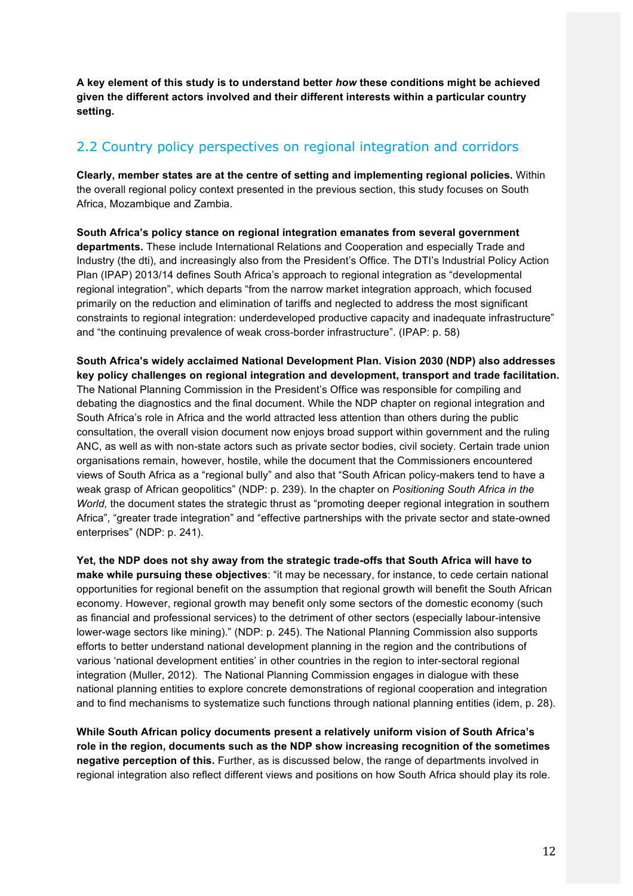**A key element of this study is to understand better *how* these conditions might be achieved given the different actors involved and their different interests within a particular country setting.**

## 2.2 Country policy perspectives on regional integration and corridors

**Clearly, member states are at the centre of setting and implementing regional policies.** Within the overall regional policy context presented in the previous section, this study focuses on South Africa, Mozambique and Zambia.

**South Africa's policy stance on regional integration emanates from several government departments.** These include International Relations and Cooperation and especially Trade and Industry (the dti), and increasingly also from the President's Office. The DTI's Industrial Policy Action Plan (IPAP) 2013/14 defines South Africa's approach to regional integration as "developmental regional integration", which departs "from the narrow market integration approach, which focused primarily on the reduction and elimination of tariffs and neglected to address the most significant constraints to regional integration: underdeveloped productive capacity and inadequate infrastructure" and "the continuing prevalence of weak cross-border infrastructure". (IPAP: p. 58)

**South Africa's widely acclaimed National Development Plan. Vision 2030 (NDP) also addresses key policy challenges on regional integration and development, transport and trade facilitation.** The National Planning Commission in the President's Office was responsible for compiling and debating the diagnostics and the final document. While the NDP chapter on regional integration and South Africa's role in Africa and the world attracted less attention than others during the public consultation, the overall vision document now enjoys broad support within government and the ruling ANC, as well as with non-state actors such as private sector bodies, civil society. Certain trade union organisations remain, however, hostile, while the document that the Commissioners encountered views of South Africa as a "regional bully" and also that "South African policy-makers tend to have a weak grasp of African geopolitics" (NDP: p. 239). In the chapter on *Positioning South Africa in the World,* the document states the strategic thrust as "promoting deeper regional integration in southern Africa", "greater trade integration" and "effective partnerships with the private sector and state-owned enterprises" (NDP: p. 241).

**Yet, the NDP does not shy away from the strategic trade-offs that South Africa will have to make while pursuing these objectives**: "it may be necessary, for instance, to cede certain national opportunities for regional benefit on the assumption that regional growth will benefit the South African economy. However, regional growth may benefit only some sectors of the domestic economy (such as financial and professional services) to the detriment of other sectors (especially labour-intensive lower-wage sectors like mining)." (NDP: p. 245). The National Planning Commission also supports efforts to better understand national development planning in the region and the contributions of various 'national development entities' in other countries in the region to inter-sectoral regional integration (Muller, 2012). The National Planning Commission engages in dialogue with these national planning entities to explore concrete demonstrations of regional cooperation and integration and to find mechanisms to systematize such functions through national planning entities (idem, p. 28).

**While South African policy documents present a relatively uniform vision of South Africa's role in the region, documents such as the NDP show increasing recognition of the sometimes negative perception of this.** Further, as is discussed below, the range of departments involved in regional integration also reflect different views and positions on how South Africa should play its role.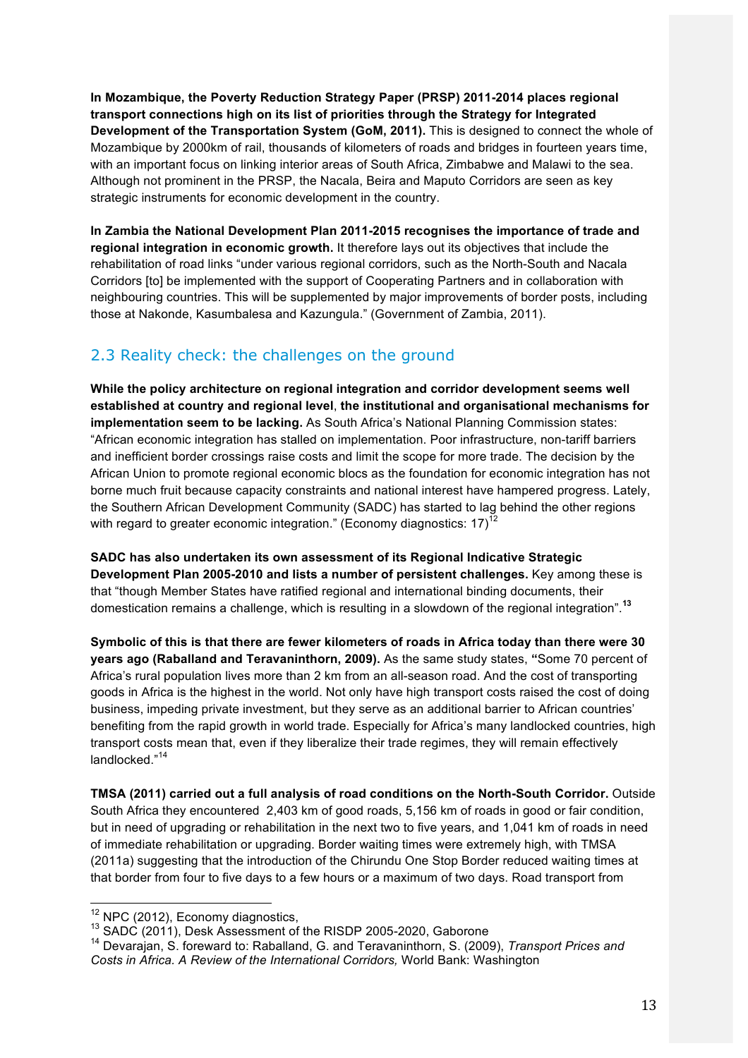**In Mozambique, the Poverty Reduction Strategy Paper (PRSP) 2011-2014 places regional transport connections high on its list of priorities through the Strategy for Integrated Development of the Transportation System (GoM, 2011).** This is designed to connect the whole of Mozambique by 2000km of rail, thousands of kilometers of roads and bridges in fourteen years time, with an important focus on linking interior areas of South Africa, Zimbabwe and Malawi to the sea. Although not prominent in the PRSP, the Nacala, Beira and Maputo Corridors are seen as key strategic instruments for economic development in the country.

**In Zambia the National Development Plan 2011-2015 recognises the importance of trade and regional integration in economic growth.** It therefore lays out its objectives that include the rehabilitation of road links "under various regional corridors, such as the North-South and Nacala Corridors [to] be implemented with the support of Cooperating Partners and in collaboration with neighbouring countries. This will be supplemented by major improvements of border posts, including those at Nakonde, Kasumbalesa and Kazungula." (Government of Zambia, 2011).

## 2.3 Reality check: the challenges on the ground

**While the policy architecture on regional integration and corridor development seems well established at country and regional level**, **the institutional and organisational mechanisms for implementation seem to be lacking.** As South Africa's National Planning Commission states: "African economic integration has stalled on implementation. Poor infrastructure, non-tariff barriers and inefficient border crossings raise costs and limit the scope for more trade. The decision by the African Union to promote regional economic blocs as the foundation for economic integration has not borne much fruit because capacity constraints and national interest have hampered progress. Lately, the Southern African Development Community (SADC) has started to lag behind the other regions with regard to greater economic integration." (Economy diagnostics: 17)[12]

**SADC has also undertaken its own assessment of its Regional Indicative Strategic Development Plan 2005-2010 and lists a number of persistent challenges.** Key among these is that "though Member States have ratified regional and international binding documents, their domestication remains a challenge, which is resulting in a slowdown of the regional integration".[13]

**Symbolic of this is that there are fewer kilometers of roads in Africa today than there were 30 years ago (Raballand and Teravaninthorn, 2009).** As the same study states, **"**Some 70 percent of Africa's rural population lives more than 2 km from an all-season road. And the cost of transporting goods in Africa is the highest in the world. Not only have high transport costs raised the cost of doing business, impeding private investment, but they serve as an additional barrier to African countries' benefiting from the rapid growth in world trade. Especially for Africa's many landlocked countries, high transport costs mean that, even if they liberalize their trade regimes, they will remain effectively landlocked."[14]

**TMSA (2011) carried out a full analysis of road conditions on the North-South Corridor.** Outside South Africa they encountered 2,403 km of good roads, 5,156 km of roads in good or fair condition, but in need of upgrading or rehabilitation in the next two to five years, and 1,041 km of roads in need of immediate rehabilitation or upgrading. Border waiting times were extremely high, with TMSA (2011a) suggesting that the introduction of the Chirundu One Stop Border reduced waiting times at that border from four to five days to a few hours or a maximum of two days. Road transport from

---

[12] NPC (2012), Economy diagnostics,

[13] SADC (2011), Desk Assessment of the RISDP 2005-2020, Gaborone

[14] Devarajan, S. foreward to: Raballand, G. and Teravaninthorn, S. (2009), *Transport Prices and Costs in Africa. A Review of the International Corridors,* World Bank: Washington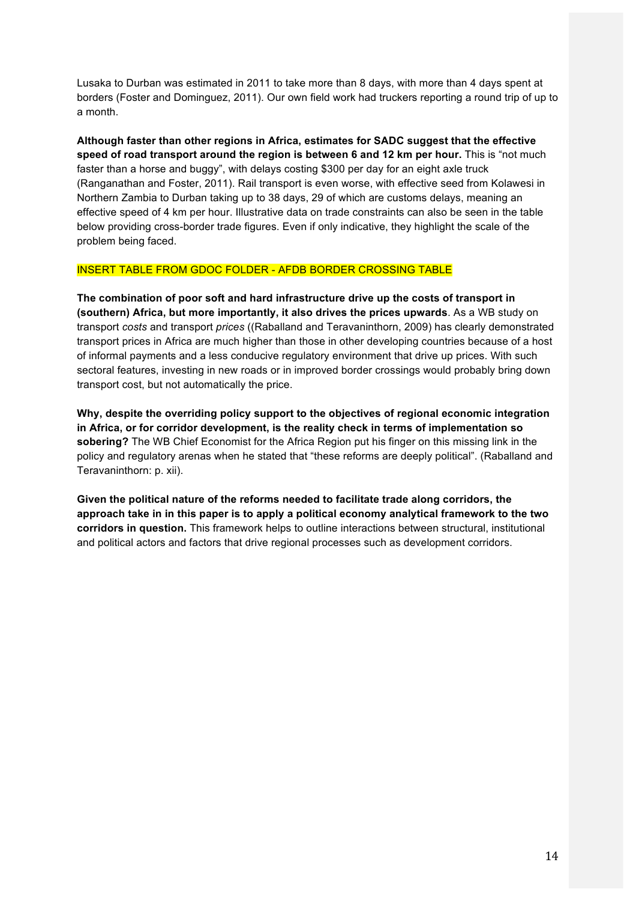Lusaka to Durban was estimated in 2011 to take more than 8 days, with more than 4 days spent at borders (Foster and Dominguez, 2011). Our own field work had truckers reporting a round trip of up to a month.

**Although faster than other regions in Africa, estimates for SADC suggest that the effective speed of road transport around the region is between 6 and 12 km per hour.** This is "not much faster than a horse and buggy", with delays costing $300 per day for an eight axle truck (Ranganathan and Foster, 2011). Rail transport is even worse, with effective seed from Kolawesi in Northern Zambia to Durban taking up to 38 days, 29 of which are customs delays, meaning an effective speed of 4 km per hour. Illustrative data on trade constraints can also be seen in the table below providing cross-border trade figures. Even if only indicative, they highlight the scale of the problem being faced.

INSERT TABLE FROM GDOC FOLDER - AFDB BORDER CROSSING TABLE

**The combination of poor soft and hard infrastructure drive up the costs of transport in (southern) Africa, but more importantly, it also drives the prices upwards**. As a WB study on transport *costs* and transport *prices* ((Raballand and Teravaninthorn, 2009) has clearly demonstrated transport prices in Africa are much higher than those in other developing countries because of a host of informal payments and a less conducive regulatory environment that drive up prices. With such sectoral features, investing in new roads or in improved border crossings would probably bring down transport cost, but not automatically the price.

**Why, despite the overriding policy support to the objectives of regional economic integration in Africa, or for corridor development, is the reality check in terms of implementation so sobering?** The WB Chief Economist for the Africa Region put his finger on this missing link in the policy and regulatory arenas when he stated that "these reforms are deeply political". (Raballand and Teravaninthorn: p. xii).

**Given the political nature of the reforms needed to facilitate trade along corridors, the approach take in in this paper is to apply a political economy analytical framework to the two corridors in question.** This framework helps to outline interactions between structural, institutional and political actors and factors that drive regional processes such as development corridors.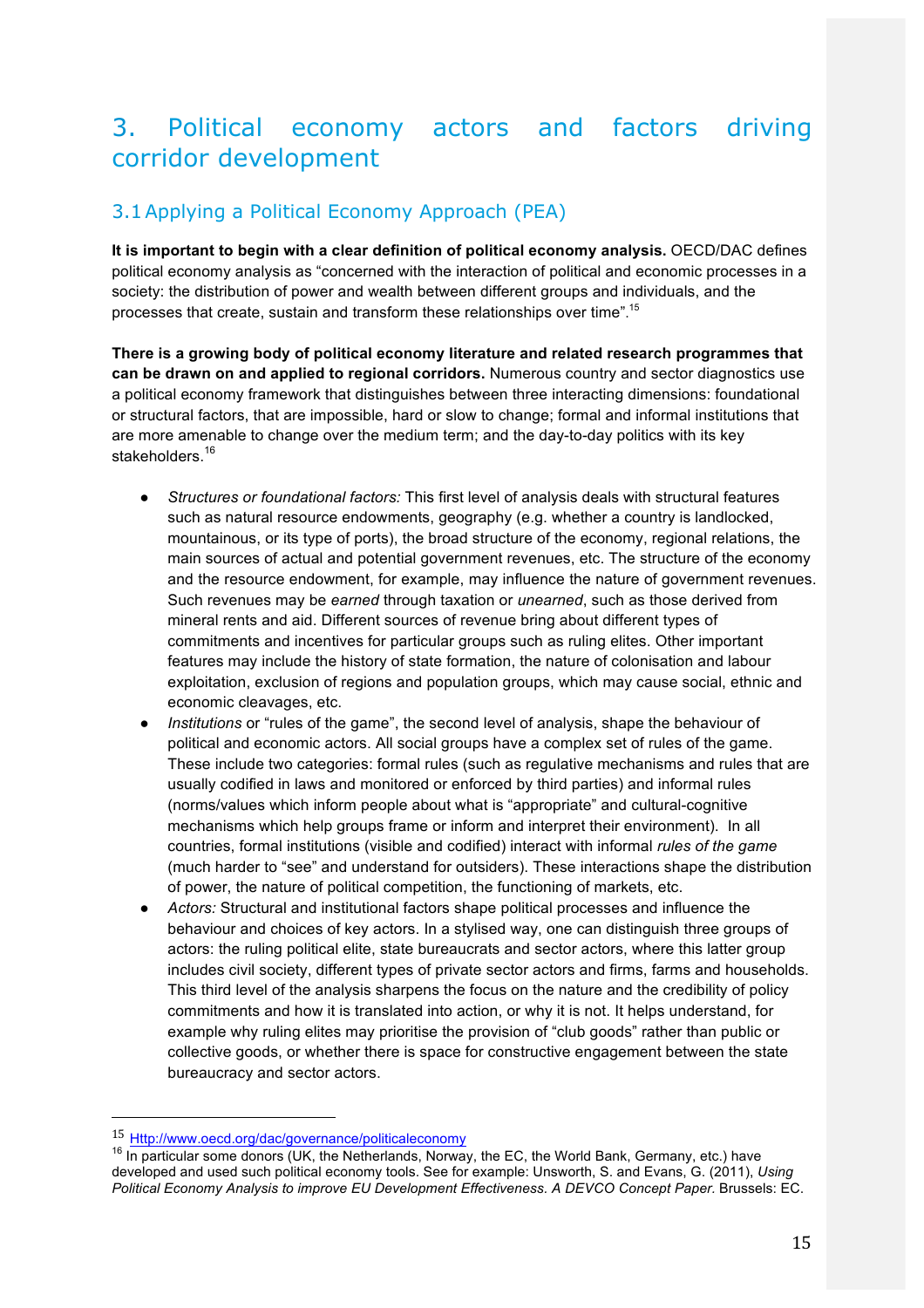# 3. Political economy actors and factors driving corridor development

## 3.1 Applying a Political Economy Approach (PEA)

**It is important to begin with a clear definition of political economy analysis.** OECD/DAC defines political economy analysis as "concerned with the interaction of political and economic processes in a society: the distribution of power and wealth between different groups and individuals, and the processes that create, sustain and transform these relationships over time".[15]

**There is a growing body of political economy literature and related research programmes that can be drawn on and applied to regional corridors.** Numerous country and sector diagnostics use a political economy framework that distinguishes between three interacting dimensions: foundational or structural factors, that are impossible, hard or slow to change; formal and informal institutions that are more amenable to change over the medium term; and the day-to-day politics with its key stakeholders.[16]

- *Structures or foundational factors:* This first level of analysis deals with structural features such as natural resource endowments, geography (e.g. whether a country is landlocked, mountainous, or its type of ports), the broad structure of the economy, regional relations, the main sources of actual and potential government revenues, etc. The structure of the economy and the resource endowment, for example, may influence the nature of government revenues. Such revenues may be *earned* through taxation or *unearned*, such as those derived from mineral rents and aid. Different sources of revenue bring about different types of commitments and incentives for particular groups such as ruling elites. Other important features may include the history of state formation, the nature of colonisation and labour exploitation, exclusion of regions and population groups, which may cause social, ethnic and economic cleavages, etc.
- *Institutions* or "rules of the game", the second level of analysis, shape the behaviour of political and economic actors. All social groups have a complex set of rules of the game. These include two categories: formal rules (such as regulative mechanisms and rules that are usually codified in laws and monitored or enforced by third parties) and informal rules (norms/values which inform people about what is "appropriate" and cultural-cognitive mechanisms which help groups frame or inform and interpret their environment). In all countries, formal institutions (visible and codified) interact with informal *rules of the game* (much harder to "see" and understand for outsiders). These interactions shape the distribution of power, the nature of political competition, the functioning of markets, etc.
- *Actors:* Structural and institutional factors shape political processes and influence the behaviour and choices of key actors. In a stylised way, one can distinguish three groups of actors: the ruling political elite, state bureaucrats and sector actors, where this latter group includes civil society, different types of private sector actors and firms, farms and households. This third level of the analysis sharpens the focus on the nature and the credibility of policy commitments and how it is translated into action, or why it is not. It helps understand, for example why ruling elites may prioritise the provision of "club goods" rather than public or collective goods, or whether there is space for constructive engagement between the state bureaucracy and sector actors.

---

[15] Http://www.oecd.org/dac/governance/politicaleconomy

[16] In particular some donors (UK, the Netherlands, Norway, the EC, the World Bank, Germany, etc.) have developed and used such political economy tools. See for example: Unsworth, S. and Evans, G. (2011), *Using Political Economy Analysis to improve EU Development Effectiveness. A DEVCO Concept Paper.* Brussels: EC.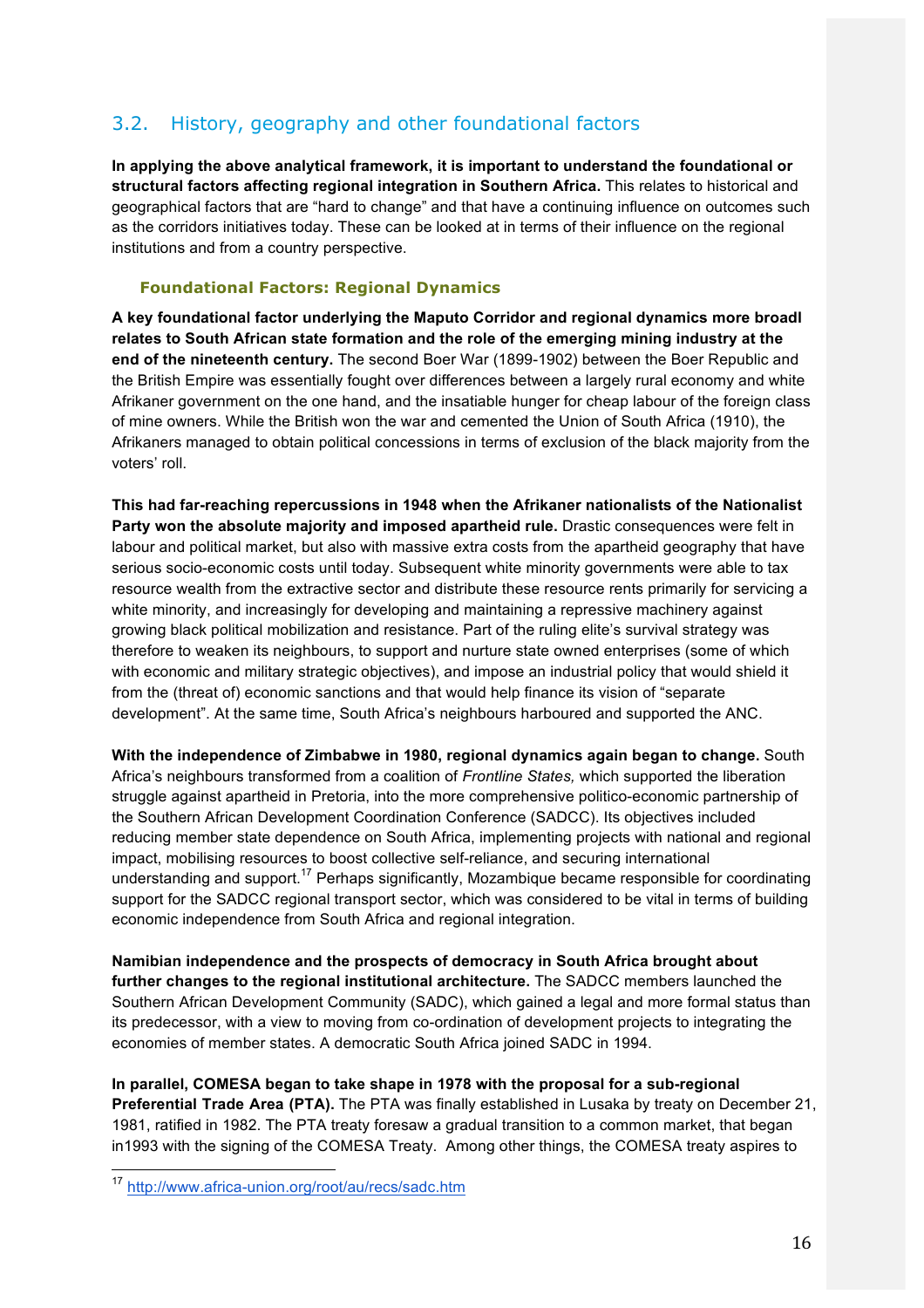## 3.2. History, geography and other foundational factors

**In applying the above analytical framework, it is important to understand the foundational or structural factors affecting regional integration in Southern Africa.** This relates to historical and geographical factors that are "hard to change" and that have a continuing influence on outcomes such as the corridors initiatives today. These can be looked at in terms of their influence on the regional institutions and from a country perspective.

### Foundational Factors: Regional Dynamics

**A key foundational factor underlying the Maputo Corridor and regional dynamics more broadl relates to South African state formation and the role of the emerging mining industry at the end of the nineteenth century.** The second Boer War (1899-1902) between the Boer Republic and the British Empire was essentially fought over differences between a largely rural economy and white Afrikaner government on the one hand, and the insatiable hunger for cheap labour of the foreign class of mine owners. While the British won the war and cemented the Union of South Africa (1910), the Afrikaners managed to obtain political concessions in terms of exclusion of the black majority from the voters' roll.

**This had far-reaching repercussions in 1948 when the Afrikaner nationalists of the Nationalist Party won the absolute majority and imposed apartheid rule.** Drastic consequences were felt in labour and political market, but also with massive extra costs from the apartheid geography that have serious socio-economic costs until today. Subsequent white minority governments were able to tax resource wealth from the extractive sector and distribute these resource rents primarily for servicing a white minority, and increasingly for developing and maintaining a repressive machinery against growing black political mobilization and resistance. Part of the ruling elite's survival strategy was therefore to weaken its neighbours, to support and nurture state owned enterprises (some of which with economic and military strategic objectives), and impose an industrial policy that would shield it from the (threat of) economic sanctions and that would help finance its vision of "separate development". At the same time, South Africa's neighbours harboured and supported the ANC.

**With the independence of Zimbabwe in 1980, regional dynamics again began to change.** South Africa's neighbours transformed from a coalition of *Frontline States,* which supported the liberation struggle against apartheid in Pretoria, into the more comprehensive politico-economic partnership of the Southern African Development Coordination Conference (SADCC). Its objectives included reducing member state dependence on South Africa, implementing projects with national and regional impact, mobilising resources to boost collective self-reliance, and securing international understanding and support.[17] Perhaps significantly, Mozambique became responsible for coordinating support for the SADCC regional transport sector, which was considered to be vital in terms of building economic independence from South Africa and regional integration.

**Namibian independence and the prospects of democracy in South Africa brought about further changes to the regional institutional architecture.** The SADCC members launched the Southern African Development Community (SADC), which gained a legal and more formal status than its predecessor, with a view to moving from co-ordination of development projects to integrating the economies of member states. A democratic South Africa joined SADC in 1994.

**In parallel, COMESA began to take shape in 1978 with the proposal for a sub-regional Preferential Trade Area (PTA).** The PTA was finally established in Lusaka by treaty on December 21, 1981, ratified in 1982. The PTA treaty foresaw a gradual transition to a common market, that began in1993 with the signing of the COMESA Treaty. Among other things, the COMESA treaty aspires to

[17] http://www.africa-union.org/root/au/recs/sadc.htm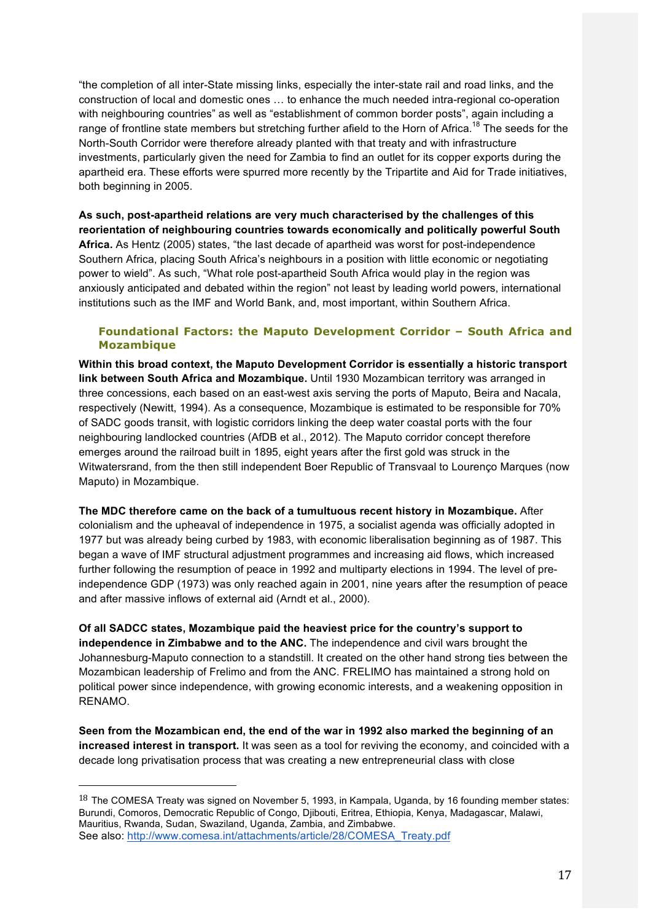"the completion of all inter-State missing links, especially the inter-state rail and road links, and the construction of local and domestic ones … to enhance the much needed intra-regional co-operation with neighbouring countries" as well as "establishment of common border posts", again including a range of frontline state members but stretching further afield to the Horn of Africa.[18] The seeds for the North-South Corridor were therefore already planted with that treaty and with infrastructure investments, particularly given the need for Zambia to find an outlet for its copper exports during the apartheid era. These efforts were spurred more recently by the Tripartite and Aid for Trade initiatives, both beginning in 2005.

**As such, post-apartheid relations are very much characterised by the challenges of this reorientation of neighbouring countries towards economically and politically powerful South Africa.** As Hentz (2005) states, "the last decade of apartheid was worst for post-independence Southern Africa, placing South Africa's neighbours in a position with little economic or negotiating power to wield". As such, "What role post-apartheid South Africa would play in the region was anxiously anticipated and debated within the region" not least by leading world powers, international institutions such as the IMF and World Bank, and, most important, within Southern Africa.

### Foundational Factors: the Maputo Development Corridor – South Africa and Mozambique

**Within this broad context, the Maputo Development Corridor is essentially a historic transport link between South Africa and Mozambique.** Until 1930 Mozambican territory was arranged in three concessions, each based on an east-west axis serving the ports of Maputo, Beira and Nacala, respectively (Newitt, 1994). As a consequence, Mozambique is estimated to be responsible for 70% of SADC goods transit, with logistic corridors linking the deep water coastal ports with the four neighbouring landlocked countries (AfDB et al., 2012). The Maputo corridor concept therefore emerges around the railroad built in 1895, eight years after the first gold was struck in the Witwatersrand, from the then still independent Boer Republic of Transvaal to Lourenço Marques (now Maputo) in Mozambique.

**The MDC therefore came on the back of a tumultuous recent history in Mozambique.** After colonialism and the upheaval of independence in 1975, a socialist agenda was officially adopted in 1977 but was already being curbed by 1983, with economic liberalisation beginning as of 1987. This began a wave of IMF structural adjustment programmes and increasing aid flows, which increased further following the resumption of peace in 1992 and multiparty elections in 1994. The level of pre-independence GDP (1973) was only reached again in 2001, nine years after the resumption of peace and after massive inflows of external aid (Arndt et al., 2000).

**Of all SADCC states, Mozambique paid the heaviest price for the country's support to independence in Zimbabwe and to the ANC.** The independence and civil wars brought the Johannesburg-Maputo connection to a standstill. It created on the other hand strong ties between the Mozambican leadership of Frelimo and from the ANC. FRELIMO has maintained a strong hold on political power since independence, with growing economic interests, and a weakening opposition in RENAMO.

**Seen from the Mozambican end, the end of the war in 1992 also marked the beginning of an increased interest in transport.** It was seen as a tool for reviving the economy, and coincided with a decade long privatisation process that was creating a new entrepreneurial class with close

---

[18] The COMESA Treaty was signed on November 5, 1993, in Kampala, Uganda, by 16 founding member states: Burundi, Comoros, Democratic Republic of Congo, Djibouti, Eritrea, Ethiopia, Kenya, Madagascar, Malawi, Mauritius, Rwanda, Sudan, Swaziland, Uganda, Zambia, and Zimbabwe.
See also: http://www.comesa.int/attachments/article/28/COMESA_Treaty.pdf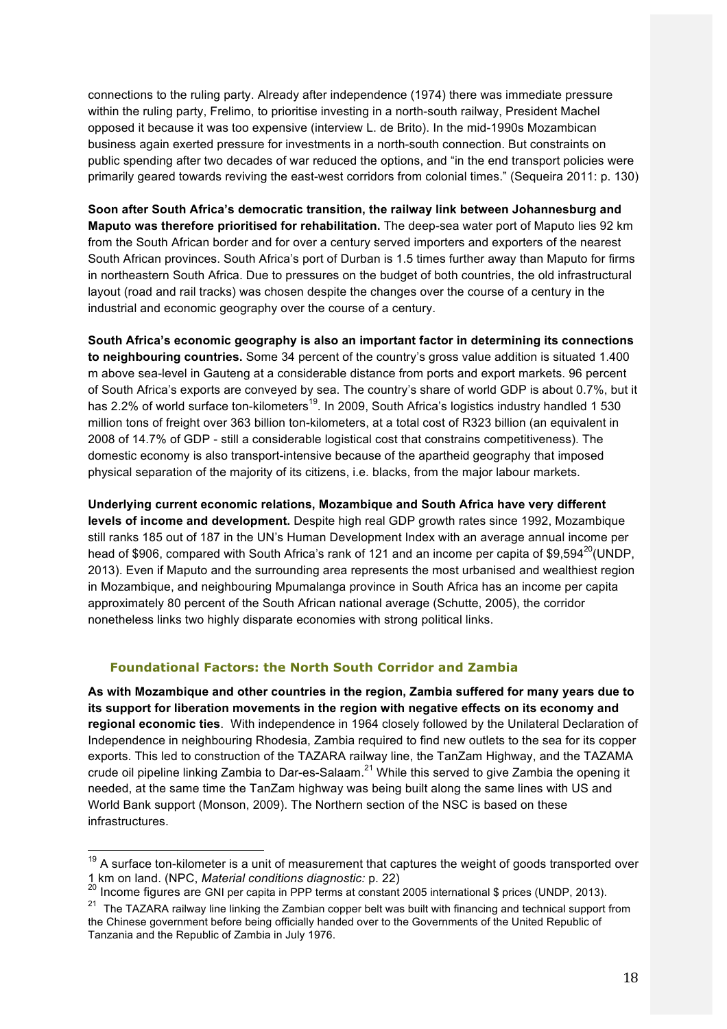connections to the ruling party. Already after independence (1974) there was immediate pressure within the ruling party, Frelimo, to prioritise investing in a north-south railway, President Machel opposed it because it was too expensive (interview L. de Brito). In the mid-1990s Mozambican business again exerted pressure for investments in a north-south connection. But constraints on public spending after two decades of war reduced the options, and "in the end transport policies were primarily geared towards reviving the east-west corridors from colonial times." (Sequeira 2011: p. 130)

**Soon after South Africa's democratic transition, the railway link between Johannesburg and Maputo was therefore prioritised for rehabilitation.** The deep-sea water port of Maputo lies 92 km from the South African border and for over a century served importers and exporters of the nearest South African provinces. South Africa's port of Durban is 1.5 times further away than Maputo for firms in northeastern South Africa. Due to pressures on the budget of both countries, the old infrastructural layout (road and rail tracks) was chosen despite the changes over the course of a century in the industrial and economic geography over the course of a century.

**South Africa's economic geography is also an important factor in determining its connections to neighbouring countries.** Some 34 percent of the country's gross value addition is situated 1.400 m above sea-level in Gauteng at a considerable distance from ports and export markets. 96 percent of South Africa's exports are conveyed by sea. The country's share of world GDP is about 0.7%, but it has 2.2% of world surface ton-kilometers[19]. In 2009, South Africa's logistics industry handled 1 530 million tons of freight over 363 billion ton-kilometers, at a total cost of R323 billion (an equivalent in 2008 of 14.7% of GDP - still a considerable logistical cost that constrains competitiveness). The domestic economy is also transport-intensive because of the apartheid geography that imposed physical separation of the majority of its citizens, i.e. blacks, from the major labour markets.

**Underlying current economic relations, Mozambique and South Africa have very different levels of income and development.** Despite high real GDP growth rates since 1992, Mozambique still ranks 185 out of 187 in the UN's Human Development Index with an average annual income per head of $906, compared with South Africa's rank of 121 and an income per capita of $9,594[20](UNDP, 2013). Even if Maputo and the surrounding area represents the most urbanised and wealthiest region in Mozambique, and neighbouring Mpumalanga province in South Africa has an income per capita approximately 80 percent of the South African national average (Schutte, 2005), the corridor nonetheless links two highly disparate economies with strong political links.

### Foundational Factors: the North South Corridor and Zambia

**As with Mozambique and other countries in the region, Zambia suffered for many years due to its support for liberation movements in the region with negative effects on its economy and regional economic ties**. With independence in 1964 closely followed by the Unilateral Declaration of Independence in neighbouring Rhodesia, Zambia required to find new outlets to the sea for its copper exports. This led to construction of the TAZARA railway line, the TanZam Highway, and the TAZAMA crude oil pipeline linking Zambia to Dar-es-Salaam.[21] While this served to give Zambia the opening it needed, at the same time the TanZam highway was being built along the same lines with US and World Bank support (Monson, 2009). The Northern section of the NSC is based on these infrastructures.

---

[19] A surface ton-kilometer is a unit of measurement that captures the weight of goods transported over 1 km on land. (NPC, *Material conditions diagnostic:* p. 22)

[20] Income figures are GNI per capita in PPP terms at constant 2005 international $ prices (UNDP, 2013).

[21] The TAZARA railway line linking the Zambian copper belt was built with financing and technical support from the Chinese government before being officially handed over to the Governments of the United Republic of Tanzania and the Republic of Zambia in July 1976.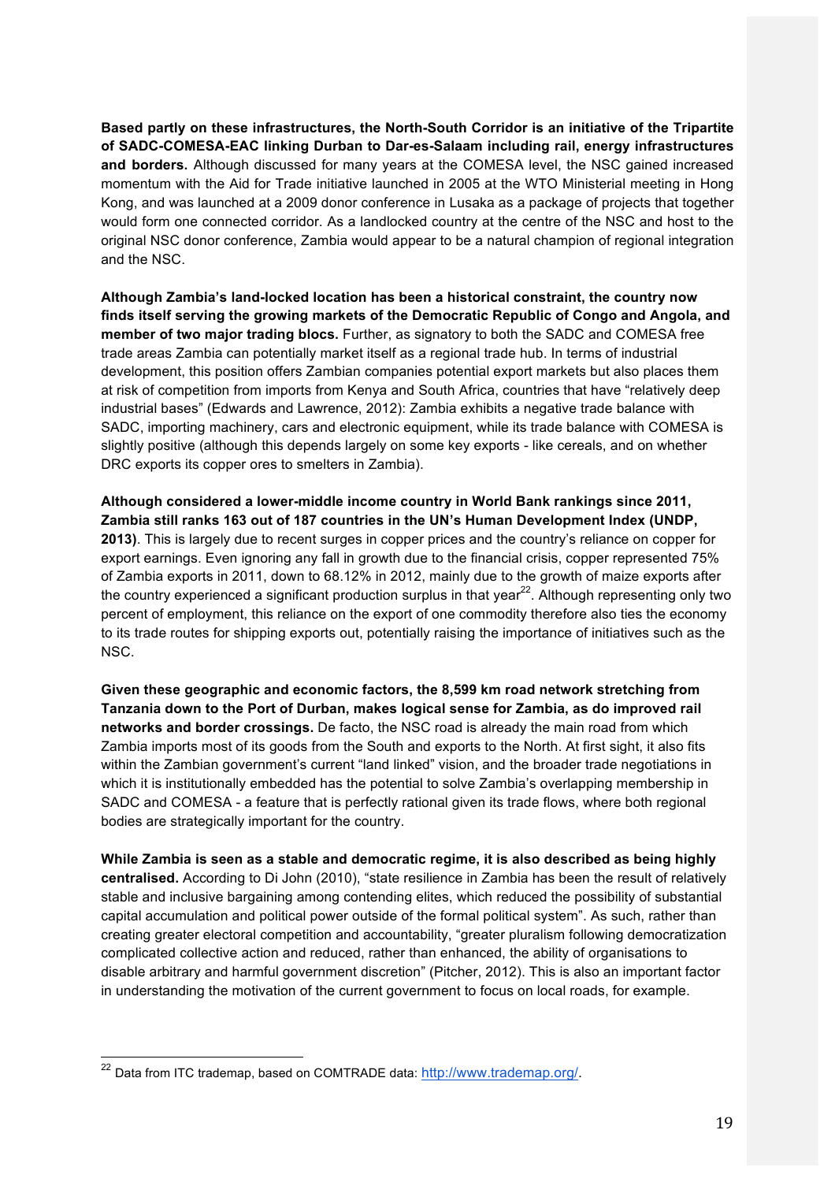**Based partly on these infrastructures, the North-South Corridor is an initiative of the Tripartite of SADC-COMESA-EAC linking Durban to Dar-es-Salaam including rail, energy infrastructures and borders.** Although discussed for many years at the COMESA level, the NSC gained increased momentum with the Aid for Trade initiative launched in 2005 at the WTO Ministerial meeting in Hong Kong, and was launched at a 2009 donor conference in Lusaka as a package of projects that together would form one connected corridor. As a landlocked country at the centre of the NSC and host to the original NSC donor conference, Zambia would appear to be a natural champion of regional integration and the NSC.

**Although Zambia's land-locked location has been a historical constraint, the country now finds itself serving the growing markets of the Democratic Republic of Congo and Angola, and member of two major trading blocs.** Further, as signatory to both the SADC and COMESA free trade areas Zambia can potentially market itself as a regional trade hub. In terms of industrial development, this position offers Zambian companies potential export markets but also places them at risk of competition from imports from Kenya and South Africa, countries that have "relatively deep industrial bases" (Edwards and Lawrence, 2012): Zambia exhibits a negative trade balance with SADC, importing machinery, cars and electronic equipment, while its trade balance with COMESA is slightly positive (although this depends largely on some key exports - like cereals, and on whether DRC exports its copper ores to smelters in Zambia).

**Although considered a lower-middle income country in World Bank rankings since 2011, Zambia still ranks 163 out of 187 countries in the UN's Human Development Index (UNDP, 2013)**. This is largely due to recent surges in copper prices and the country's reliance on copper for export earnings. Even ignoring any fall in growth due to the financial crisis, copper represented 75% of Zambia exports in 2011, down to 68.12% in 2012, mainly due to the growth of maize exports after the country experienced a significant production surplus in that year[22]. Although representing only two percent of employment, this reliance on the export of one commodity therefore also ties the economy to its trade routes for shipping exports out, potentially raising the importance of initiatives such as the NSC.

**Given these geographic and economic factors, the 8,599 km road network stretching from Tanzania down to the Port of Durban, makes logical sense for Zambia, as do improved rail networks and border crossings.** De facto, the NSC road is already the main road from which Zambia imports most of its goods from the South and exports to the North. At first sight, it also fits within the Zambian government's current "land linked" vision, and the broader trade negotiations in which it is institutionally embedded has the potential to solve Zambia's overlapping membership in SADC and COMESA - a feature that is perfectly rational given its trade flows, where both regional bodies are strategically important for the country.

**While Zambia is seen as a stable and democratic regime, it is also described as being highly centralised.** According to Di John (2010), "state resilience in Zambia has been the result of relatively stable and inclusive bargaining among contending elites, which reduced the possibility of substantial capital accumulation and political power outside of the formal political system". As such, rather than creating greater electoral competition and accountability, "greater pluralism following democratization complicated collective action and reduced, rather than enhanced, the ability of organisations to disable arbitrary and harmful government discretion" (Pitcher, 2012). This is also an important factor in understanding the motivation of the current government to focus on local roads, for example.

---

[22] Data from ITC trademap, based on COMTRADE data: http://www.trademap.org/.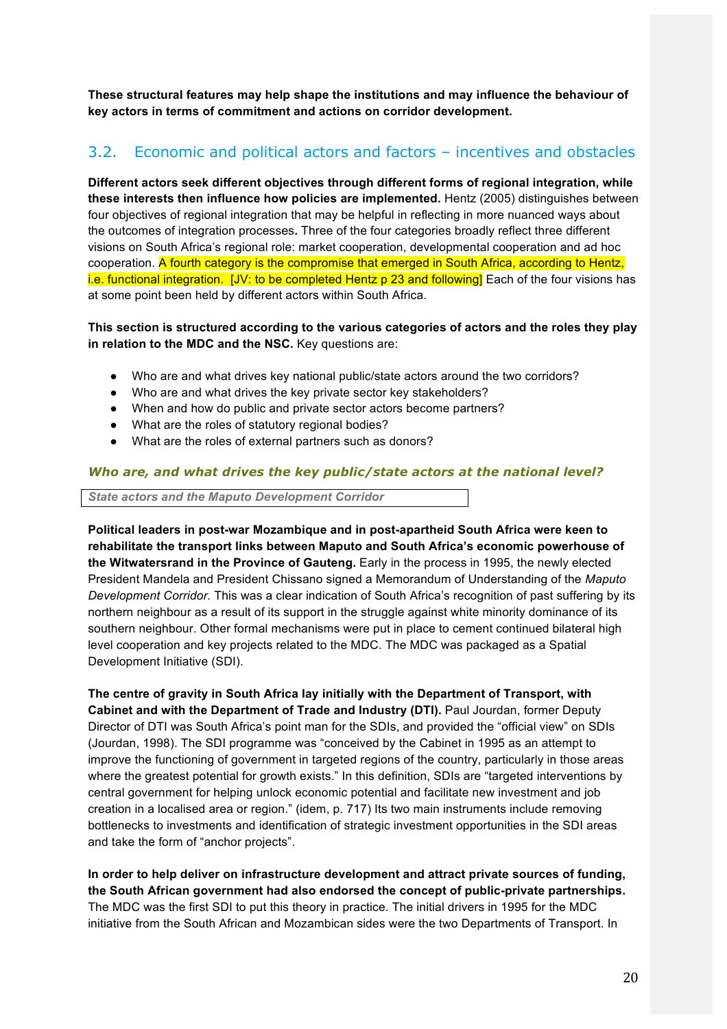**These structural features may help shape the institutions and may influence the behaviour of key actors in terms of commitment and actions on corridor development.**

## 3.2. Economic and political actors and factors – incentives and obstacles

**Different actors seek different objectives through different forms of regional integration, while these interests then influence how policies are implemented.** Hentz (2005) distinguishes between four objectives of regional integration that may be helpful in reflecting in more nuanced ways about the outcomes of integration processes**.** Three of the four categories broadly reflect three different visions on South Africa's regional role: market cooperation, developmental cooperation and ad hoc cooperation. A fourth category is the compromise that emerged in South Africa, according to Hentz, i.e. functional integration. [JV: to be completed Hentz p 23 and following] Each of the four visions has at some point been held by different actors within South Africa.

**This section is structured according to the various categories of actors and the roles they play in relation to the MDC and the NSC.** Key questions are:

- Who are and what drives key national public/state actors around the two corridors?
- Who are and what drives the key private sector key stakeholders?
- When and how do public and private sector actors become partners?
- What are the roles of statutory regional bodies?
- What are the roles of external partners such as donors?

### *Who are, and what drives the key public/state actors at the national level?*

***State actors and the Maputo Development Corridor***

**Political leaders in post-war Mozambique and in post-apartheid South Africa were keen to rehabilitate the transport links between Maputo and South Africa's economic powerhouse of the Witwatersrand in the Province of Gauteng.** Early in the process in 1995, the newly elected President Mandela and President Chissano signed a Memorandum of Understanding of the *Maputo Development Corridor.* This was a clear indication of South Africa's recognition of past suffering by its northern neighbour as a result of its support in the struggle against white minority dominance of its southern neighbour. Other formal mechanisms were put in place to cement continued bilateral high level cooperation and key projects related to the MDC. The MDC was packaged as a Spatial Development Initiative (SDI).

**The centre of gravity in South Africa lay initially with the Department of Transport, with Cabinet and with the Department of Trade and Industry (DTI).** Paul Jourdan, former Deputy Director of DTI was South Africa's point man for the SDIs, and provided the "official view" on SDIs (Jourdan, 1998). The SDI programme was "conceived by the Cabinet in 1995 as an attempt to improve the functioning of government in targeted regions of the country, particularly in those areas where the greatest potential for growth exists." In this definition, SDIs are "targeted interventions by central government for helping unlock economic potential and facilitate new investment and job creation in a localised area or region." (idem, p. 717) Its two main instruments include removing bottlenecks to investments and identification of strategic investment opportunities in the SDI areas and take the form of "anchor projects".

**In order to help deliver on infrastructure development and attract private sources of funding, the South African government had also endorsed the concept of public-private partnerships.** The MDC was the first SDI to put this theory in practice. The initial drivers in 1995 for the MDC initiative from the South African and Mozambican sides were the two Departments of Transport. In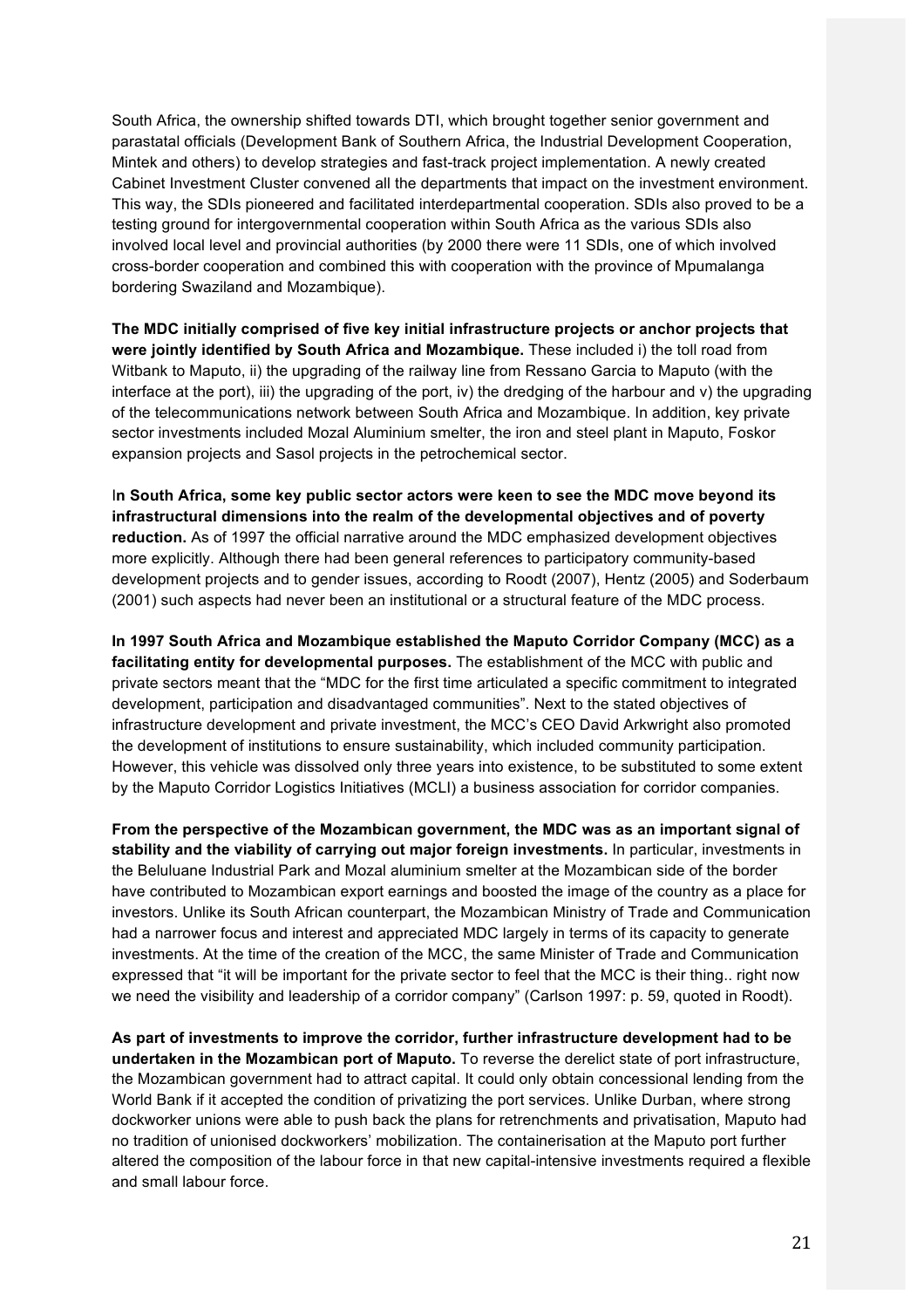South Africa, the ownership shifted towards DTI, which brought together senior government and parastatal officials (Development Bank of Southern Africa, the Industrial Development Cooperation, Mintek and others) to develop strategies and fast-track project implementation. A newly created Cabinet Investment Cluster convened all the departments that impact on the investment environment. This way, the SDIs pioneered and facilitated interdepartmental cooperation. SDIs also proved to be a testing ground for intergovernmental cooperation within South Africa as the various SDIs also involved local level and provincial authorities (by 2000 there were 11 SDIs, one of which involved cross-border cooperation and combined this with cooperation with the province of Mpumalanga bordering Swaziland and Mozambique).

**The MDC initially comprised of five key initial infrastructure projects or anchor projects that were jointly identified by South Africa and Mozambique.** These included i) the toll road from Witbank to Maputo, ii) the upgrading of the railway line from Ressano Garcia to Maputo (with the interface at the port), iii) the upgrading of the port, iv) the dredging of the harbour and v) the upgrading of the telecommunications network between South Africa and Mozambique. In addition, key private sector investments included Mozal Aluminium smelter, the iron and steel plant in Maputo, Foskor expansion projects and Sasol projects in the petrochemical sector.

**In South Africa, some key public sector actors were keen to see the MDC move beyond its infrastructural dimensions into the realm of the developmental objectives and of poverty reduction.** As of 1997 the official narrative around the MDC emphasized development objectives more explicitly. Although there had been general references to participatory community-based development projects and to gender issues, according to Roodt (2007), Hentz (2005) and Soderbaum (2001) such aspects had never been an institutional or a structural feature of the MDC process.

**In 1997 South Africa and Mozambique established the Maputo Corridor Company (MCC) as a facilitating entity for developmental purposes.** The establishment of the MCC with public and private sectors meant that the "MDC for the first time articulated a specific commitment to integrated development, participation and disadvantaged communities". Next to the stated objectives of infrastructure development and private investment, the MCC's CEO David Arkwright also promoted the development of institutions to ensure sustainability, which included community participation. However, this vehicle was dissolved only three years into existence, to be substituted to some extent by the Maputo Corridor Logistics Initiatives (MCLI) a business association for corridor companies.

**From the perspective of the Mozambican government, the MDC was as an important signal of stability and the viability of carrying out major foreign investments.** In particular, investments in the Beluluane Industrial Park and Mozal aluminium smelter at the Mozambican side of the border have contributed to Mozambican export earnings and boosted the image of the country as a place for investors. Unlike its South African counterpart, the Mozambican Ministry of Trade and Communication had a narrower focus and interest and appreciated MDC largely in terms of its capacity to generate investments. At the time of the creation of the MCC, the same Minister of Trade and Communication expressed that "it will be important for the private sector to feel that the MCC is their thing.. right now we need the visibility and leadership of a corridor company" (Carlson 1997: p. 59, quoted in Roodt).

**As part of investments to improve the corridor, further infrastructure development had to be undertaken in the Mozambican port of Maputo.** To reverse the derelict state of port infrastructure, the Mozambican government had to attract capital. It could only obtain concessional lending from the World Bank if it accepted the condition of privatizing the port services. Unlike Durban, where strong dockworker unions were able to push back the plans for retrenchments and privatisation, Maputo had no tradition of unionised dockworkers' mobilization. The containerisation at the Maputo port further altered the composition of the labour force in that new capital-intensive investments required a flexible and small labour force.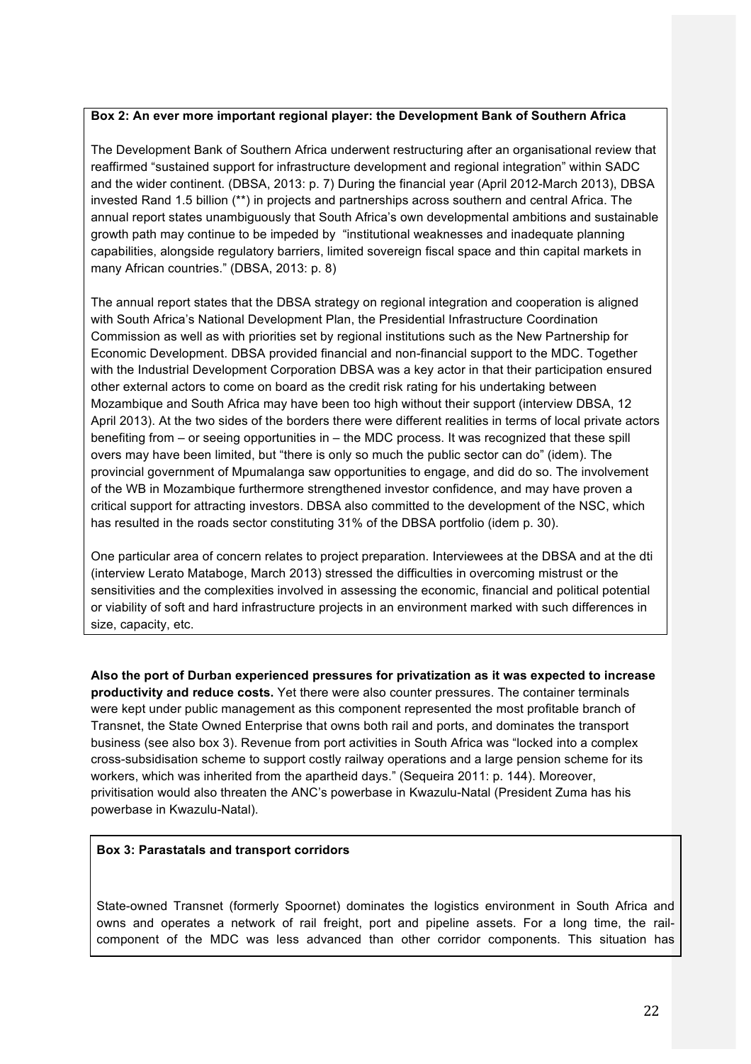**Box 2: An ever more important regional player: the Development Bank of Southern Africa**

The Development Bank of Southern Africa underwent restructuring after an organisational review that reaffirmed "sustained support for infrastructure development and regional integration" within SADC and the wider continent. (DBSA, 2013: p. 7) During the financial year (April 2012-March 2013), DBSA invested Rand 1.5 billion (**) in projects and partnerships across southern and central Africa. The annual report states unambiguously that South Africa's own developmental ambitions and sustainable growth path may continue to be impeded by "institutional weaknesses and inadequate planning capabilities, alongside regulatory barriers, limited sovereign fiscal space and thin capital markets in many African countries." (DBSA, 2013: p. 8)

The annual report states that the DBSA strategy on regional integration and cooperation is aligned with South Africa's National Development Plan, the Presidential Infrastructure Coordination Commission as well as with priorities set by regional institutions such as the New Partnership for Economic Development. DBSA provided financial and non-financial support to the MDC. Together with the Industrial Development Corporation DBSA was a key actor in that their participation ensured other external actors to come on board as the credit risk rating for his undertaking between Mozambique and South Africa may have been too high without their support (interview DBSA, 12 April 2013). At the two sides of the borders there were different realities in terms of local private actors benefiting from – or seeing opportunities in – the MDC process. It was recognized that these spill overs may have been limited, but "there is only so much the public sector can do" (idem). The provincial government of Mpumalanga saw opportunities to engage, and did do so. The involvement of the WB in Mozambique furthermore strengthened investor confidence, and may have proven a critical support for attracting investors. DBSA also committed to the development of the NSC, which has resulted in the roads sector constituting 31% of the DBSA portfolio (idem p. 30).

One particular area of concern relates to project preparation. Interviewees at the DBSA and at the dti (interview Lerato Mataboge, March 2013) stressed the difficulties in overcoming mistrust or the sensitivities and the complexities involved in assessing the economic, financial and political potential or viability of soft and hard infrastructure projects in an environment marked with such differences in size, capacity, etc.

**Also the port of Durban experienced pressures for privatization as it was expected to increase productivity and reduce costs.** Yet there were also counter pressures. The container terminals were kept under public management as this component represented the most profitable branch of Transnet, the State Owned Enterprise that owns both rail and ports, and dominates the transport business (see also box 3). Revenue from port activities in South Africa was "locked into a complex cross-subsidisation scheme to support costly railway operations and a large pension scheme for its workers, which was inherited from the apartheid days." (Sequeira 2011: p. 144). Moreover, privitisation would also threaten the ANC's powerbase in Kwazulu-Natal (President Zuma has his powerbase in Kwazulu-Natal).

**Box 3: Parastatals and transport corridors**

State-owned Transnet (formerly Spoornet) dominates the logistics environment in South Africa and owns and operates a network of rail freight, port and pipeline assets. For a long time, the rail-component of the MDC was less advanced than other corridor components. This situation has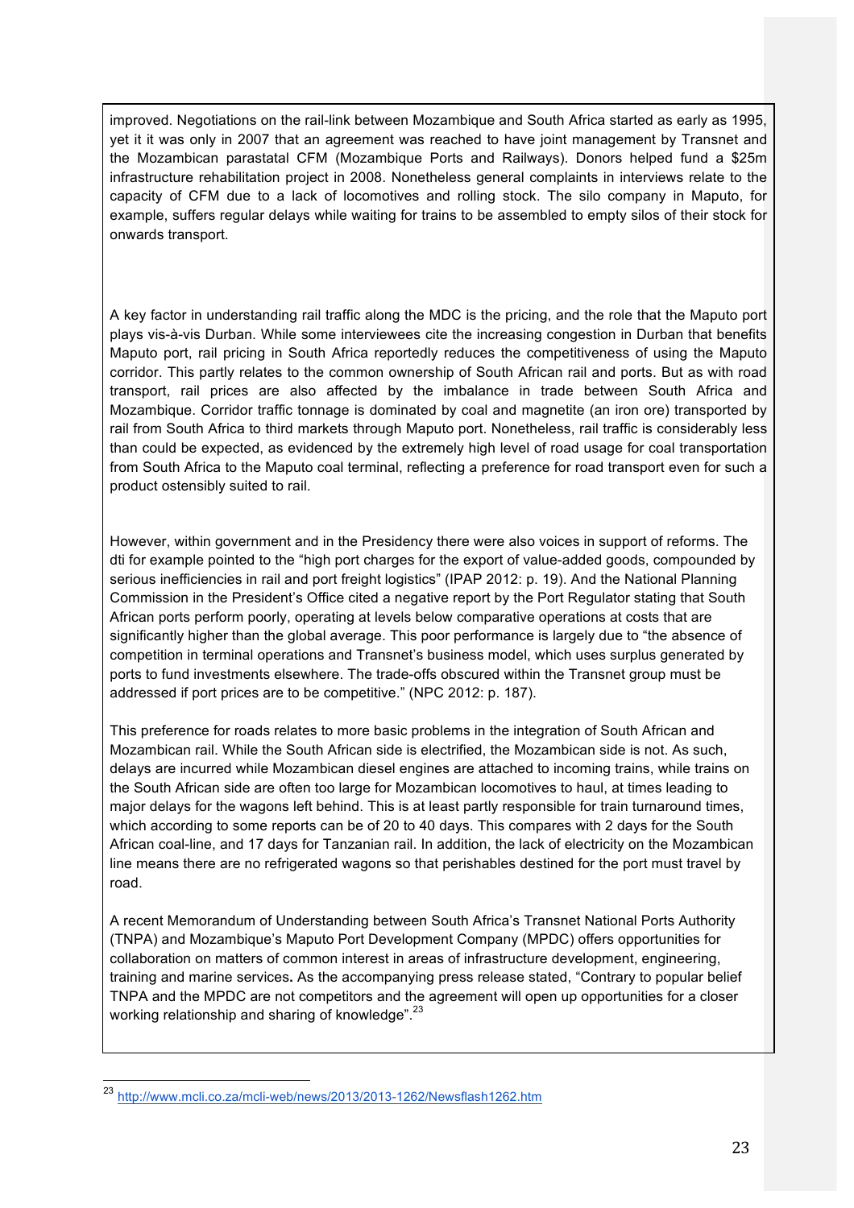improved. Negotiations on the rail-link between Mozambique and South Africa started as early as 1995, yet it it was only in 2007 that an agreement was reached to have joint management by Transnet and the Mozambican parastatal CFM (Mozambique Ports and Railways). Donors helped fund a $25m infrastructure rehabilitation project in 2008. Nonetheless general complaints in interviews relate to the capacity of CFM due to a lack of locomotives and rolling stock. The silo company in Maputo, for example, suffers regular delays while waiting for trains to be assembled to empty silos of their stock for onwards transport.

A key factor in understanding rail traffic along the MDC is the pricing, and the role that the Maputo port plays vis-à-vis Durban. While some interviewees cite the increasing congestion in Durban that benefits Maputo port, rail pricing in South Africa reportedly reduces the competitiveness of using the Maputo corridor. This partly relates to the common ownership of South African rail and ports. But as with road transport, rail prices are also affected by the imbalance in trade between South Africa and Mozambique. Corridor traffic tonnage is dominated by coal and magnetite (an iron ore) transported by rail from South Africa to third markets through Maputo port. Nonetheless, rail traffic is considerably less than could be expected, as evidenced by the extremely high level of road usage for coal transportation from South Africa to the Maputo coal terminal, reflecting a preference for road transport even for such a product ostensibly suited to rail.

However, within government and in the Presidency there were also voices in support of reforms. The dti for example pointed to the "high port charges for the export of value-added goods, compounded by serious inefficiencies in rail and port freight logistics" (IPAP 2012: p. 19). And the National Planning Commission in the President's Office cited a negative report by the Port Regulator stating that South African ports perform poorly, operating at levels below comparative operations at costs that are significantly higher than the global average. This poor performance is largely due to "the absence of competition in terminal operations and Transnet's business model, which uses surplus generated by ports to fund investments elsewhere. The trade-offs obscured within the Transnet group must be addressed if port prices are to be competitive." (NPC 2012: p. 187).

This preference for roads relates to more basic problems in the integration of South African and Mozambican rail. While the South African side is electrified, the Mozambican side is not. As such, delays are incurred while Mozambican diesel engines are attached to incoming trains, while trains on the South African side are often too large for Mozambican locomotives to haul, at times leading to major delays for the wagons left behind. This is at least partly responsible for train turnaround times, which according to some reports can be of 20 to 40 days. This compares with 2 days for the South African coal-line, and 17 days for Tanzanian rail. In addition, the lack of electricity on the Mozambican line means there are no refrigerated wagons so that perishables destined for the port must travel by road.

A recent Memorandum of Understanding between South Africa's Transnet National Ports Authority (TNPA) and Mozambique's Maputo Port Development Company (MPDC) offers opportunities for collaboration on matters of common interest in areas of infrastructure development, engineering, training and marine services. As the accompanying press release stated, "Contrary to popular belief TNPA and the MPDC are not competitors and the agreement will open up opportunities for a closer working relationship and sharing of knowledge".[23]

[23] http://www.mcli.co.za/mcli-web/news/2013/2013-1262/Newsflash1262.htm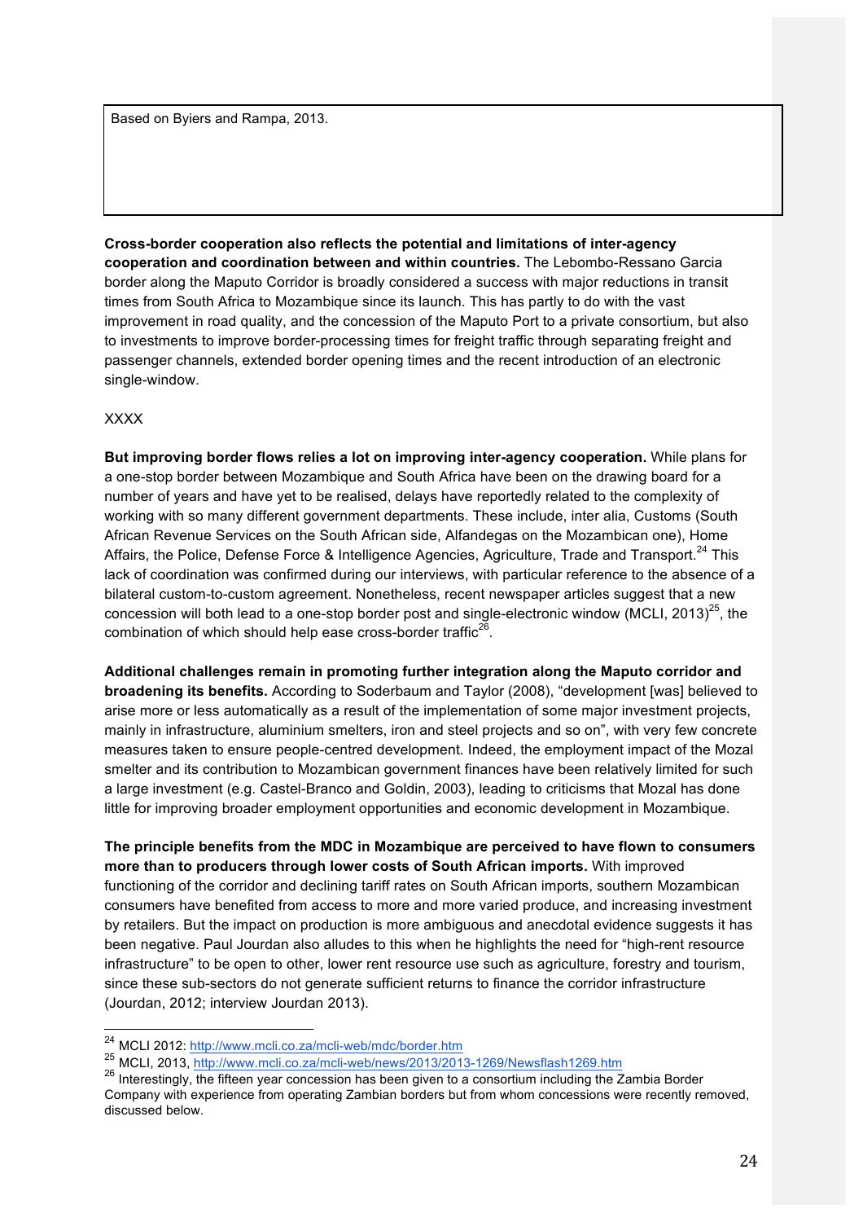Based on Byiers and Rampa, 2013.

**Cross-border cooperation also reflects the potential and limitations of inter-agency cooperation and coordination between and within countries.** The Lebombo-Ressano Garcia border along the Maputo Corridor is broadly considered a success with major reductions in transit times from South Africa to Mozambique since its launch. This has partly to do with the vast improvement in road quality, and the concession of the Maputo Port to a private consortium, but also to investments to improve border-processing times for freight traffic through separating freight and passenger channels, extended border opening times and the recent introduction of an electronic single-window.

XXXX

**But improving border flows relies a lot on improving inter-agency cooperation.** While plans for a one-stop border between Mozambique and South Africa have been on the drawing board for a number of years and have yet to be realised, delays have reportedly related to the complexity of working with so many different government departments. These include, inter alia, Customs (South African Revenue Services on the South African side, Alfandegas on the Mozambican one), Home Affairs, the Police, Defense Force & Intelligence Agencies, Agriculture, Trade and Transport.[24] This lack of coordination was confirmed during our interviews, with particular reference to the absence of a bilateral custom-to-custom agreement. Nonetheless, recent newspaper articles suggest that a new concession will both lead to a one-stop border post and single-electronic window (MCLI, 2013)[25], the combination of which should help ease cross-border traffic[26].

**Additional challenges remain in promoting further integration along the Maputo corridor and broadening its benefits.** According to Soderbaum and Taylor (2008), "development [was] believed to arise more or less automatically as a result of the implementation of some major investment projects, mainly in infrastructure, aluminium smelters, iron and steel projects and so on", with very few concrete measures taken to ensure people-centred development. Indeed, the employment impact of the Mozal smelter and its contribution to Mozambican government finances have been relatively limited for such a large investment (e.g. Castel-Branco and Goldin, 2003), leading to criticisms that Mozal has done little for improving broader employment opportunities and economic development in Mozambique.

**The principle benefits from the MDC in Mozambique are perceived to have flown to consumers more than to producers through lower costs of South African imports.** With improved functioning of the corridor and declining tariff rates on South African imports, southern Mozambican consumers have benefited from access to more and more varied produce, and increasing investment by retailers. But the impact on production is more ambiguous and anecdotal evidence suggests it has been negative. Paul Jourdan also alludes to this when he highlights the need for "high-rent resource infrastructure" to be open to other, lower rent resource use such as agriculture, forestry and tourism, since these sub-sectors do not generate sufficient returns to finance the corridor infrastructure (Jourdan, 2012; interview Jourdan 2013).

---

[24] MCLI 2012: http://www.mcli.co.za/mcli-web/mdc/border.htm

[25] MCLI, 2013, http://www.mcli.co.za/mcli-web/news/2013/2013-1269/Newsflash1269.htm

[26] Interestingly, the fifteen year concession has been given to a consortium including the Zambia Border Company with experience from operating Zambian borders but from whom concessions were recently removed, discussed below.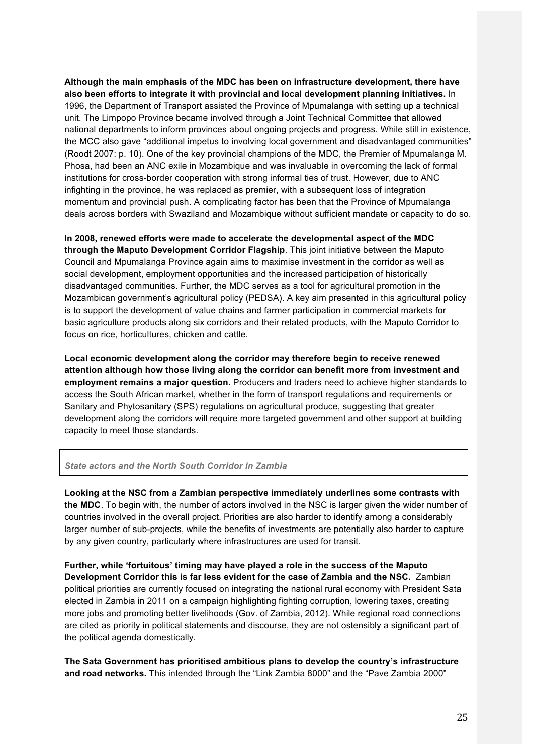**Although the main emphasis of the MDC has been on infrastructure development, there have also been efforts to integrate it with provincial and local development planning initiatives.** In 1996, the Department of Transport assisted the Province of Mpumalanga with setting up a technical unit. The Limpopo Province became involved through a Joint Technical Committee that allowed national departments to inform provinces about ongoing projects and progress. While still in existence, the MCC also gave "additional impetus to involving local government and disadvantaged communities" (Roodt 2007: p. 10). One of the key provincial champions of the MDC, the Premier of Mpumalanga M. Phosa, had been an ANC exile in Mozambique and was invaluable in overcoming the lack of formal institutions for cross-border cooperation with strong informal ties of trust. However, due to ANC infighting in the province, he was replaced as premier, with a subsequent loss of integration momentum and provincial push. A complicating factor has been that the Province of Mpumalanga deals across borders with Swaziland and Mozambique without sufficient mandate or capacity to do so.

**In 2008, renewed efforts were made to accelerate the developmental aspect of the MDC through the Maputo Development Corridor Flagship**. This joint initiative between the Maputo Council and Mpumalanga Province again aims to maximise investment in the corridor as well as social development, employment opportunities and the increased participation of historically disadvantaged communities. Further, the MDC serves as a tool for agricultural promotion in the Mozambican government's agricultural policy (PEDSA). A key aim presented in this agricultural policy is to support the development of value chains and farmer participation in commercial markets for basic agriculture products along six corridors and their related products, with the Maputo Corridor to focus on rice, horticultures, chicken and cattle.

**Local economic development along the corridor may therefore begin to receive renewed attention although how those living along the corridor can benefit more from investment and employment remains a major question.** Producers and traders need to achieve higher standards to access the South African market, whether in the form of transport regulations and requirements or Sanitary and Phytosanitary (SPS) regulations on agricultural produce, suggesting that greater development along the corridors will require more targeted government and other support at building capacity to meet those standards.

### *State actors and the North South Corridor in Zambia*

**Looking at the NSC from a Zambian perspective immediately underlines some contrasts with the MDC**. To begin with, the number of actors involved in the NSC is larger given the wider number of countries involved in the overall project. Priorities are also harder to identify among a considerably larger number of sub-projects, while the benefits of investments are potentially also harder to capture by any given country, particularly where infrastructures are used for transit.

**Further, while 'fortuitous' timing may have played a role in the success of the Maputo Development Corridor this is far less evident for the case of Zambia and the NSC.** Zambian political priorities are currently focused on integrating the national rural economy with President Sata elected in Zambia in 2011 on a campaign highlighting fighting corruption, lowering taxes, creating more jobs and promoting better livelihoods (Gov. of Zambia, 2012). While regional road connections are cited as priority in political statements and discourse, they are not ostensibly a significant part of the political agenda domestically.

**The Sata Government has prioritised ambitious plans to develop the country's infrastructure and road networks.** This intended through the "Link Zambia 8000" and the "Pave Zambia 2000"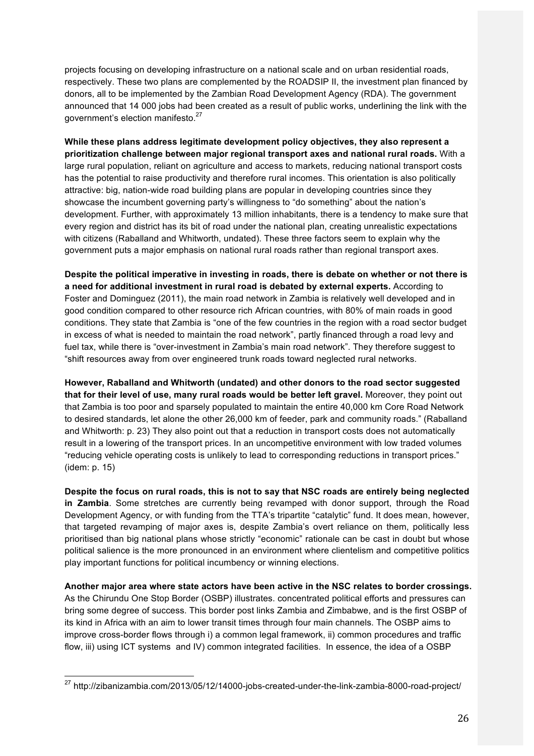projects focusing on developing infrastructure on a national scale and on urban residential roads, respectively. These two plans are complemented by the ROADSIP II, the investment plan financed by donors, all to be implemented by the Zambian Road Development Agency (RDA). The government announced that 14 000 jobs had been created as a result of public works, underlining the link with the government's election manifesto.[27]

**While these plans address legitimate development policy objectives, they also represent a prioritization challenge between major regional transport axes and national rural roads.** With a large rural population, reliant on agriculture and access to markets, reducing national transport costs has the potential to raise productivity and therefore rural incomes. This orientation is also politically attractive: big, nation-wide road building plans are popular in developing countries since they showcase the incumbent governing party's willingness to "do something" about the nation's development. Further, with approximately 13 million inhabitants, there is a tendency to make sure that every region and district has its bit of road under the national plan, creating unrealistic expectations with citizens (Raballand and Whitworth, undated). These three factors seem to explain why the government puts a major emphasis on national rural roads rather than regional transport axes.

**Despite the political imperative in investing in roads, there is debate on whether or not there is a need for additional investment in rural road is debated by external experts.** According to Foster and Dominguez (2011), the main road network in Zambia is relatively well developed and in good condition compared to other resource rich African countries, with 80% of main roads in good conditions. They state that Zambia is "one of the few countries in the region with a road sector budget in excess of what is needed to maintain the road network", partly financed through a road levy and fuel tax, while there is "over-investment in Zambia's main road network". They therefore suggest to "shift resources away from over engineered trunk roads toward neglected rural networks.

**However, Raballand and Whitworth (undated) and other donors to the road sector suggested that for their level of use, many rural roads would be better left gravel.** Moreover, they point out that Zambia is too poor and sparsely populated to maintain the entire 40,000 km Core Road Network to desired standards, let alone the other 26,000 km of feeder, park and community roads." (Raballand and Whitworth: p. 23) They also point out that a reduction in transport costs does not automatically result in a lowering of the transport prices. In an uncompetitive environment with low traded volumes "reducing vehicle operating costs is unlikely to lead to corresponding reductions in transport prices." (idem: p. 15)

**Despite the focus on rural roads, this is not to say that NSC roads are entirely being neglected in Zambia**. Some stretches are currently being revamped with donor support, through the Road Development Agency, or with funding from the TTA's tripartite "catalytic" fund. It does mean, however, that targeted revamping of major axes is, despite Zambia's overt reliance on them, politically less prioritised than big national plans whose strictly "economic" rationale can be cast in doubt but whose political salience is the more pronounced in an environment where clientelism and competitive politics play important functions for political incumbency or winning elections.

**Another major area where state actors have been active in the NSC relates to border crossings.** As the Chirundu One Stop Border (OSBP) illustrates. concentrated political efforts and pressures can bring some degree of success. This border post links Zambia and Zimbabwe, and is the first OSBP of its kind in Africa with an aim to lower transit times through four main channels. The OSBP aims to improve cross-border flows through i) a common legal framework, ii) common procedures and traffic flow, iii) using ICT systems and IV) common integrated facilities. In essence, the idea of a OSBP

[27] http://zibanizambia.com/2013/05/12/14000-jobs-created-under-the-link-zambia-8000-road-project/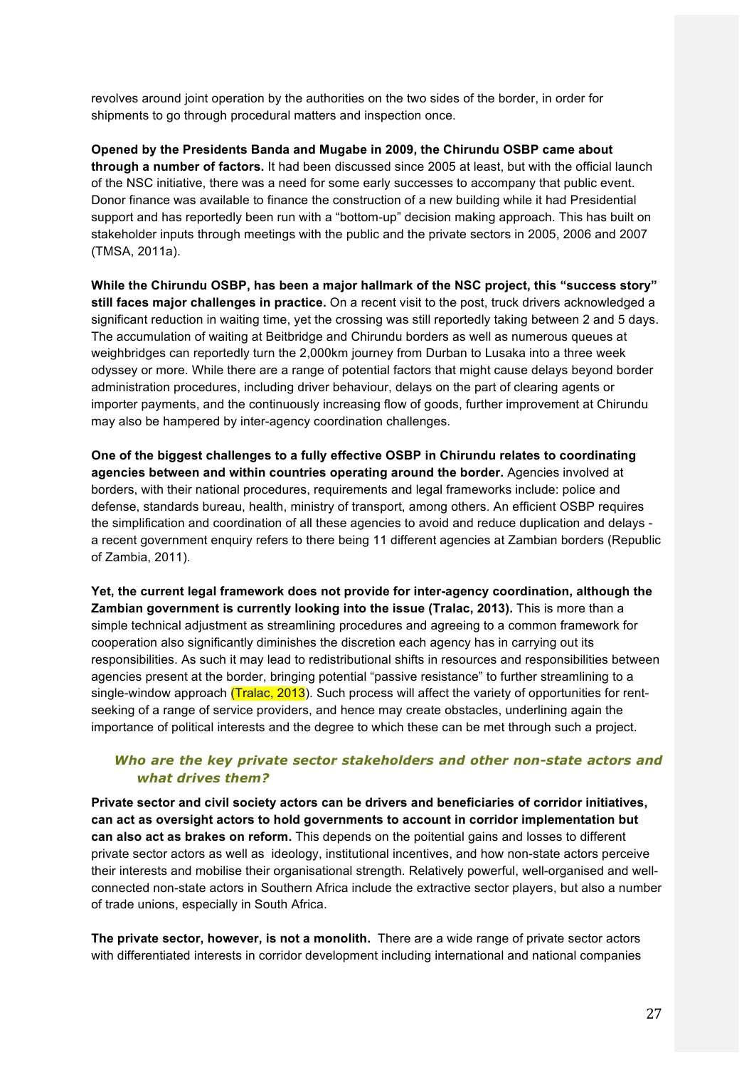revolves around joint operation by the authorities on the two sides of the border, in order for shipments to go through procedural matters and inspection once.

**Opened by the Presidents Banda and Mugabe in 2009, the Chirundu OSBP came about through a number of factors.** It had been discussed since 2005 at least, but with the official launch of the NSC initiative, there was a need for some early successes to accompany that public event. Donor finance was available to finance the construction of a new building while it had Presidential support and has reportedly been run with a "bottom-up" decision making approach. This has built on stakeholder inputs through meetings with the public and the private sectors in 2005, 2006 and 2007 (TMSA, 2011a).

**While the Chirundu OSBP, has been a major hallmark of the NSC project, this "success story" still faces major challenges in practice.** On a recent visit to the post, truck drivers acknowledged a significant reduction in waiting time, yet the crossing was still reportedly taking between 2 and 5 days. The accumulation of waiting at Beitbridge and Chirundu borders as well as numerous queues at weighbridges can reportedly turn the 2,000km journey from Durban to Lusaka into a three week odyssey or more. While there are a range of potential factors that might cause delays beyond border administration procedures, including driver behaviour, delays on the part of clearing agents or importer payments, and the continuously increasing flow of goods, further improvement at Chirundu may also be hampered by inter-agency coordination challenges.

**One of the biggest challenges to a fully effective OSBP in Chirundu relates to coordinating agencies between and within countries operating around the border.** Agencies involved at borders, with their national procedures, requirements and legal frameworks include: police and defense, standards bureau, health, ministry of transport, among others. An efficient OSBP requires the simplification and coordination of all these agencies to avoid and reduce duplication and delays - a recent government enquiry refers to there being 11 different agencies at Zambian borders (Republic of Zambia, 2011).

**Yet, the current legal framework does not provide for inter-agency coordination, although the Zambian government is currently looking into the issue (Tralac, 2013).** This is more than a simple technical adjustment as streamlining procedures and agreeing to a common framework for cooperation also significantly diminishes the discretion each agency has in carrying out its responsibilities. As such it may lead to redistributional shifts in resources and responsibilities between agencies present at the border, bringing potential "passive resistance" to further streamlining to a single-window approach (Tralac, 2013). Such process will affect the variety of opportunities for rent-seeking of a range of service providers, and hence may create obstacles, underlining again the importance of political interests and the degree to which these can be met through such a project.

### *Who are the key private sector stakeholders and other non-state actors and what drives them?*

**Private sector and civil society actors can be drivers and beneficiaries of corridor initiatives, can act as oversight actors to hold governments to account in corridor implementation but can also act as brakes on reform.** This depends on the poitential gains and losses to different private sector actors as well as ideology, institutional incentives, and how non-state actors perceive their interests and mobilise their organisational strength. Relatively powerful, well-organised and well-connected non-state actors in Southern Africa include the extractive sector players, but also a number of trade unions, especially in South Africa.

**The private sector, however, is not a monolith.** There are a wide range of private sector actors with differentiated interests in corridor development including international and national companies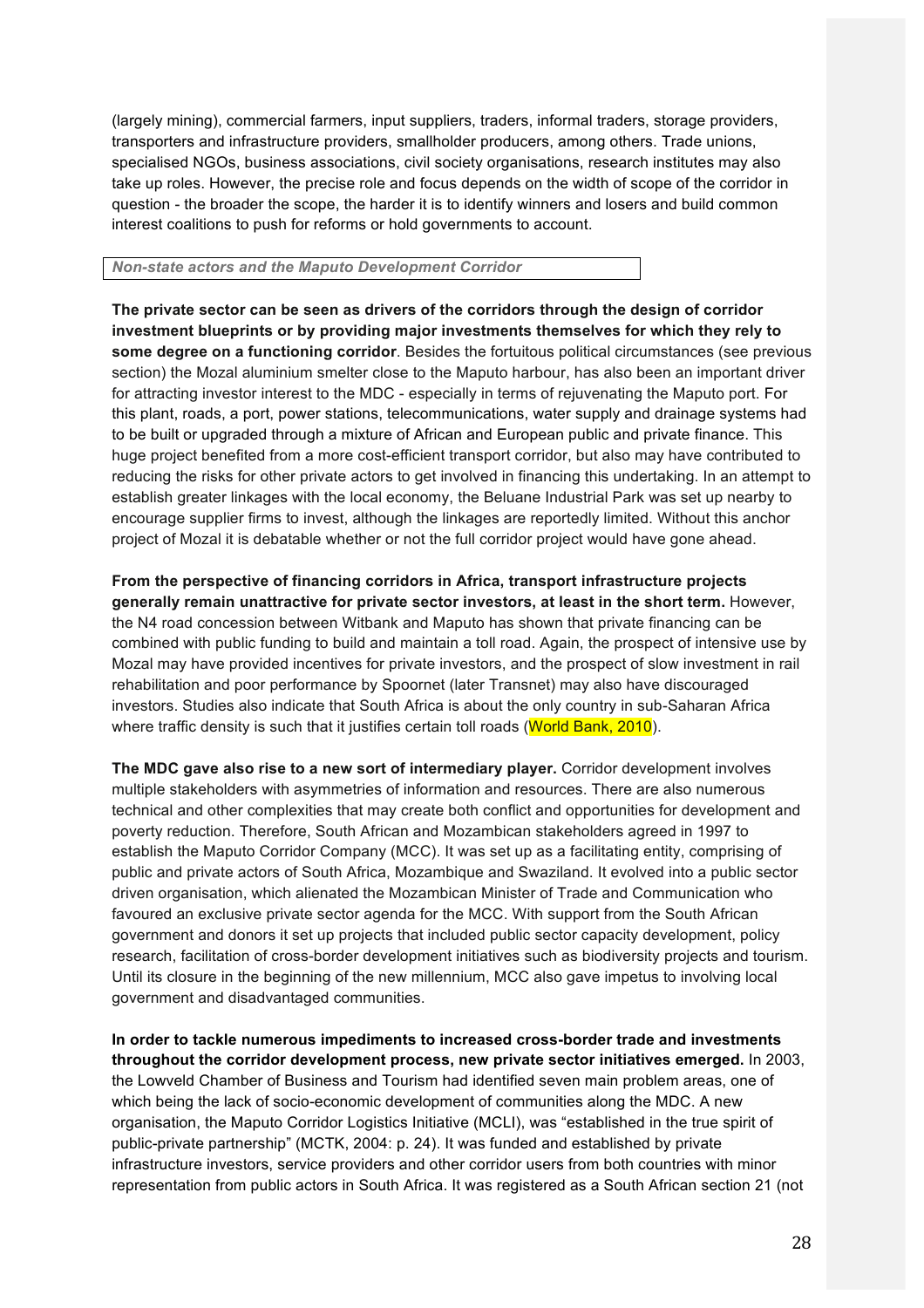(largely mining), commercial farmers, input suppliers, traders, informal traders, storage providers, transporters and infrastructure providers, smallholder producers, among others. Trade unions, specialised NGOs, business associations, civil society organisations, research institutes may also take up roles. However, the precise role and focus depends on the width of scope of the corridor in question - the broader the scope, the harder it is to identify winners and losers and build common interest coalitions to push for reforms or hold governments to account.

***Non-state actors and the Maputo Development Corridor***

**The private sector can be seen as drivers of the corridors through the design of corridor investment blueprints or by providing major investments themselves for which they rely to some degree on a functioning corridor**. Besides the fortuitous political circumstances (see previous section) the Mozal aluminium smelter close to the Maputo harbour, has also been an important driver for attracting investor interest to the MDC - especially in terms of rejuvenating the Maputo port. For this plant, roads, a port, power stations, telecommunications, water supply and drainage systems had to be built or upgraded through a mixture of African and European public and private finance. This huge project benefited from a more cost-efficient transport corridor, but also may have contributed to reducing the risks for other private actors to get involved in financing this undertaking. In an attempt to establish greater linkages with the local economy, the Beluane Industrial Park was set up nearby to encourage supplier firms to invest, although the linkages are reportedly limited. Without this anchor project of Mozal it is debatable whether or not the full corridor project would have gone ahead.

**From the perspective of financing corridors in Africa, transport infrastructure projects generally remain unattractive for private sector investors, at least in the short term.** However, the N4 road concession between Witbank and Maputo has shown that private financing can be combined with public funding to build and maintain a toll road. Again, the prospect of intensive use by Mozal may have provided incentives for private investors, and the prospect of slow investment in rail rehabilitation and poor performance by Spoornet (later Transnet) may also have discouraged investors. Studies also indicate that South Africa is about the only country in sub-Saharan Africa where traffic density is such that it justifies certain toll roads (World Bank, 2010).

**The MDC gave also rise to a new sort of intermediary player.** Corridor development involves multiple stakeholders with asymmetries of information and resources. There are also numerous technical and other complexities that may create both conflict and opportunities for development and poverty reduction. Therefore, South African and Mozambican stakeholders agreed in 1997 to establish the Maputo Corridor Company (MCC). It was set up as a facilitating entity, comprising of public and private actors of South Africa, Mozambique and Swaziland. It evolved into a public sector driven organisation, which alienated the Mozambican Minister of Trade and Communication who favoured an exclusive private sector agenda for the MCC. With support from the South African government and donors it set up projects that included public sector capacity development, policy research, facilitation of cross-border development initiatives such as biodiversity projects and tourism. Until its closure in the beginning of the new millennium, MCC also gave impetus to involving local government and disadvantaged communities.

**In order to tackle numerous impediments to increased cross-border trade and investments throughout the corridor development process, new private sector initiatives emerged.** In 2003, the Lowveld Chamber of Business and Tourism had identified seven main problem areas, one of which being the lack of socio-economic development of communities along the MDC. A new organisation, the Maputo Corridor Logistics Initiative (MCLI), was "established in the true spirit of public-private partnership" (MCTK, 2004: p. 24). It was funded and established by private infrastructure investors, service providers and other corridor users from both countries with minor representation from public actors in South Africa. It was registered as a South African section 21 (not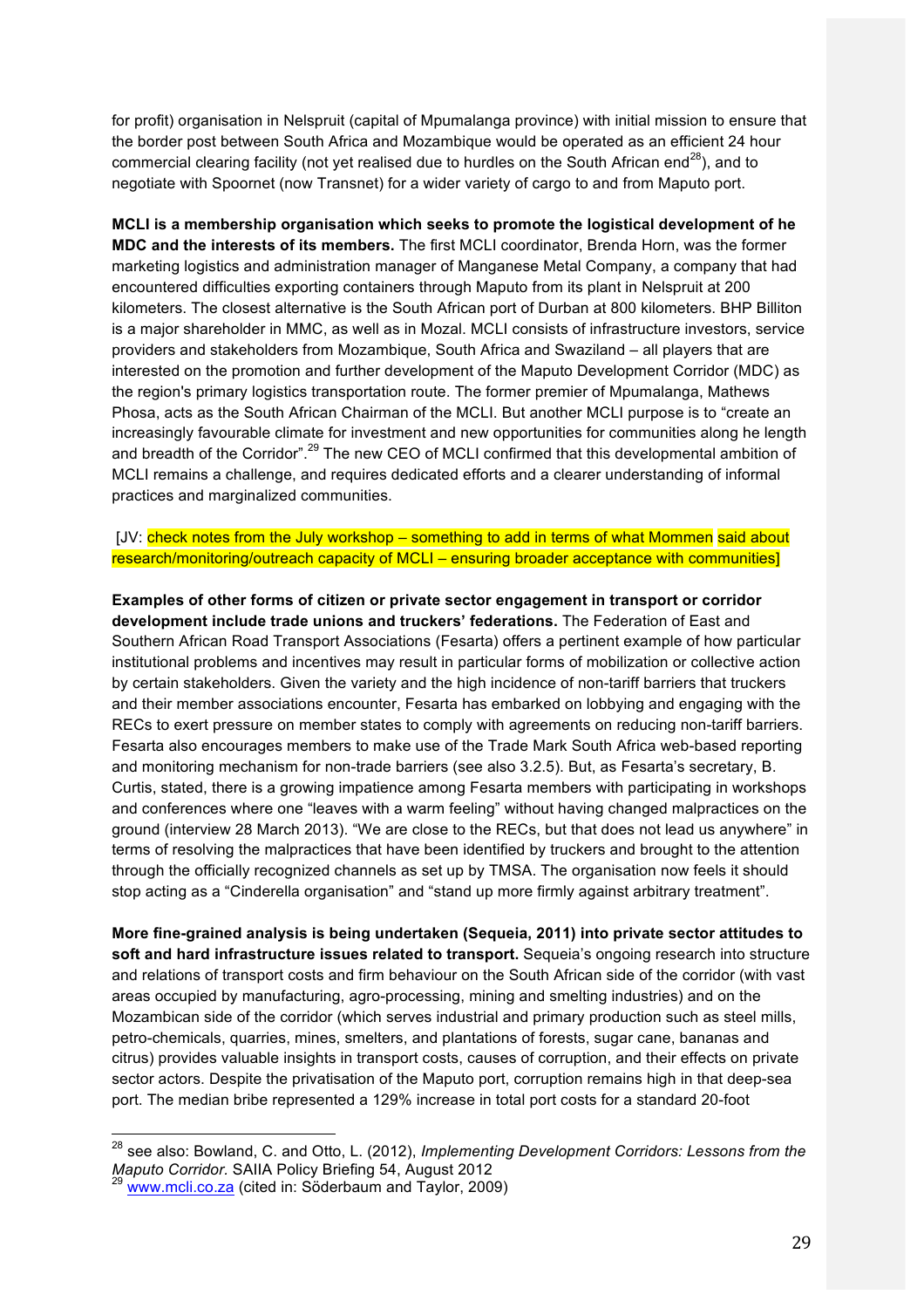for profit) organisation in Nelspruit (capital of Mpumalanga province) with initial mission to ensure that the border post between South Africa and Mozambique would be operated as an efficient 24 hour commercial clearing facility (not yet realised due to hurdles on the South African end[28]), and to negotiate with Spoornet (now Transnet) for a wider variety of cargo to and from Maputo port.

**MCLI is a membership organisation which seeks to promote the logistical development of he MDC and the interests of its members.** The first MCLI coordinator, Brenda Horn, was the former marketing logistics and administration manager of Manganese Metal Company, a company that had encountered difficulties exporting containers through Maputo from its plant in Nelspruit at 200 kilometers. The closest alternative is the South African port of Durban at 800 kilometers. BHP Billiton is a major shareholder in MMC, as well as in Mozal. MCLI consists of infrastructure investors, service providers and stakeholders from Mozambique, South Africa and Swaziland – all players that are interested on the promotion and further development of the Maputo Development Corridor (MDC) as the region's primary logistics transportation route. The former premier of Mpumalanga, Mathews Phosa, acts as the South African Chairman of the MCLI. But another MCLI purpose is to "create an increasingly favourable climate for investment and new opportunities for communities along he length and breadth of the Corridor".[29] The new CEO of MCLI confirmed that this developmental ambition of MCLI remains a challenge, and requires dedicated efforts and a clearer understanding of informal practices and marginalized communities.

[JV: check notes from the July workshop – something to add in terms of what Mommen said about research/monitoring/outreach capacity of MCLI – ensuring broader acceptance with communities]

**Examples of other forms of citizen or private sector engagement in transport or corridor development include trade unions and truckers' federations.** The Federation of East and Southern African Road Transport Associations (Fesarta) offers a pertinent example of how particular institutional problems and incentives may result in particular forms of mobilization or collective action by certain stakeholders. Given the variety and the high incidence of non-tariff barriers that truckers and their member associations encounter, Fesarta has embarked on lobbying and engaging with the RECs to exert pressure on member states to comply with agreements on reducing non-tariff barriers. Fesarta also encourages members to make use of the Trade Mark South Africa web-based reporting and monitoring mechanism for non-trade barriers (see also 3.2.5). But, as Fesarta's secretary, B. Curtis, stated, there is a growing impatience among Fesarta members with participating in workshops and conferences where one "leaves with a warm feeling" without having changed malpractices on the ground (interview 28 March 2013). "We are close to the RECs, but that does not lead us anywhere" in terms of resolving the malpractices that have been identified by truckers and brought to the attention through the officially recognized channels as set up by TMSA. The organisation now feels it should stop acting as a "Cinderella organisation" and "stand up more firmly against arbitrary treatment".

**More fine-grained analysis is being undertaken (Sequeia, 2011) into private sector attitudes to soft and hard infrastructure issues related to transport.** Sequeia's ongoing research into structure and relations of transport costs and firm behaviour on the South African side of the corridor (with vast areas occupied by manufacturing, agro-processing, mining and smelting industries) and on the Mozambican side of the corridor (which serves industrial and primary production such as steel mills, petro-chemicals, quarries, mines, smelters, and plantations of forests, sugar cane, bananas and citrus) provides valuable insights in transport costs, causes of corruption, and their effects on private sector actors. Despite the privatisation of the Maputo port, corruption remains high in that deep-sea port. The median bribe represented a 129% increase in total port costs for a standard 20-foot

---

[28] see also: Bowland, C. and Otto, L. (2012), *Implementing Development Corridors: Lessons from the Maputo Corridor.* SAIIA Policy Briefing 54, August 2012

[29] www.mcli.co.za (cited in: Söderbaum and Taylor, 2009)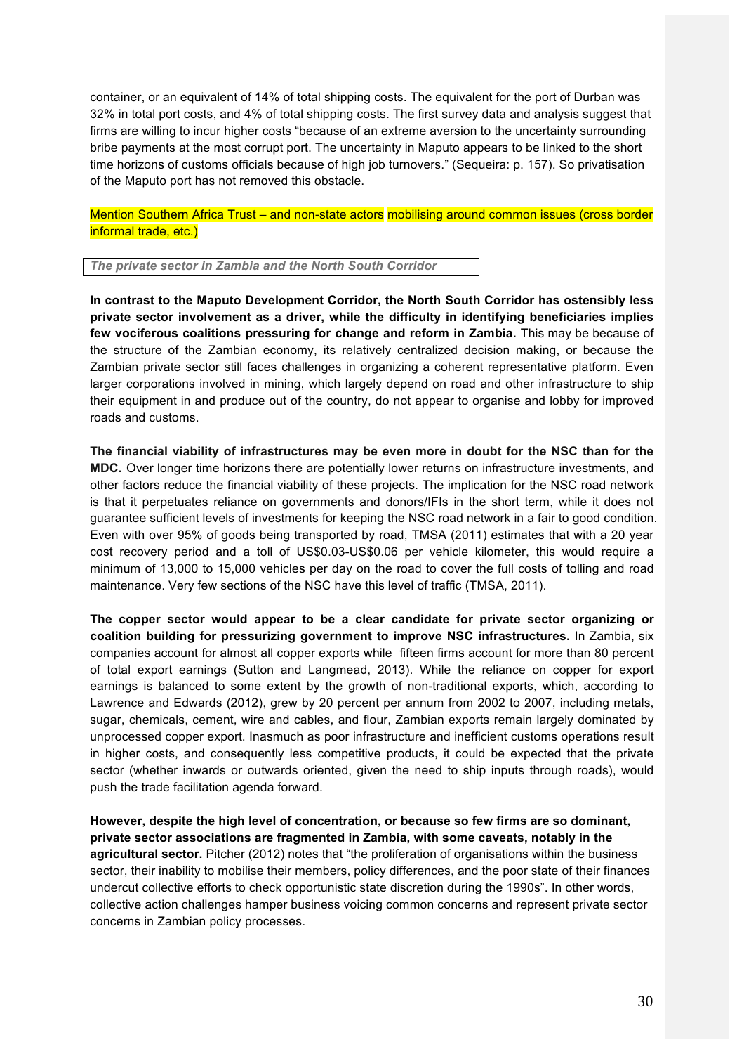container, or an equivalent of 14% of total shipping costs. The equivalent for the port of Durban was 32% in total port costs, and 4% of total shipping costs. The first survey data and analysis suggest that firms are willing to incur higher costs "because of an extreme aversion to the uncertainty surrounding bribe payments at the most corrupt port. The uncertainty in Maputo appears to be linked to the short time horizons of customs officials because of high job turnovers." (Sequeira: p. 157). So privatisation of the Maputo port has not removed this obstacle.

Mention Southern Africa Trust – and non-state actors mobilising around common issues (cross border informal trade, etc.)

***The private sector in Zambia and the North South Corridor***

**In contrast to the Maputo Development Corridor, the North South Corridor has ostensibly less private sector involvement as a driver, while the difficulty in identifying beneficiaries implies few vociferous coalitions pressuring for change and reform in Zambia.** This may be because of the structure of the Zambian economy, its relatively centralized decision making, or because the Zambian private sector still faces challenges in organizing a coherent representative platform. Even larger corporations involved in mining, which largely depend on road and other infrastructure to ship their equipment in and produce out of the country, do not appear to organise and lobby for improved roads and customs.

**The financial viability of infrastructures may be even more in doubt for the NSC than for the MDC.** Over longer time horizons there are potentially lower returns on infrastructure investments, and other factors reduce the financial viability of these projects. The implication for the NSC road network is that it perpetuates reliance on governments and donors/IFIs in the short term, while it does not guarantee sufficient levels of investments for keeping the NSC road network in a fair to good condition. Even with over 95% of goods being transported by road, TMSA (2011) estimates that with a 20 year cost recovery period and a toll of US$0.03-US$0.06 per vehicle kilometer, this would require a minimum of 13,000 to 15,000 vehicles per day on the road to cover the full costs of tolling and road maintenance. Very few sections of the NSC have this level of traffic (TMSA, 2011).

**The copper sector would appear to be a clear candidate for private sector organizing or coalition building for pressurizing government to improve NSC infrastructures.** In Zambia, six companies account for almost all copper exports while fifteen firms account for more than 80 percent of total export earnings (Sutton and Langmead, 2013). While the reliance on copper for export earnings is balanced to some extent by the growth of non-traditional exports, which, according to Lawrence and Edwards (2012), grew by 20 percent per annum from 2002 to 2007, including metals, sugar, chemicals, cement, wire and cables, and flour, Zambian exports remain largely dominated by unprocessed copper export. Inasmuch as poor infrastructure and inefficient customs operations result in higher costs, and consequently less competitive products, it could be expected that the private sector (whether inwards or outwards oriented, given the need to ship inputs through roads), would push the trade facilitation agenda forward.

**However, despite the high level of concentration, or because so few firms are so dominant, private sector associations are fragmented in Zambia, with some caveats, notably in the agricultural sector.** Pitcher (2012) notes that "the proliferation of organisations within the business sector, their inability to mobilise their members, policy differences, and the poor state of their finances undercut collective efforts to check opportunistic state discretion during the 1990s". In other words, collective action challenges hamper business voicing common concerns and represent private sector concerns in Zambian policy processes.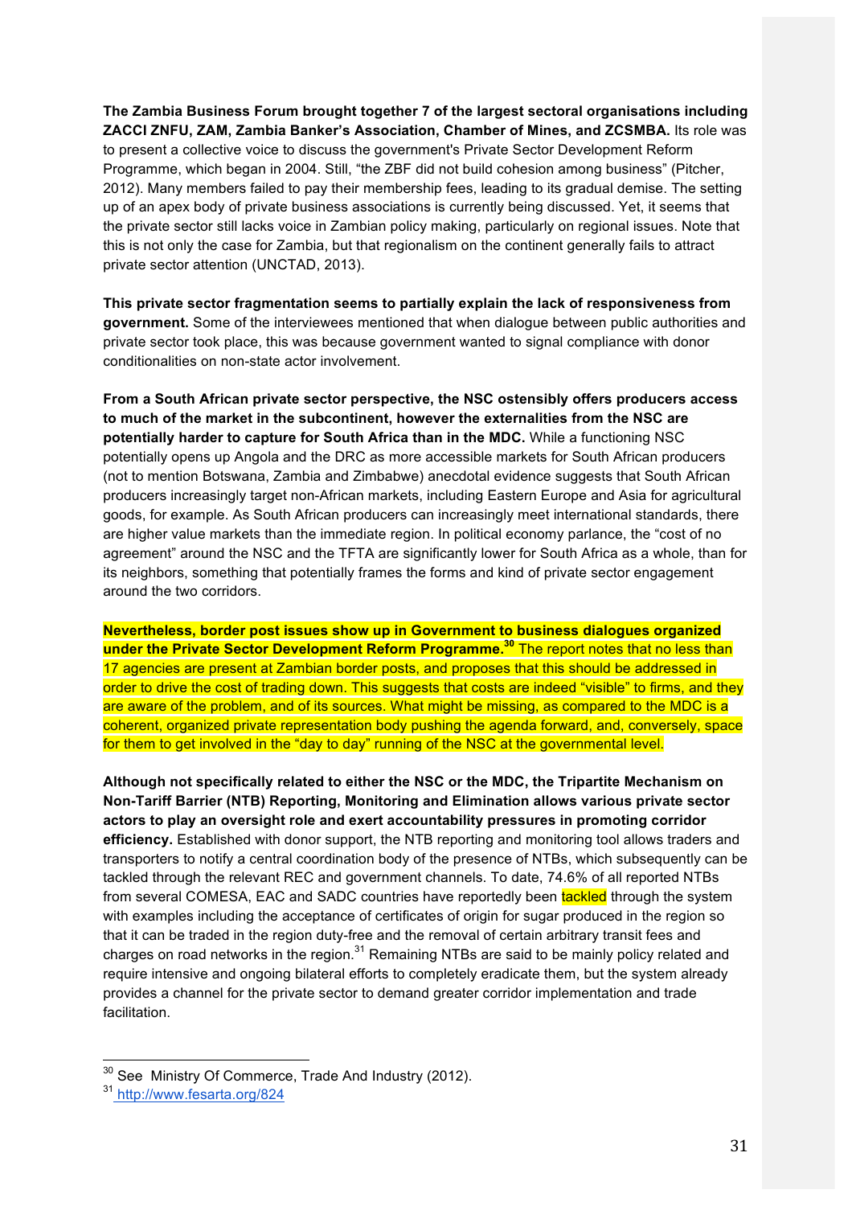**The Zambia Business Forum brought together 7 of the largest sectoral organisations including ZACCI ZNFU, ZAM, Zambia Banker's Association, Chamber of Mines, and ZCSMBA.** Its role was to present a collective voice to discuss the government's Private Sector Development Reform Programme, which began in 2004. Still, "the ZBF did not build cohesion among business" (Pitcher, 2012). Many members failed to pay their membership fees, leading to its gradual demise. The setting up of an apex body of private business associations is currently being discussed. Yet, it seems that the private sector still lacks voice in Zambian policy making, particularly on regional issues. Note that this is not only the case for Zambia, but that regionalism on the continent generally fails to attract private sector attention (UNCTAD, 2013).

**This private sector fragmentation seems to partially explain the lack of responsiveness from government.** Some of the interviewees mentioned that when dialogue between public authorities and private sector took place, this was because government wanted to signal compliance with donor conditionalities on non-state actor involvement.

**From a South African private sector perspective, the NSC ostensibly offers producers access to much of the market in the subcontinent, however the externalities from the NSC are potentially harder to capture for South Africa than in the MDC.** While a functioning NSC potentially opens up Angola and the DRC as more accessible markets for South African producers (not to mention Botswana, Zambia and Zimbabwe) anecdotal evidence suggests that South African producers increasingly target non-African markets, including Eastern Europe and Asia for agricultural goods, for example. As South African producers can increasingly meet international standards, there are higher value markets than the immediate region. In political economy parlance, the "cost of no agreement" around the NSC and the TFTA are significantly lower for South Africa as a whole, than for its neighbors, something that potentially frames the forms and kind of private sector engagement around the two corridors.

**Nevertheless, border post issues show up in Government to business dialogues organized under the Private Sector Development Reform Programme.**[30] The report notes that no less than 17 agencies are present at Zambian border posts, and proposes that this should be addressed in order to drive the cost of trading down. This suggests that costs are indeed "visible" to firms, and they are aware of the problem, and of its sources. What might be missing, as compared to the MDC is a coherent, organized private representation body pushing the agenda forward, and, conversely, space for them to get involved in the "day to day" running of the NSC at the governmental level.

**Although not specifically related to either the NSC or the MDC, the Tripartite Mechanism on Non-Tariff Barrier (NTB) Reporting, Monitoring and Elimination allows various private sector actors to play an oversight role and exert accountability pressures in promoting corridor efficiency.** Established with donor support, the NTB reporting and monitoring tool allows traders and transporters to notify a central coordination body of the presence of NTBs, which subsequently can be tackled through the relevant REC and government channels. To date, 74.6% of all reported NTBs from several COMESA, EAC and SADC countries have reportedly been tackled through the system with examples including the acceptance of certificates of origin for sugar produced in the region so that it can be traded in the region duty-free and the removal of certain arbitrary transit fees and charges on road networks in the region.[31] Remaining NTBs are said to be mainly policy related and require intensive and ongoing bilateral efforts to completely eradicate them, but the system already provides a channel for the private sector to demand greater corridor implementation and trade facilitation.

---

[30] See Ministry Of Commerce, Trade And Industry (2012).

[31] http://www.fesarta.org/824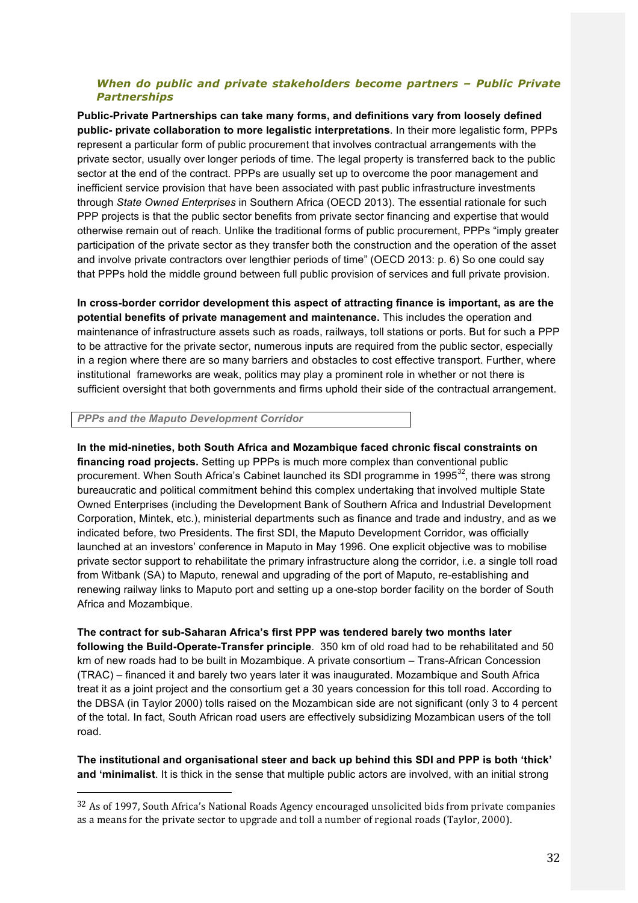### *When do public and private stakeholders become partners – Public Private Partnerships*

**Public-Private Partnerships can take many forms, and definitions vary from loosely defined public- private collaboration to more legalistic interpretations**. In their more legalistic form, PPPs represent a particular form of public procurement that involves contractual arrangements with the private sector, usually over longer periods of time. The legal property is transferred back to the public sector at the end of the contract. PPPs are usually set up to overcome the poor management and inefficient service provision that have been associated with past public infrastructure investments through *State Owned Enterprises* in Southern Africa (OECD 2013). The essential rationale for such PPP projects is that the public sector benefits from private sector financing and expertise that would otherwise remain out of reach. Unlike the traditional forms of public procurement, PPPs "imply greater participation of the private sector as they transfer both the construction and the operation of the asset and involve private contractors over lengthier periods of time" (OECD 2013: p. 6) So one could say that PPPs hold the middle ground between full public provision of services and full private provision.

**In cross-border corridor development this aspect of attracting finance is important, as are the potential benefits of private management and maintenance.** This includes the operation and maintenance of infrastructure assets such as roads, railways, toll stations or ports. But for such a PPP to be attractive for the private sector, numerous inputs are required from the public sector, especially in a region where there are so many barriers and obstacles to cost effective transport. Further, where institutional frameworks are weak, politics may play a prominent role in whether or not there is sufficient oversight that both governments and firms uphold their side of the contractual arrangement.

#### *PPPs and the Maputo Development Corridor*

**In the mid-nineties, both South Africa and Mozambique faced chronic fiscal constraints on financing road projects.** Setting up PPPs is much more complex than conventional public procurement. When South Africa's Cabinet launched its SDI programme in 1995[32], there was strong bureaucratic and political commitment behind this complex undertaking that involved multiple State Owned Enterprises (including the Development Bank of Southern Africa and Industrial Development Corporation, Mintek, etc.), ministerial departments such as finance and trade and industry, and as we indicated before, two Presidents. The first SDI, the Maputo Development Corridor, was officially launched at an investors' conference in Maputo in May 1996. One explicit objective was to mobilise private sector support to rehabilitate the primary infrastructure along the corridor, i.e. a single toll road from Witbank (SA) to Maputo, renewal and upgrading of the port of Maputo, re-establishing and renewing railway links to Maputo port and setting up a one-stop border facility on the border of South Africa and Mozambique.

**The contract for sub-Saharan Africa's first PPP was tendered barely two months later following the Build-Operate-Transfer principle**. 350 km of old road had to be rehabilitated and 50 km of new roads had to be built in Mozambique. A private consortium – Trans-African Concession (TRAC) – financed it and barely two years later it was inaugurated. Mozambique and South Africa treat it as a joint project and the consortium get a 30 years concession for this toll road. According to the DBSA (in Taylor 2000) tolls raised on the Mozambican side are not significant (only 3 to 4 percent of the total. In fact, South African road users are effectively subsidizing Mozambican users of the toll road.

**The institutional and organisational steer and back up behind this SDI and PPP is both 'thick' and 'minimalist**. It is thick in the sense that multiple public actors are involved, with an initial strong

[32] As of 1997, South Africa's National Roads Agency encouraged unsolicited bids from private companies as a means for the private sector to upgrade and toll a number of regional roads (Taylor, 2000).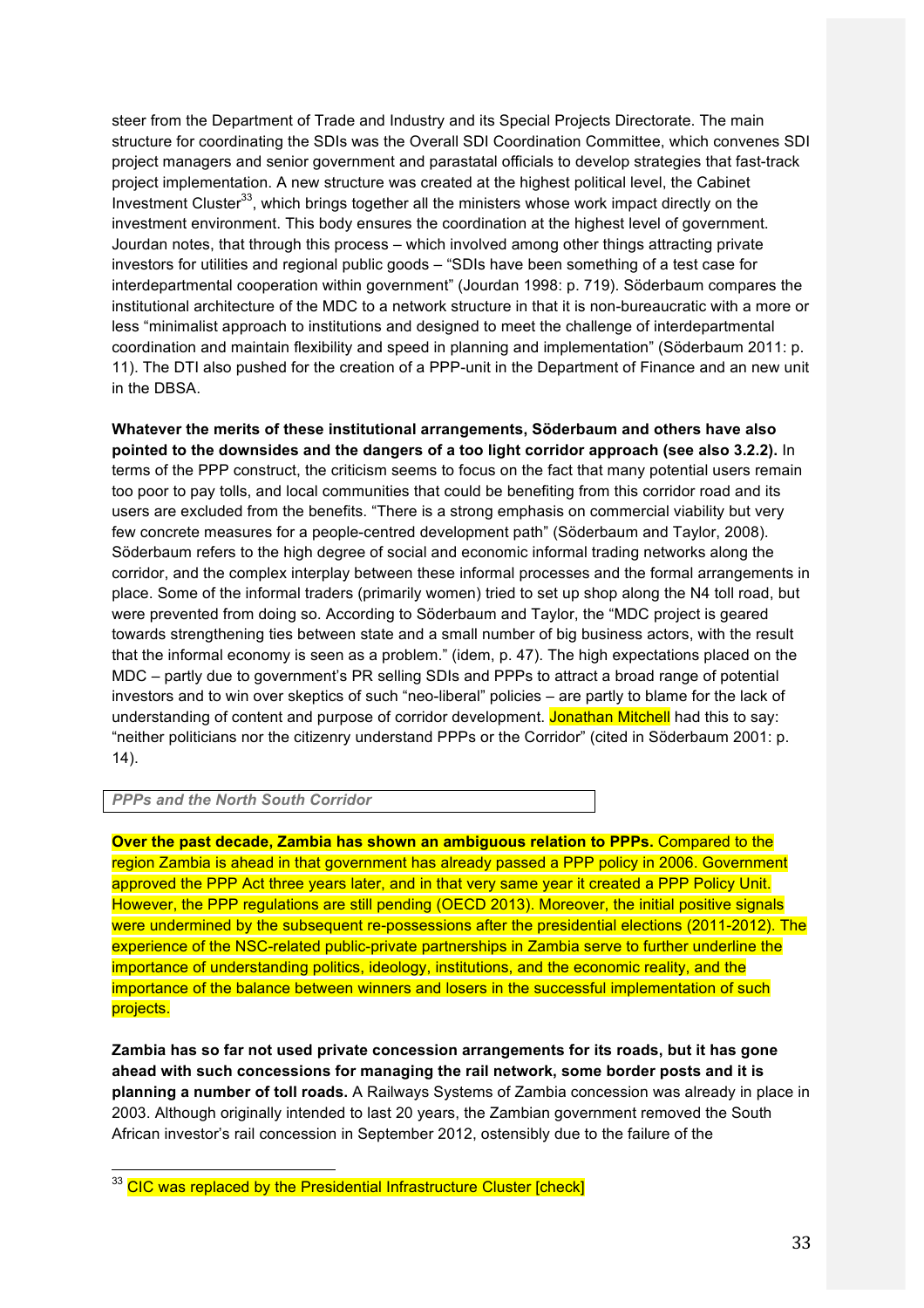steer from the Department of Trade and Industry and its Special Projects Directorate. The main structure for coordinating the SDIs was the Overall SDI Coordination Committee, which convenes SDI project managers and senior government and parastatal officials to develop strategies that fast-track project implementation. A new structure was created at the highest political level, the Cabinet Investment Cluster[33], which brings together all the ministers whose work impact directly on the investment environment. This body ensures the coordination at the highest level of government. Jourdan notes, that through this process – which involved among other things attracting private investors for utilities and regional public goods – "SDIs have been something of a test case for interdepartmental cooperation within government" (Jourdan 1998: p. 719). Söderbaum compares the institutional architecture of the MDC to a network structure in that it is non-bureaucratic with a more or less "minimalist approach to institutions and designed to meet the challenge of interdepartmental coordination and maintain flexibility and speed in planning and implementation" (Söderbaum 2011: p. 11). The DTI also pushed for the creation of a PPP-unit in the Department of Finance and an new unit in the DBSA.

**Whatever the merits of these institutional arrangements, Söderbaum and others have also pointed to the downsides and the dangers of a too light corridor approach (see also 3.2.2).** In terms of the PPP construct, the criticism seems to focus on the fact that many potential users remain too poor to pay tolls, and local communities that could be benefiting from this corridor road and its users are excluded from the benefits. "There is a strong emphasis on commercial viability but very few concrete measures for a people-centred development path" (Söderbaum and Taylor, 2008). Söderbaum refers to the high degree of social and economic informal trading networks along the corridor, and the complex interplay between these informal processes and the formal arrangements in place. Some of the informal traders (primarily women) tried to set up shop along the N4 toll road, but were prevented from doing so. According to Söderbaum and Taylor, the "MDC project is geared towards strengthening ties between state and a small number of big business actors, with the result that the informal economy is seen as a problem." (idem, p. 47). The high expectations placed on the MDC – partly due to government's PR selling SDIs and PPPs to attract a broad range of potential investors and to win over skeptics of such "neo-liberal" policies – are partly to blame for the lack of understanding of content and purpose of corridor development. Jonathan Mitchell had this to say: "neither politicians nor the citizenry understand PPPs or the Corridor" (cited in Söderbaum 2001: p. 14).

***PPPs and the North South Corridor***

**Over the past decade, Zambia has shown an ambiguous relation to PPPs.** Compared to the region Zambia is ahead in that government has already passed a PPP policy in 2006. Government approved the PPP Act three years later, and in that very same year it created a PPP Policy Unit. However, the PPP regulations are still pending (OECD 2013). Moreover, the initial positive signals were undermined by the subsequent re-possessions after the presidential elections (2011-2012). The experience of the NSC-related public-private partnerships in Zambia serve to further underline the importance of understanding politics, ideology, institutions, and the economic reality, and the importance of the balance between winners and losers in the successful implementation of such projects.

**Zambia has so far not used private concession arrangements for its roads, but it has gone ahead with such concessions for managing the rail network, some border posts and it is planning a number of toll roads.** A Railways Systems of Zambia concession was already in place in 2003. Although originally intended to last 20 years, the Zambian government removed the South African investor's rail concession in September 2012, ostensibly due to the failure of the

---

[33] CIC was replaced by the Presidential Infrastructure Cluster [check]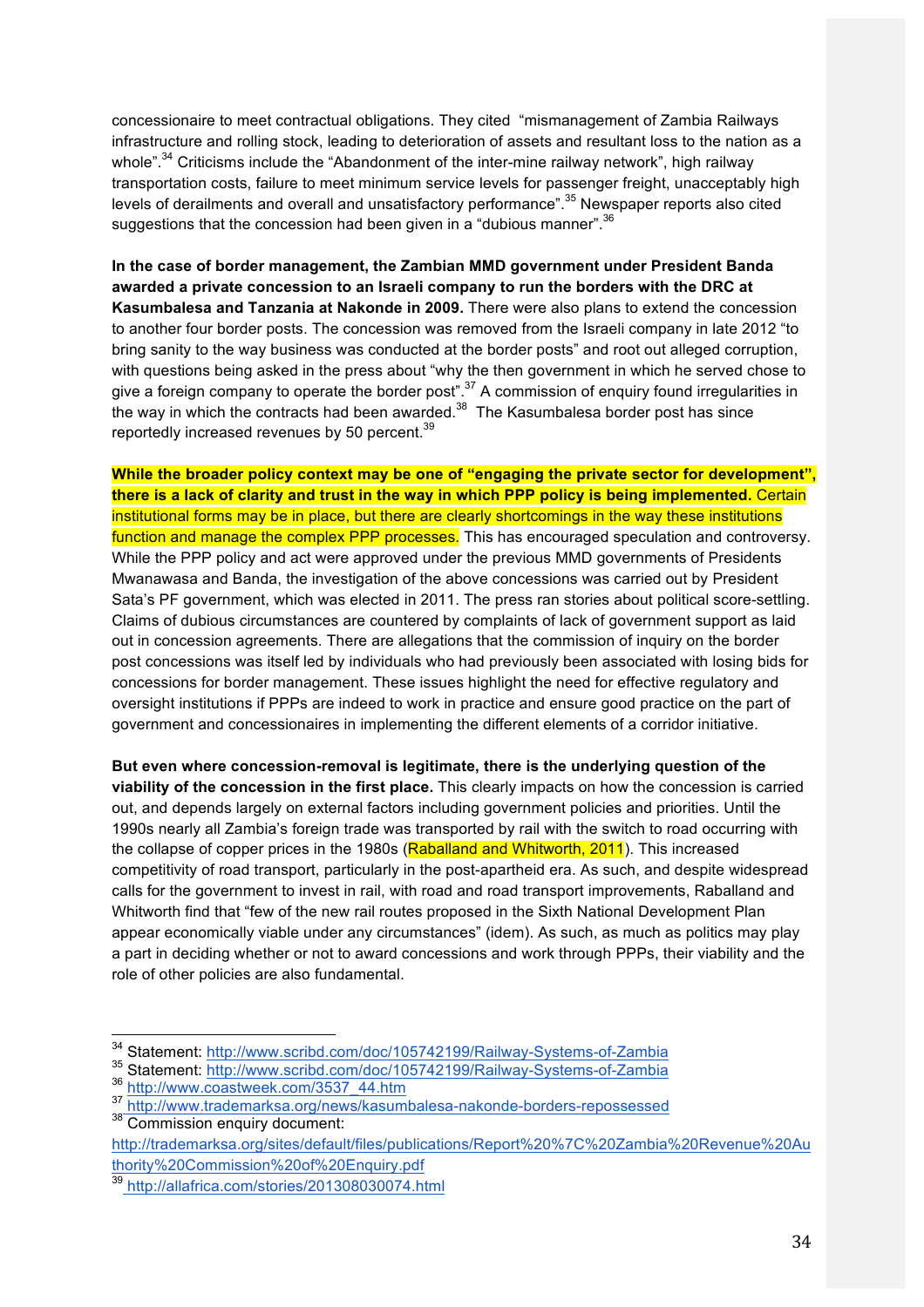concessionaire to meet contractual obligations. They cited "mismanagement of Zambia Railways infrastructure and rolling stock, leading to deterioration of assets and resultant loss to the nation as a whole".[34] Criticisms include the "Abandonment of the inter-mine railway network", high railway transportation costs, failure to meet minimum service levels for passenger freight, unacceptably high levels of derailments and overall and unsatisfactory performance".[35] Newspaper reports also cited suggestions that the concession had been given in a "dubious manner".[36]

**In the case of border management, the Zambian MMD government under President Banda awarded a private concession to an Israeli company to run the borders with the DRC at Kasumbalesa and Tanzania at Nakonde in 2009.** There were also plans to extend the concession to another four border posts. The concession was removed from the Israeli company in late 2012 "to bring sanity to the way business was conducted at the border posts" and root out alleged corruption, with questions being asked in the press about "why the then government in which he served chose to give a foreign company to operate the border post".[37] A commission of enquiry found irregularities in the way in which the contracts had been awarded.[38] The Kasumbalesa border post has since reportedly increased revenues by 50 percent.[39]

**While the broader policy context may be one of "engaging the private sector for development", there is a lack of clarity and trust in the way in which PPP policy is being implemented.** Certain institutional forms may be in place, but there are clearly shortcomings in the way these institutions function and manage the complex PPP processes. This has encouraged speculation and controversy. While the PPP policy and act were approved under the previous MMD governments of Presidents Mwanawasa and Banda, the investigation of the above concessions was carried out by President Sata's PF government, which was elected in 2011. The press ran stories about political score-settling. Claims of dubious circumstances are countered by complaints of lack of government support as laid out in concession agreements. There are allegations that the commission of inquiry on the border post concessions was itself led by individuals who had previously been associated with losing bids for concessions for border management. These issues highlight the need for effective regulatory and oversight institutions if PPPs are indeed to work in practice and ensure good practice on the part of government and concessionaires in implementing the different elements of a corridor initiative.

**But even where concession-removal is legitimate, there is the underlying question of the viability of the concession in the first place.** This clearly impacts on how the concession is carried out, and depends largely on external factors including government policies and priorities. Until the 1990s nearly all Zambia's foreign trade was transported by rail with the switch to road occurring with the collapse of copper prices in the 1980s (Raballand and Whitworth, 2011). This increased competitivity of road transport, particularly in the post-apartheid era. As such, and despite widespread calls for the government to invest in rail, with road and road transport improvements, Raballand and Whitworth find that "few of the new rail routes proposed in the Sixth National Development Plan appear economically viable under any circumstances" (idem). As such, as much as politics may play a part in deciding whether or not to award concessions and work through PPPs, their viability and the role of other policies are also fundamental.

---

[34] Statement: http://www.scribd.com/doc/105742199/Railway-Systems-of-Zambia

[35] Statement: http://www.scribd.com/doc/105742199/Railway-Systems-of-Zambia

[36] http://www.coastweek.com/3537_44.htm

[37] http://www.trademarksa.org/news/kasumbalesa-nakonde-borders-repossessed

[38] Commission enquiry document: http://trademarksa.org/sites/default/files/publications/Report%20%7C%20Zambia%20Revenue%20Authority%20Commission%20of%20Enquiry.pdf

[39] http://allafrica.com/stories/201308030074.html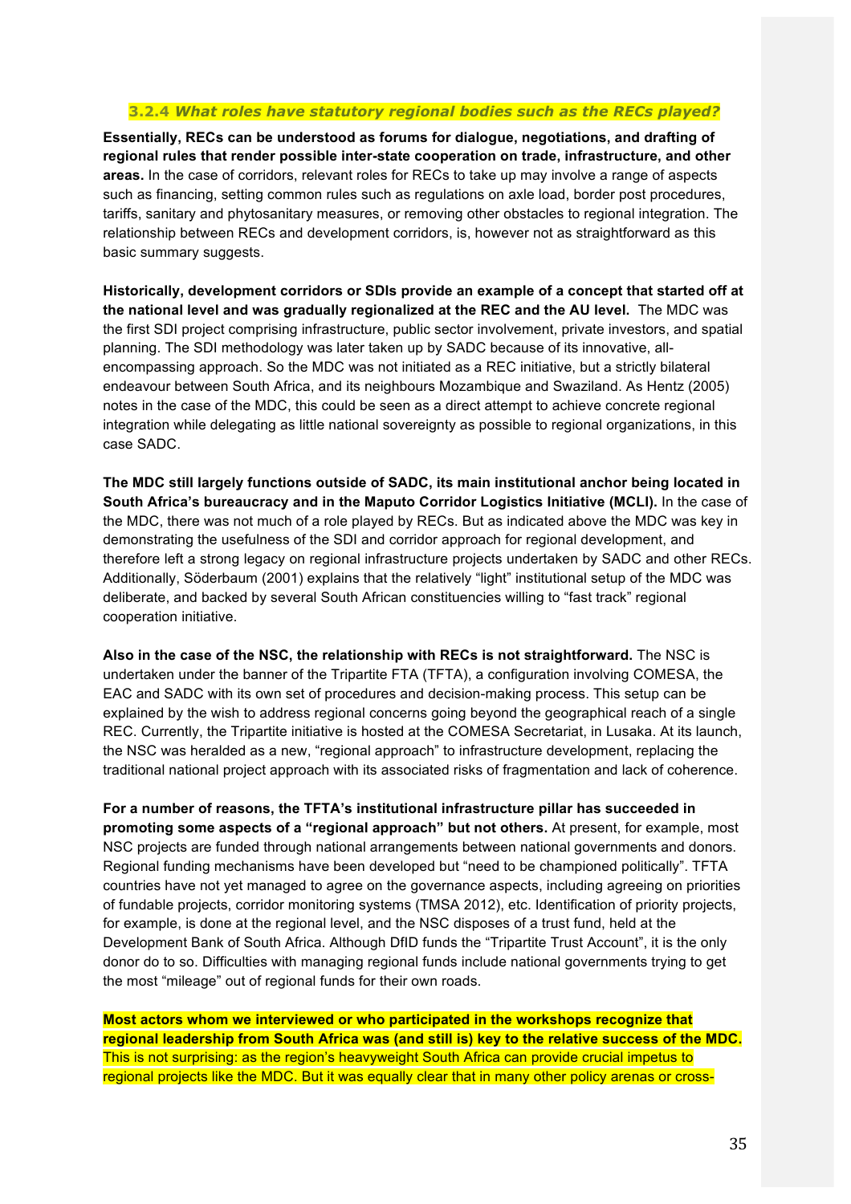### 3.2.4 *What roles have statutory regional bodies such as the RECs played?*

**Essentially, RECs can be understood as forums for dialogue, negotiations, and drafting of regional rules that render possible inter-state cooperation on trade, infrastructure, and other areas.** In the case of corridors, relevant roles for RECs to take up may involve a range of aspects such as financing, setting common rules such as regulations on axle load, border post procedures, tariffs, sanitary and phytosanitary measures, or removing other obstacles to regional integration. The relationship between RECs and development corridors, is, however not as straightforward as this basic summary suggests.

**Historically, development corridors or SDIs provide an example of a concept that started off at the national level and was gradually regionalized at the REC and the AU level.** The MDC was the first SDI project comprising infrastructure, public sector involvement, private investors, and spatial planning. The SDI methodology was later taken up by SADC because of its innovative, all-encompassing approach. So the MDC was not initiated as a REC initiative, but a strictly bilateral endeavour between South Africa, and its neighbours Mozambique and Swaziland. As Hentz (2005) notes in the case of the MDC, this could be seen as a direct attempt to achieve concrete regional integration while delegating as little national sovereignty as possible to regional organizations, in this case SADC.

**The MDC still largely functions outside of SADC, its main institutional anchor being located in South Africa's bureaucracy and in the Maputo Corridor Logistics Initiative (MCLI).** In the case of the MDC, there was not much of a role played by RECs. But as indicated above the MDC was key in demonstrating the usefulness of the SDI and corridor approach for regional development, and therefore left a strong legacy on regional infrastructure projects undertaken by SADC and other RECs. Additionally, Söderbaum (2001) explains that the relatively "light" institutional setup of the MDC was deliberate, and backed by several South African constituencies willing to "fast track" regional cooperation initiative.

**Also in the case of the NSC, the relationship with RECs is not straightforward.** The NSC is undertaken under the banner of the Tripartite FTA (TFTA), a configuration involving COMESA, the EAC and SADC with its own set of procedures and decision-making process. This setup can be explained by the wish to address regional concerns going beyond the geographical reach of a single REC. Currently, the Tripartite initiative is hosted at the COMESA Secretariat, in Lusaka. At its launch, the NSC was heralded as a new, "regional approach" to infrastructure development, replacing the traditional national project approach with its associated risks of fragmentation and lack of coherence.

**For a number of reasons, the TFTA's institutional infrastructure pillar has succeeded in promoting some aspects of a "regional approach" but not others.** At present, for example, most NSC projects are funded through national arrangements between national governments and donors. Regional funding mechanisms have been developed but "need to be championed politically". TFTA countries have not yet managed to agree on the governance aspects, including agreeing on priorities of fundable projects, corridor monitoring systems (TMSA 2012), etc. Identification of priority projects, for example, is done at the regional level, and the NSC disposes of a trust fund, held at the Development Bank of South Africa. Although DfID funds the "Tripartite Trust Account", it is the only donor do to so. Difficulties with managing regional funds include national governments trying to get the most "mileage" out of regional funds for their own roads.

**Most actors whom we interviewed or who participated in the workshops recognize that regional leadership from South Africa was (and still is) key to the relative success of the MDC.** This is not surprising: as the region's heavyweight South Africa can provide crucial impetus to regional projects like the MDC. But it was equally clear that in many other policy arenas or cross-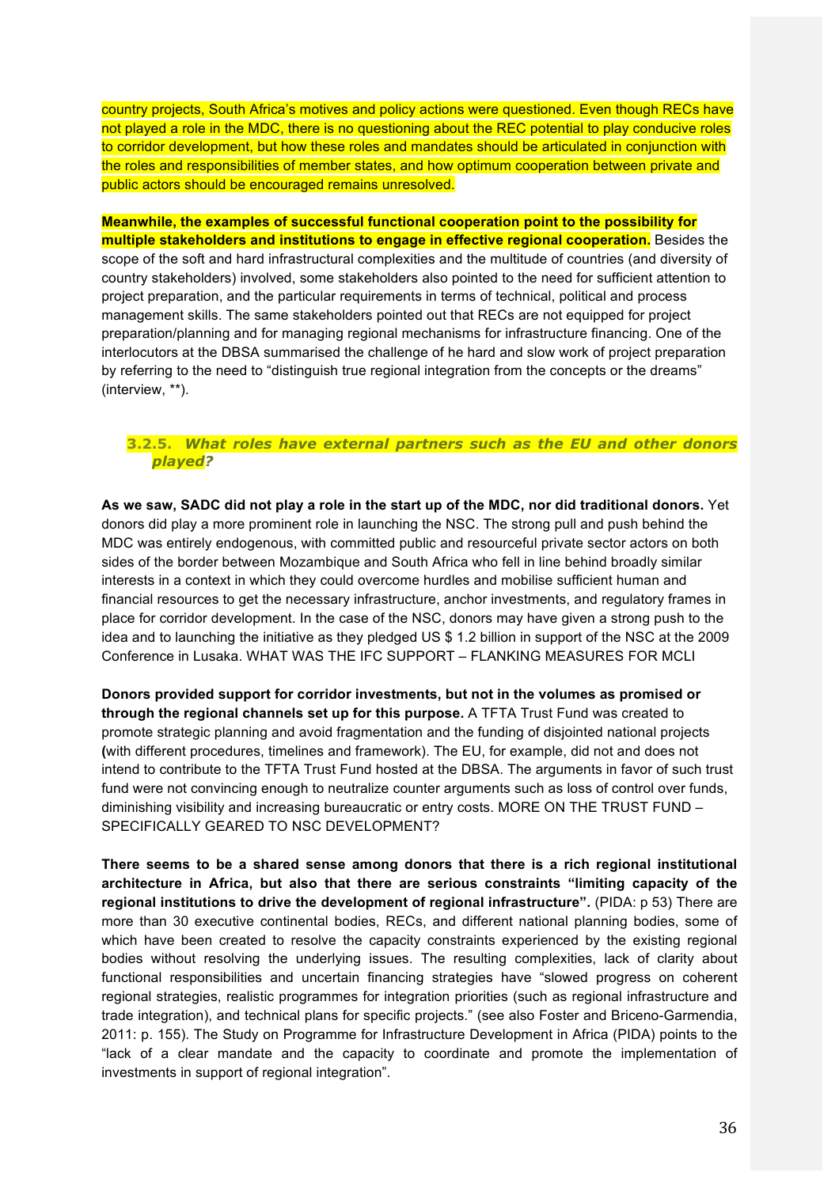country projects, South Africa's motives and policy actions were questioned. Even though RECs have not played a role in the MDC, there is no questioning about the REC potential to play conducive roles to corridor development, but how these roles and mandates should be articulated in conjunction with the roles and responsibilities of member states, and how optimum cooperation between private and public actors should be encouraged remains unresolved.

**Meanwhile, the examples of successful functional cooperation point to the possibility for multiple stakeholders and institutions to engage in effective regional cooperation.** Besides the scope of the soft and hard infrastructural complexities and the multitude of countries (and diversity of country stakeholders) involved, some stakeholders also pointed to the need for sufficient attention to project preparation, and the particular requirements in terms of technical, political and process management skills. The same stakeholders pointed out that RECs are not equipped for project preparation/planning and for managing regional mechanisms for infrastructure financing. One of the interlocutors at the DBSA summarised the challenge of he hard and slow work of project preparation by referring to the need to "distinguish true regional integration from the concepts or the dreams" (interview, **).

### 3.2.5. *What roles have external partners such as the EU and other donors played?*

**As we saw, SADC did not play a role in the start up of the MDC, nor did traditional donors.** Yet donors did play a more prominent role in launching the NSC. The strong pull and push behind the MDC was entirely endogenous, with committed public and resourceful private sector actors on both sides of the border between Mozambique and South Africa who fell in line behind broadly similar interests in a context in which they could overcome hurdles and mobilise sufficient human and financial resources to get the necessary infrastructure, anchor investments, and regulatory frames in place for corridor development. In the case of the NSC, donors may have given a strong push to the idea and to launching the initiative as they pledged US $ 1.2 billion in support of the NSC at the 2009 Conference in Lusaka. WHAT WAS THE IFC SUPPORT – FLANKING MEASURES FOR MCLI

**Donors provided support for corridor investments, but not in the volumes as promised or through the regional channels set up for this purpose.** A TFTA Trust Fund was created to promote strategic planning and avoid fragmentation and the funding of disjointed national projects **(**with different procedures, timelines and framework). The EU, for example, did not and does not intend to contribute to the TFTA Trust Fund hosted at the DBSA. The arguments in favor of such trust fund were not convincing enough to neutralize counter arguments such as loss of control over funds, diminishing visibility and increasing bureaucratic or entry costs. MORE ON THE TRUST FUND – SPECIFICALLY GEARED TO NSC DEVELOPMENT?

**There seems to be a shared sense among donors that there is a rich regional institutional architecture in Africa, but also that there are serious constraints "limiting capacity of the regional institutions to drive the development of regional infrastructure".** (PIDA: p 53) There are more than 30 executive continental bodies, RECs, and different national planning bodies, some of which have been created to resolve the capacity constraints experienced by the existing regional bodies without resolving the underlying issues. The resulting complexities, lack of clarity about functional responsibilities and uncertain financing strategies have "slowed progress on coherent regional strategies, realistic programmes for integration priorities (such as regional infrastructure and trade integration), and technical plans for specific projects." (see also Foster and Briceno-Garmendia, 2011: p. 155). The Study on Programme for Infrastructure Development in Africa (PIDA) points to the "lack of a clear mandate and the capacity to coordinate and promote the implementation of investments in support of regional integration".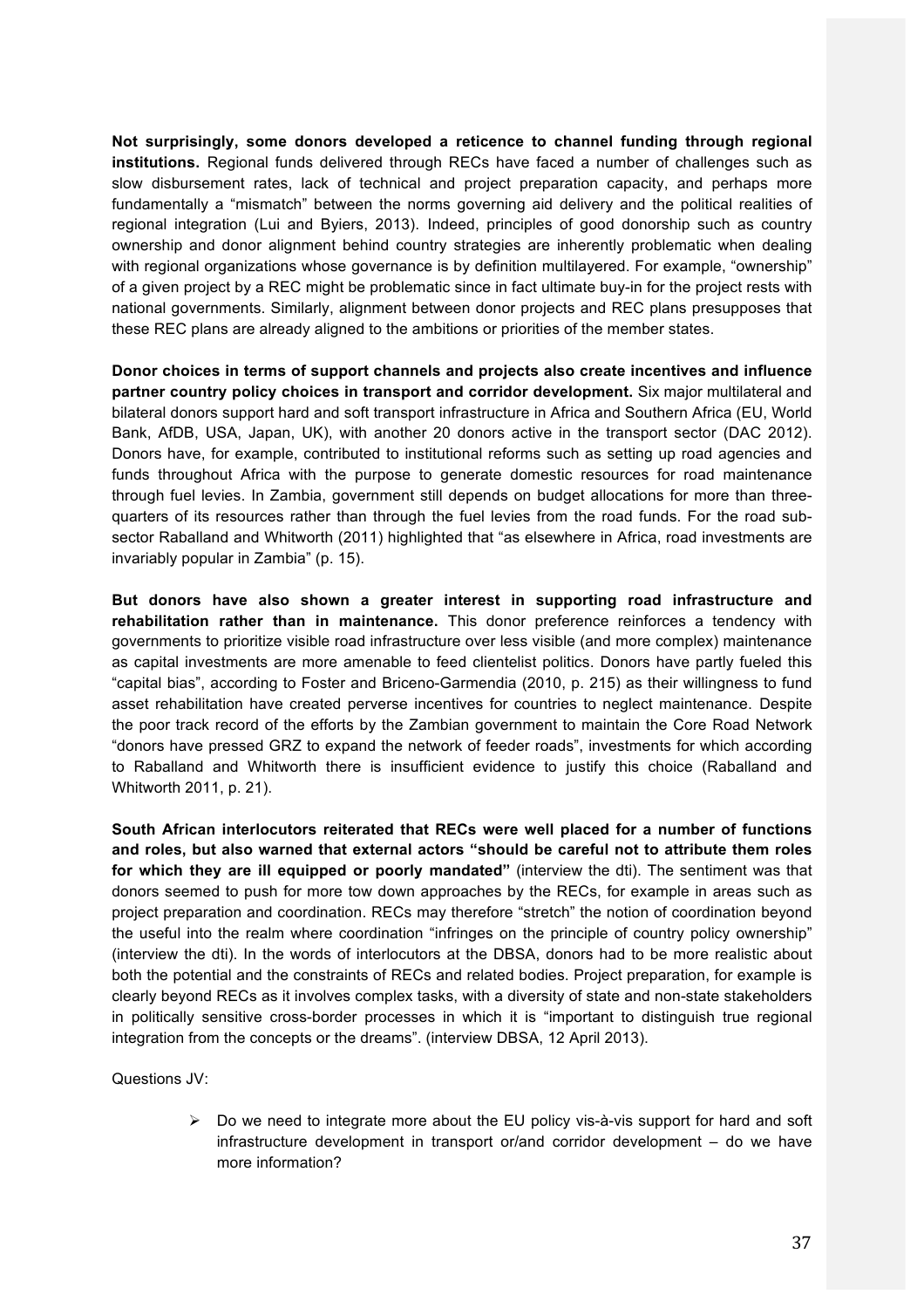**Not surprisingly, some donors developed a reticence to channel funding through regional institutions.** Regional funds delivered through RECs have faced a number of challenges such as slow disbursement rates, lack of technical and project preparation capacity, and perhaps more fundamentally a "mismatch" between the norms governing aid delivery and the political realities of regional integration (Lui and Byiers, 2013). Indeed, principles of good donorship such as country ownership and donor alignment behind country strategies are inherently problematic when dealing with regional organizations whose governance is by definition multilayered. For example, "ownership" of a given project by a REC might be problematic since in fact ultimate buy-in for the project rests with national governments. Similarly, alignment between donor projects and REC plans presupposes that these REC plans are already aligned to the ambitions or priorities of the member states.

**Donor choices in terms of support channels and projects also create incentives and influence partner country policy choices in transport and corridor development.** Six major multilateral and bilateral donors support hard and soft transport infrastructure in Africa and Southern Africa (EU, World Bank, AfDB, USA, Japan, UK), with another 20 donors active in the transport sector (DAC 2012). Donors have, for example, contributed to institutional reforms such as setting up road agencies and funds throughout Africa with the purpose to generate domestic resources for road maintenance through fuel levies. In Zambia, government still depends on budget allocations for more than three-quarters of its resources rather than through the fuel levies from the road funds. For the road sub-sector Raballand and Whitworth (2011) highlighted that "as elsewhere in Africa, road investments are invariably popular in Zambia" (p. 15).

**But donors have also shown a greater interest in supporting road infrastructure and rehabilitation rather than in maintenance.** This donor preference reinforces a tendency with governments to prioritize visible road infrastructure over less visible (and more complex) maintenance as capital investments are more amenable to feed clientelist politics. Donors have partly fueled this "capital bias", according to Foster and Briceno-Garmendia (2010, p. 215) as their willingness to fund asset rehabilitation have created perverse incentives for countries to neglect maintenance. Despite the poor track record of the efforts by the Zambian government to maintain the Core Road Network "donors have pressed GRZ to expand the network of feeder roads", investments for which according to Raballand and Whitworth there is insufficient evidence to justify this choice (Raballand and Whitworth 2011, p. 21).

**South African interlocutors reiterated that RECs were well placed for a number of functions and roles, but also warned that external actors "should be careful not to attribute them roles for which they are ill equipped or poorly mandated"** (interview the dti). The sentiment was that donors seemed to push for more tow down approaches by the RECs, for example in areas such as project preparation and coordination. RECs may therefore "stretch" the notion of coordination beyond the useful into the realm where coordination "infringes on the principle of country policy ownership" (interview the dti). In the words of interlocutors at the DBSA, donors had to be more realistic about both the potential and the constraints of RECs and related bodies. Project preparation, for example is clearly beyond RECs as it involves complex tasks, with a diversity of state and non-state stakeholders in politically sensitive cross-border processes in which it is "important to distinguish true regional integration from the concepts or the dreams". (interview DBSA, 12 April 2013).

Questions JV:

- Do we need to integrate more about the EU policy vis-à-vis support for hard and soft infrastructure development in transport or/and corridor development – do we have more information?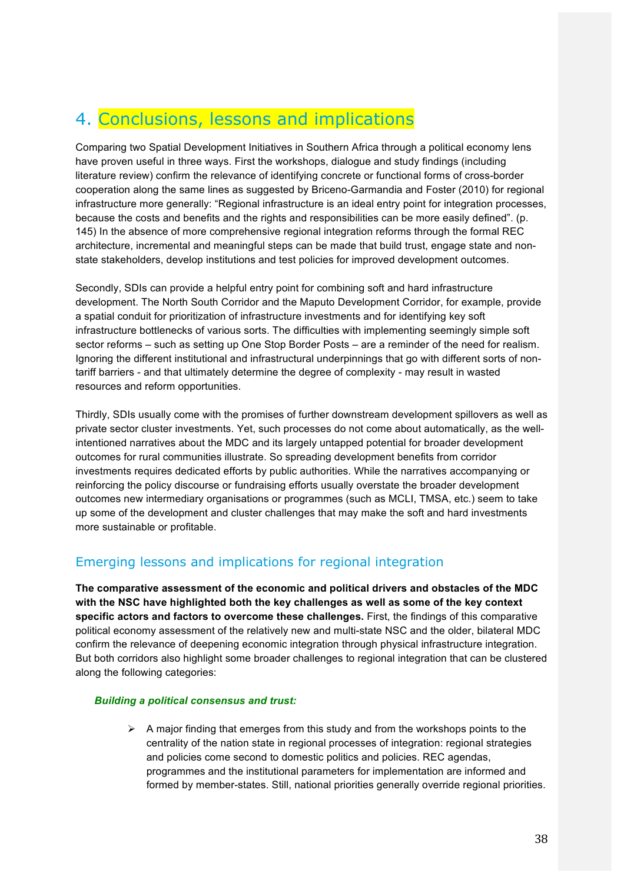# 4. Conclusions, lessons and implications

Comparing two Spatial Development Initiatives in Southern Africa through a political economy lens have proven useful in three ways. First the workshops, dialogue and study findings (including literature review) confirm the relevance of identifying concrete or functional forms of cross-border cooperation along the same lines as suggested by Briceno-Garmandia and Foster (2010) for regional infrastructure more generally: "Regional infrastructure is an ideal entry point for integration processes, because the costs and benefits and the rights and responsibilities can be more easily defined". (p. 145) In the absence of more comprehensive regional integration reforms through the formal REC architecture, incremental and meaningful steps can be made that build trust, engage state and non-state stakeholders, develop institutions and test policies for improved development outcomes.

Secondly, SDIs can provide a helpful entry point for combining soft and hard infrastructure development. The North South Corridor and the Maputo Development Corridor, for example, provide a spatial conduit for prioritization of infrastructure investments and for identifying key soft infrastructure bottlenecks of various sorts. The difficulties with implementing seemingly simple soft sector reforms – such as setting up One Stop Border Posts – are a reminder of the need for realism. Ignoring the different institutional and infrastructural underpinnings that go with different sorts of non-tariff barriers - and that ultimately determine the degree of complexity - may result in wasted resources and reform opportunities.

Thirdly, SDIs usually come with the promises of further downstream development spillovers as well as private sector cluster investments. Yet, such processes do not come about automatically, as the well-intentioned narratives about the MDC and its largely untapped potential for broader development outcomes for rural communities illustrate. So spreading development benefits from corridor investments requires dedicated efforts by public authorities. While the narratives accompanying or reinforcing the policy discourse or fundraising efforts usually overstate the broader development outcomes new intermediary organisations or programmes (such as MCLI, TMSA, etc.) seem to take up some of the development and cluster challenges that may make the soft and hard investments more sustainable or profitable.

## Emerging lessons and implications for regional integration

**The comparative assessment of the economic and political drivers and obstacles of the MDC with the NSC have highlighted both the key challenges as well as some of the key context specific actors and factors to overcome these challenges.** First, the findings of this comparative political economy assessment of the relatively new and multi-state NSC and the older, bilateral MDC confirm the relevance of deepening economic integration through physical infrastructure integration. But both corridors also highlight some broader challenges to regional integration that can be clustered along the following categories:

***Building a political consensus and trust:***

- A major finding that emerges from this study and from the workshops points to the centrality of the nation state in regional processes of integration: regional strategies and policies come second to domestic politics and policies. REC agendas, programmes and the institutional parameters for implementation are informed and formed by member-states. Still, national priorities generally override regional priorities.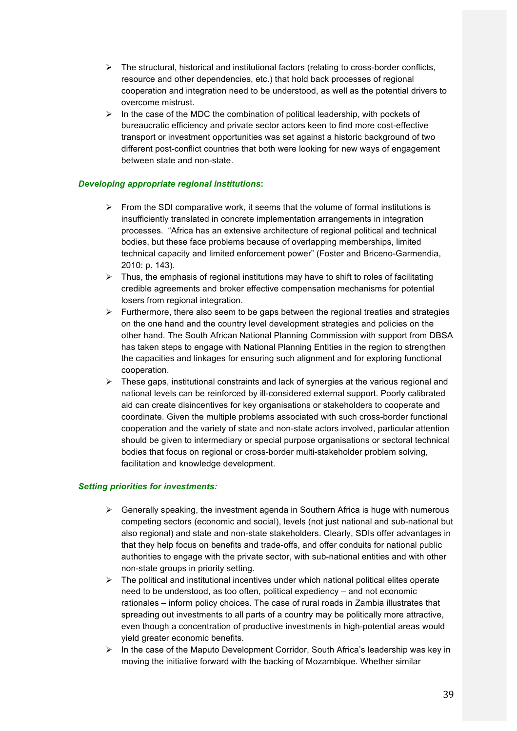- The structural, historical and institutional factors (relating to cross-border conflicts, resource and other dependencies, etc.) that hold back processes of regional cooperation and integration need to be understood, as well as the potential drivers to overcome mistrust.
- In the case of the MDC the combination of political leadership, with pockets of bureaucratic efficiency and private sector actors keen to find more cost-effective transport or investment opportunities was set against a historic background of two different post-conflict countries that both were looking for new ways of engagement between state and non-state.

***Developing appropriate regional institutions*:**

- From the SDI comparative work, it seems that the volume of formal institutions is insufficiently translated in concrete implementation arrangements in integration processes. "Africa has an extensive architecture of regional political and technical bodies, but these face problems because of overlapping memberships, limited technical capacity and limited enforcement power" (Foster and Briceno-Garmendia, 2010: p. 143).
- Thus, the emphasis of regional institutions may have to shift to roles of facilitating credible agreements and broker effective compensation mechanisms for potential losers from regional integration.
- Furthermore, there also seem to be gaps between the regional treaties and strategies on the one hand and the country level development strategies and policies on the other hand. The South African National Planning Commission with support from DBSA has taken steps to engage with National Planning Entities in the region to strengthen the capacities and linkages for ensuring such alignment and for exploring functional cooperation.
- These gaps, institutional constraints and lack of synergies at the various regional and national levels can be reinforced by ill-considered external support. Poorly calibrated aid can create disincentives for key organisations or stakeholders to cooperate and coordinate. Given the multiple problems associated with such cross-border functional cooperation and the variety of state and non-state actors involved, particular attention should be given to intermediary or special purpose organisations or sectoral technical bodies that focus on regional or cross-border multi-stakeholder problem solving, facilitation and knowledge development.

***Setting priorities for investments:***

- Generally speaking, the investment agenda in Southern Africa is huge with numerous competing sectors (economic and social), levels (not just national and sub-national but also regional) and state and non-state stakeholders. Clearly, SDIs offer advantages in that they help focus on benefits and trade-offs, and offer conduits for national public authorities to engage with the private sector, with sub-national entities and with other non-state groups in priority setting.
- The political and institutional incentives under which national political elites operate need to be understood, as too often, political expediency – and not economic rationales – inform policy choices. The case of rural roads in Zambia illustrates that spreading out investments to all parts of a country may be politically more attractive, even though a concentration of productive investments in high-potential areas would yield greater economic benefits.
- In the case of the Maputo Development Corridor, South Africa's leadership was key in moving the initiative forward with the backing of Mozambique. Whether similar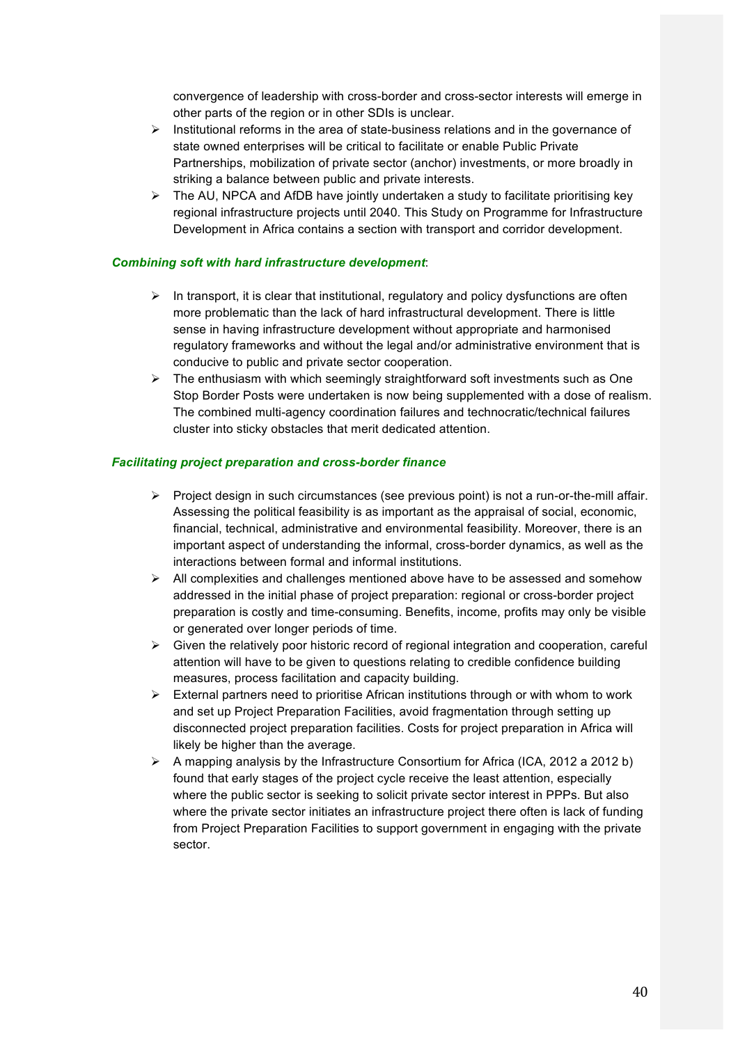convergence of leadership with cross-border and cross-sector interests will emerge in other parts of the region or in other SDIs is unclear.

- Institutional reforms in the area of state-business relations and in the governance of state owned enterprises will be critical to facilitate or enable Public Private Partnerships, mobilization of private sector (anchor) investments, or more broadly in striking a balance between public and private interests.
- The AU, NPCA and AfDB have jointly undertaken a study to facilitate prioritising key regional infrastructure projects until 2040. This Study on Programme for Infrastructure Development in Africa contains a section with transport and corridor development.

***Combining soft with hard infrastructure development***:

- In transport, it is clear that institutional, regulatory and policy dysfunctions are often more problematic than the lack of hard infrastructural development. There is little sense in having infrastructure development without appropriate and harmonised regulatory frameworks and without the legal and/or administrative environment that is conducive to public and private sector cooperation.
- The enthusiasm with which seemingly straightforward soft investments such as One Stop Border Posts were undertaken is now being supplemented with a dose of realism. The combined multi-agency coordination failures and technocratic/technical failures cluster into sticky obstacles that merit dedicated attention.

***Facilitating project preparation and cross-border finance***

- Project design in such circumstances (see previous point) is not a run-or-the-mill affair. Assessing the political feasibility is as important as the appraisal of social, economic, financial, technical, administrative and environmental feasibility. Moreover, there is an important aspect of understanding the informal, cross-border dynamics, as well as the interactions between formal and informal institutions.
- All complexities and challenges mentioned above have to be assessed and somehow addressed in the initial phase of project preparation: regional or cross-border project preparation is costly and time-consuming. Benefits, income, profits may only be visible or generated over longer periods of time.
- Given the relatively poor historic record of regional integration and cooperation, careful attention will have to be given to questions relating to credible confidence building measures, process facilitation and capacity building.
- External partners need to prioritise African institutions through or with whom to work and set up Project Preparation Facilities, avoid fragmentation through setting up disconnected project preparation facilities. Costs for project preparation in Africa will likely be higher than the average.
- A mapping analysis by the Infrastructure Consortium for Africa (ICA, 2012 a 2012 b) found that early stages of the project cycle receive the least attention, especially where the public sector is seeking to solicit private sector interest in PPPs. But also where the private sector initiates an infrastructure project there often is lack of funding from Project Preparation Facilities to support government in engaging with the private sector.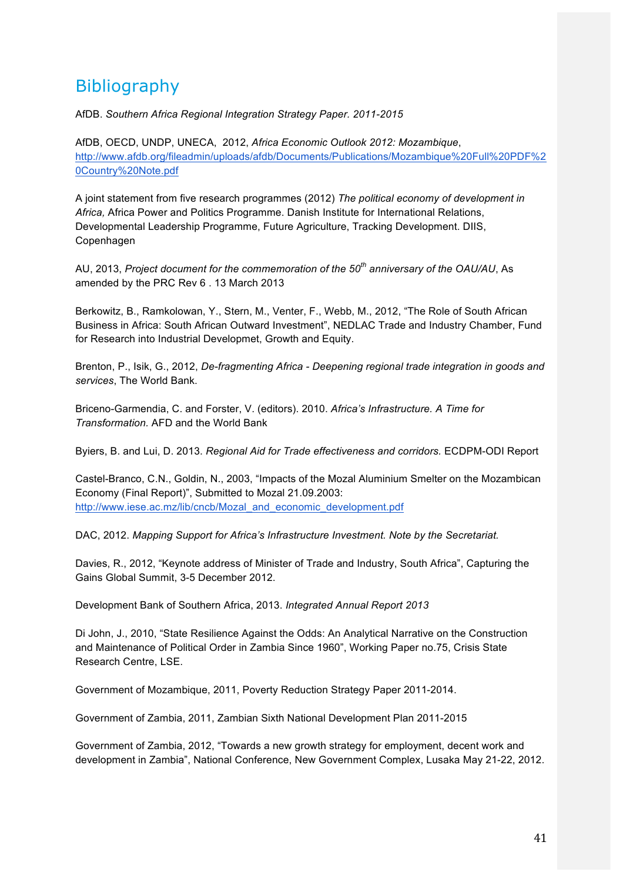# Bibliography

AfDB. *Southern Africa Regional Integration Strategy Paper. 2011-2015*

AfDB, OECD, UNDP, UNECA, 2012, *Africa Economic Outlook 2012: Mozambique*, http://www.afdb.org/fileadmin/uploads/afdb/Documents/Publications/Mozambique%20Full%20PDF%20Country%20Note.pdf

A joint statement from five research programmes (2012) *The political economy of development in Africa,* Africa Power and Politics Programme. Danish Institute for International Relations, Developmental Leadership Programme, Future Agriculture, Tracking Development. DIIS, Copenhagen

AU, 2013, *Project document for the commemoration of the 50th anniversary of the OAU/AU*, As amended by the PRC Rev 6 . 13 March 2013

Berkowitz, B., Ramkolowan, Y., Stern, M., Venter, F., Webb, M., 2012, "The Role of South African Business in Africa: South African Outward Investment", NEDLAC Trade and Industry Chamber, Fund for Research into Industrial Developmet, Growth and Equity.

Brenton, P., Isik, G., 2012, *De-fragmenting Africa - Deepening regional trade integration in goods and services*, The World Bank.

Briceno-Garmendia, C. and Forster, V. (editors). 2010. *Africa's Infrastructure. A Time for Transformation.* AFD and the World Bank

Byiers, B. and Lui, D. 2013. *Regional Aid for Trade effectiveness and corridors.* ECDPM-ODI Report

Castel-Branco, C.N., Goldin, N., 2003, "Impacts of the Mozal Aluminium Smelter on the Mozambican Economy (Final Report)", Submitted to Mozal 21.09.2003: http://www.iese.ac.mz/lib/cncb/Mozal_and_economic_development.pdf

DAC, 2012. *Mapping Support for Africa's Infrastructure Investment. Note by the Secretariat.*

Davies, R., 2012, "Keynote address of Minister of Trade and Industry, South Africa", Capturing the Gains Global Summit, 3-5 December 2012.

Development Bank of Southern Africa, 2013. *Integrated Annual Report 2013*

Di John, J., 2010, "State Resilience Against the Odds: An Analytical Narrative on the Construction and Maintenance of Political Order in Zambia Since 1960", Working Paper no.75, Crisis State Research Centre, LSE.

Government of Mozambique, 2011, Poverty Reduction Strategy Paper 2011-2014.

Government of Zambia, 2011, Zambian Sixth National Development Plan 2011-2015

Government of Zambia, 2012, "Towards a new growth strategy for employment, decent work and development in Zambia", National Conference, New Government Complex, Lusaka May 21-22, 2012.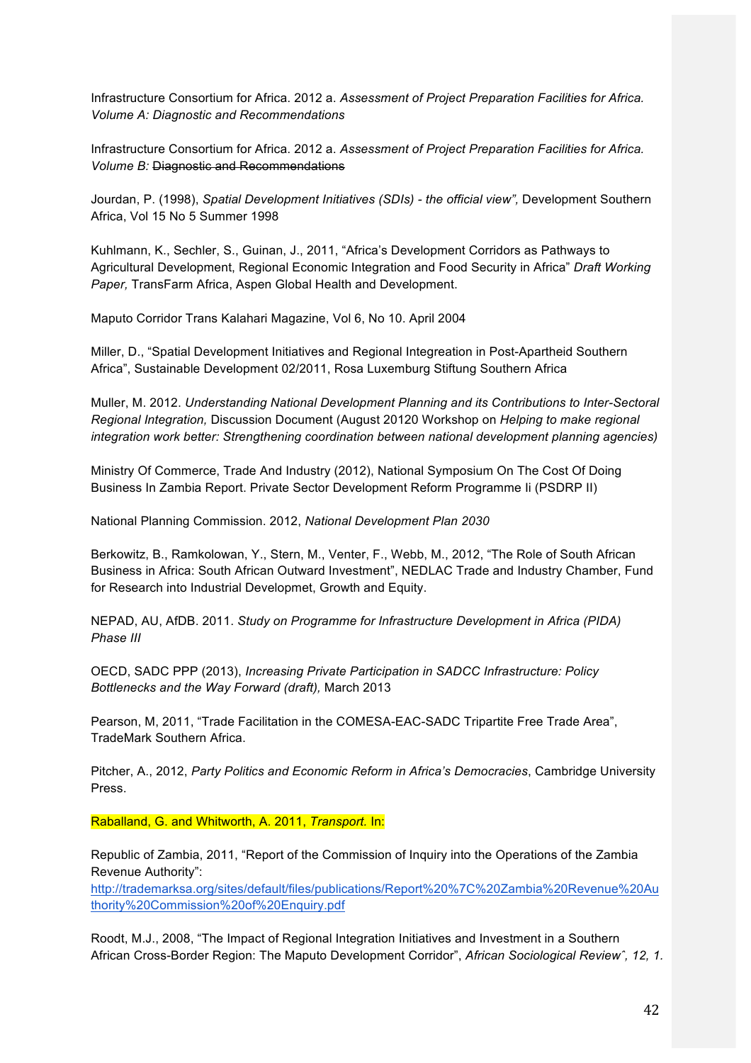Infrastructure Consortium for Africa. 2012 a. *Assessment of Project Preparation Facilities for Africa. Volume A: Diagnostic and Recommendations*

Infrastructure Consortium for Africa. 2012 a. *Assessment of Project Preparation Facilities for Africa. Volume B:* ~~Diagnostic and Recommendations~~

Jourdan, P. (1998), *Spatial Development Initiatives (SDIs) - the official view",* Development Southern Africa, Vol 15 No 5 Summer 1998

Kuhlmann, K., Sechler, S., Guinan, J., 2011, "Africa's Development Corridors as Pathways to Agricultural Development, Regional Economic Integration and Food Security in Africa" *Draft Working Paper,* TransFarm Africa, Aspen Global Health and Development.

Maputo Corridor Trans Kalahari Magazine, Vol 6, No 10. April 2004

Miller, D., "Spatial Development Initiatives and Regional Integration in Post-Apartheid Southern Africa", Sustainable Development 02/2011, Rosa Luxemburg Stiftung Southern Africa

Muller, M. 2012. *Understanding National Development Planning and its Contributions to Inter-Sectoral Regional Integration,* Discussion Document (August 20120 Workshop on *Helping to make regional integration work better: Strengthening coordination between national development planning agencies)*

Ministry Of Commerce, Trade And Industry (2012), National Symposium On The Cost Of Doing Business In Zambia Report. Private Sector Development Reform Programme Ii (PSDRP II)

National Planning Commission. 2012, *National Development Plan 2030*

Berkowitz, B., Ramkolowan, Y., Stern, M., Venter, F., Webb, M., 2012, "The Role of South African Business in Africa: South African Outward Investment", NEDLAC Trade and Industry Chamber, Fund for Research into Industrial Developmet, Growth and Equity.

NEPAD, AU, AfDB. 2011. *Study on Programme for Infrastructure Development in Africa (PIDA) Phase III*

OECD, SADC PPP (2013), *Increasing Private Participation in SADCC Infrastructure: Policy Bottlenecks and the Way Forward (draft),* March 2013

Pearson, M, 2011, "Trade Facilitation in the COMESA-EAC-SADC Tripartite Free Trade Area", TradeMark Southern Africa.

Pitcher, A., 2012, *Party Politics and Economic Reform in Africa's Democracies*, Cambridge University Press.

Raballand, G. and Whitworth, A. 2011, *Transport.* In:

Republic of Zambia, 2011, "Report of the Commission of Inquiry into the Operations of the Zambia Revenue Authority": http://trademarksa.org/sites/default/files/publications/Report%20%7C%20Zambia%20Revenue%20Authority%20Commission%20of%20Enquiry.pdf

Roodt, M.J., 2008, "The Impact of Regional Integration Initiatives and Investment in a Southern African Cross-Border Region: The Maputo Development Corridor", *African Sociological Review˜, 12, 1.*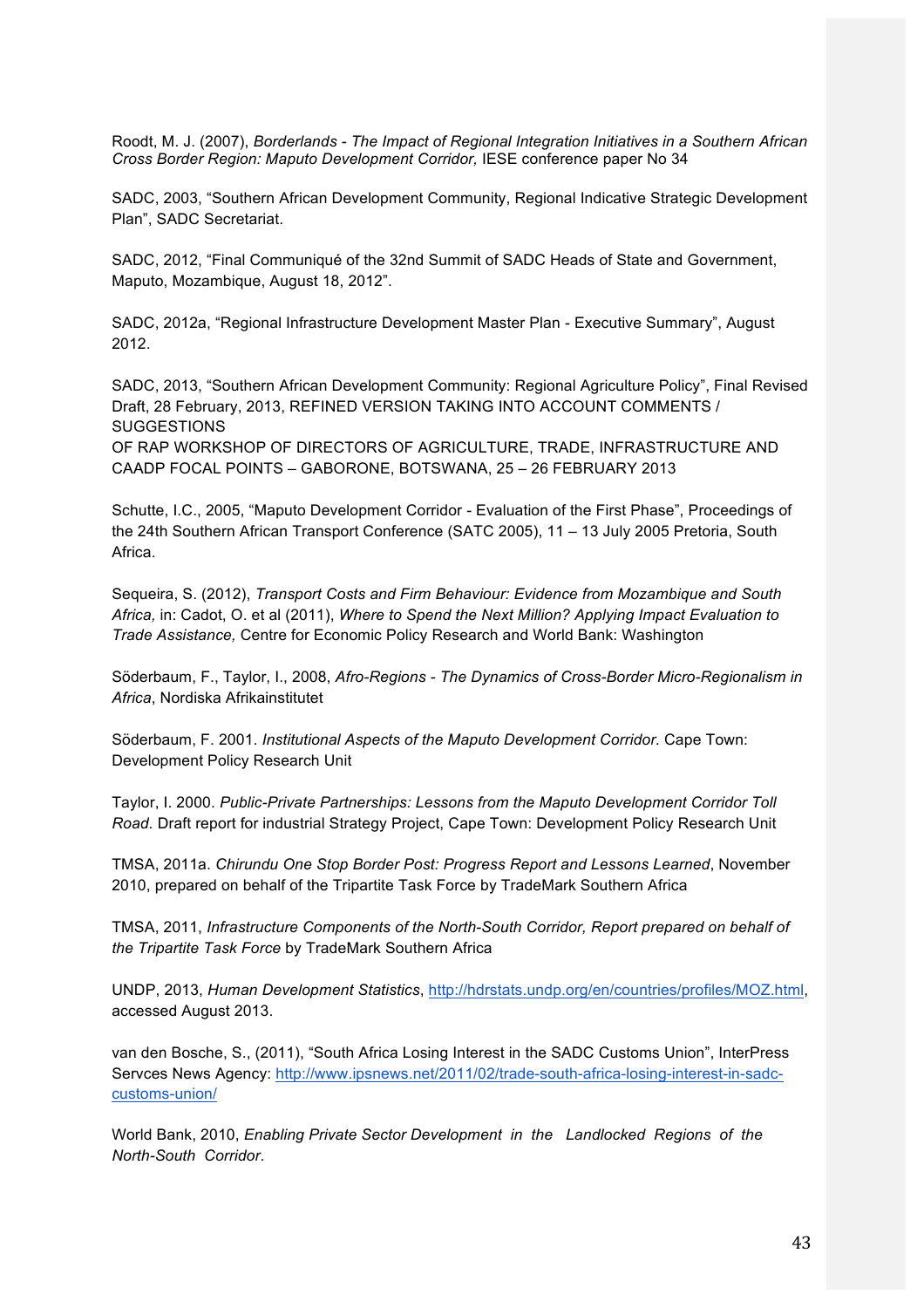Roodt, M. J. (2007), *Borderlands - The Impact of Regional Integration Initiatives in a Southern African Cross Border Region: Maputo Development Corridor,* IESE conference paper No 34

SADC, 2003, "Southern African Development Community, Regional Indicative Strategic Development Plan", SADC Secretariat.

SADC, 2012, "Final Communiqué of the 32nd Summit of SADC Heads of State and Government, Maputo, Mozambique, August 18, 2012".

SADC, 2012a, "Regional Infrastructure Development Master Plan - Executive Summary", August 2012.

SADC, 2013, "Southern African Development Community: Regional Agriculture Policy", Final Revised Draft, 28 February, 2013, REFINED VERSION TAKING INTO ACCOUNT COMMENTS / SUGGESTIONS
OF RAP WORKSHOP OF DIRECTORS OF AGRICULTURE, TRADE, INFRASTRUCTURE AND CAADP FOCAL POINTS – GABORONE, BOTSWANA, 25 – 26 FEBRUARY 2013

Schutte, I.C., 2005, "Maputo Development Corridor - Evaluation of the First Phase", Proceedings of the 24th Southern African Transport Conference (SATC 2005), 11 – 13 July 2005 Pretoria, South Africa.

Sequeira, S. (2012), *Transport Costs and Firm Behaviour: Evidence from Mozambique and South Africa,* in: Cadot, O. et al (2011), *Where to Spend the Next Million? Applying Impact Evaluation to Trade Assistance,* Centre for Economic Policy Research and World Bank: Washington

Söderbaum, F., Taylor, I., 2008, *Afro-Regions - The Dynamics of Cross-Border Micro-Regionalism in Africa*, Nordiska Afrikainstitutet

Söderbaum, F. 2001. *Institutional Aspects of the Maputo Development Corridor.* Cape Town: Development Policy Research Unit

Taylor, I. 2000. *Public-Private Partnerships: Lessons from the Maputo Development Corridor Toll Road.* Draft report for industrial Strategy Project, Cape Town: Development Policy Research Unit

TMSA, 2011a. *Chirundu One Stop Border Post: Progress Report and Lessons Learned*, November 2010, prepared on behalf of the Tripartite Task Force by TradeMark Southern Africa

TMSA, 2011, *Infrastructure Components of the North-South Corridor, Report prepared on behalf of the Tripartite Task Force* by TradeMark Southern Africa

UNDP, 2013, *Human Development Statistics*, http://hdrstats.undp.org/en/countries/profiles/MOZ.html, accessed August 2013.

van den Bosche, S., (2011), "South Africa Losing Interest in the SADC Customs Union", InterPress Servces News Agency: http://www.ipsnews.net/2011/02/trade-south-africa-losing-interest-in-sadc-customs-union/

World Bank, 2010, *Enabling Private Sector Development in the Landlocked Regions of the North-South Corridor*.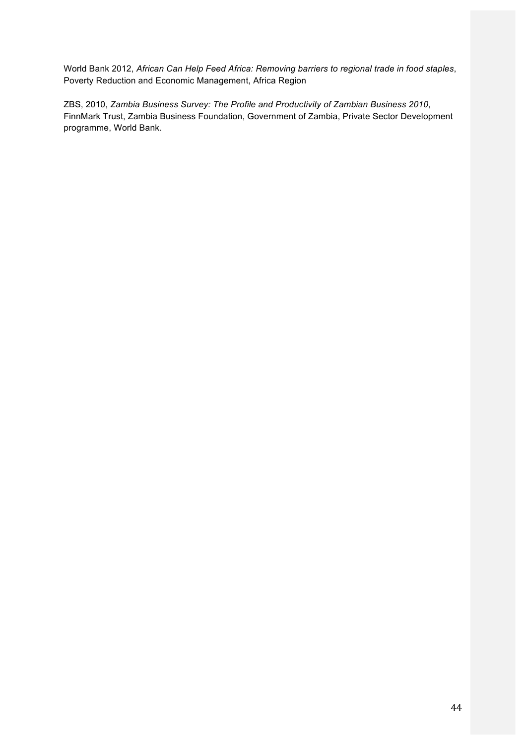World Bank 2012, *African Can Help Feed Africa: Removing barriers to regional trade in food staples*, Poverty Reduction and Economic Management, Africa Region

ZBS, 2010, *Zambia Business Survey: The Profile and Productivity of Zambian Business 2010*, FinnMark Trust, Zambia Business Foundation, Government of Zambia, Private Sector Development programme, World Bank.